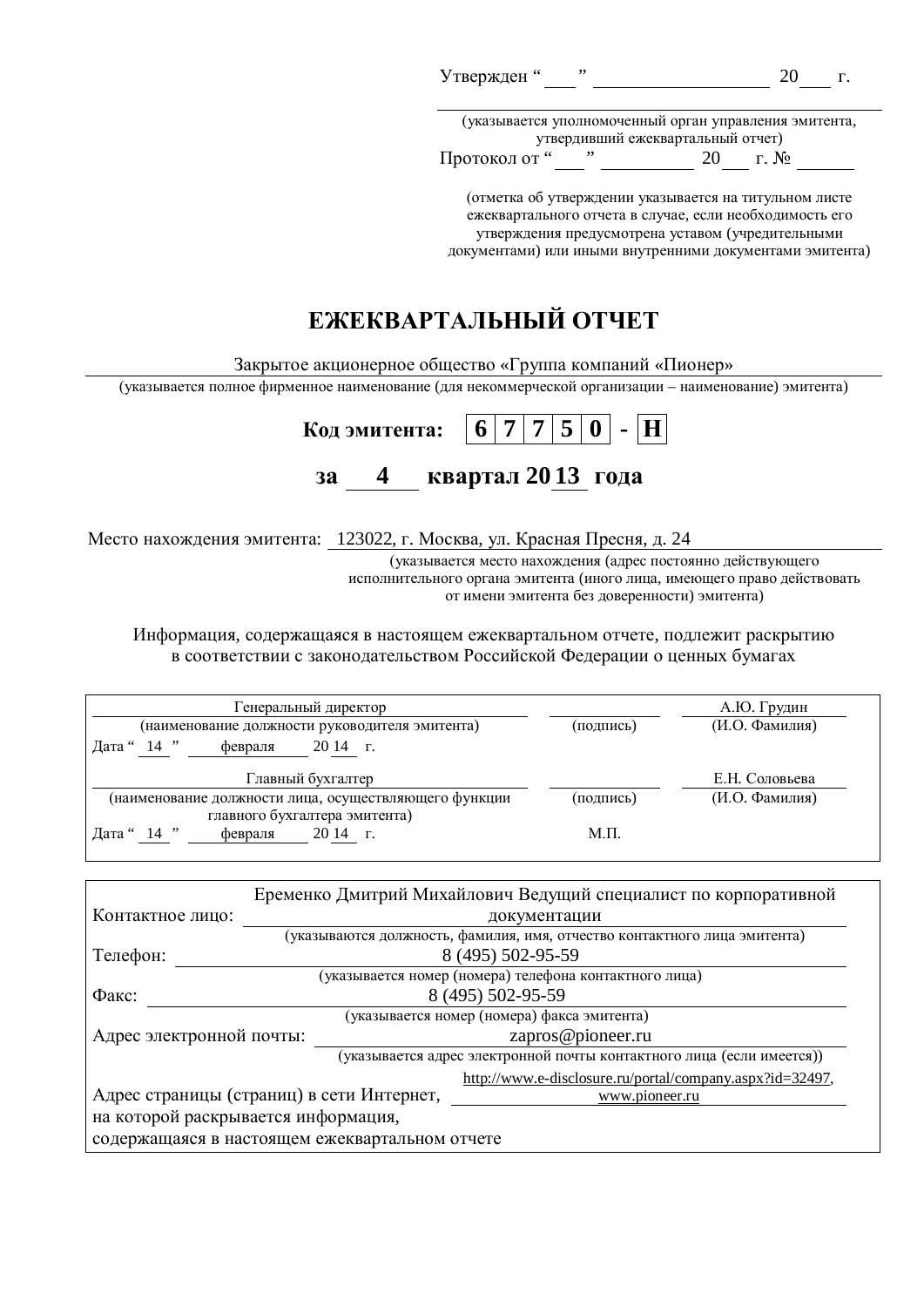Утвержден "\_\_\_" \_\_\_\_\_\_\_\_\_\_\_\_\_\_\_\_\_\_ 20\_\_\_ г.

(указывается уполномоченный орган управления эмитента, утвердивший ежеквартальный отчет)

Протокол от "\_\_\_" \_\_\_\_\_\_\_\_\_\_ 20\_\_\_ г. № \_\_\_\_\_\_

(отметка об утверждении указывается на титульном листе ежеквартального отчета в случае, если необходимость его утверждения предусмотрена уставом (учредительными документами) или иными внутренними документами эмитента)

# ЕЖЕКВАРТАЛЬНЫЙ ОТЧЕТ

Закрытое акционерное общество «Группа компаний «Пионер»

(указывается полное фирменное наименование (для некоммерческой организации – наименование) эмитента)

**Код эмитента: 6 7 7 5 0 - Н**

## за 4 квартал 2013 года

Место нахождения эмитента: 123022, г. Москва, ул. Красная Пресня, д. 24

(указывается место нахождения (адрес постоянно действующего исполнительного органа эмитента (иного лица, имеющего право действовать от имени эмитента без доверенности) эмитента)

Информация, содержащаяся в настоящем ежеквартальном отчете, подлежит раскрытию в соответствии с законодательством Российской Федерации о ценных бумагах

| | | |
|---|---|---|
| Генеральный директор | | А.Ю. Грудин |
| (наименование должности руководителя эмитента) | (подпись) | (И.О. Фамилия) |
| Дата " 14 " февраля 20 14 г. | | |
| Главный бухгалтер | | Е.Н. Соловьева |
| (наименование должности лица, осуществляющего функции главного бухгалтера эмитента) | (подпись) | (И.О. Фамилия) |
| Дата " 14 " февраля 20 14 г. | М.П. | |

| | |
|---|---|
| Контактное лицо: | Еременко Дмитрий Михайлович Ведущий специалист по корпоративной документации |
| | (указываются должность, фамилия, имя, отчество контактного лица эмитента) |
| Телефон: | 8 (495) 502-95-59 |
| | (указывается номер (номера) телефона контактного лица) |
| Факс: | 8 (495) 502-95-59 |
| | (указывается номер (номера) факса эмитента) |
| Адрес электронной почты: | zapros@pioneer.ru |
| | (указывается адрес электронной почты контактного лица (если имеется)) |
| Адрес страницы (страниц) в сети Интернет, на которой раскрывается информация, содержащаяся в настоящем ежеквартальном отчете | http://www.e-disclosure.ru/portal/company.aspx?id=32497, www.pioneer.ru |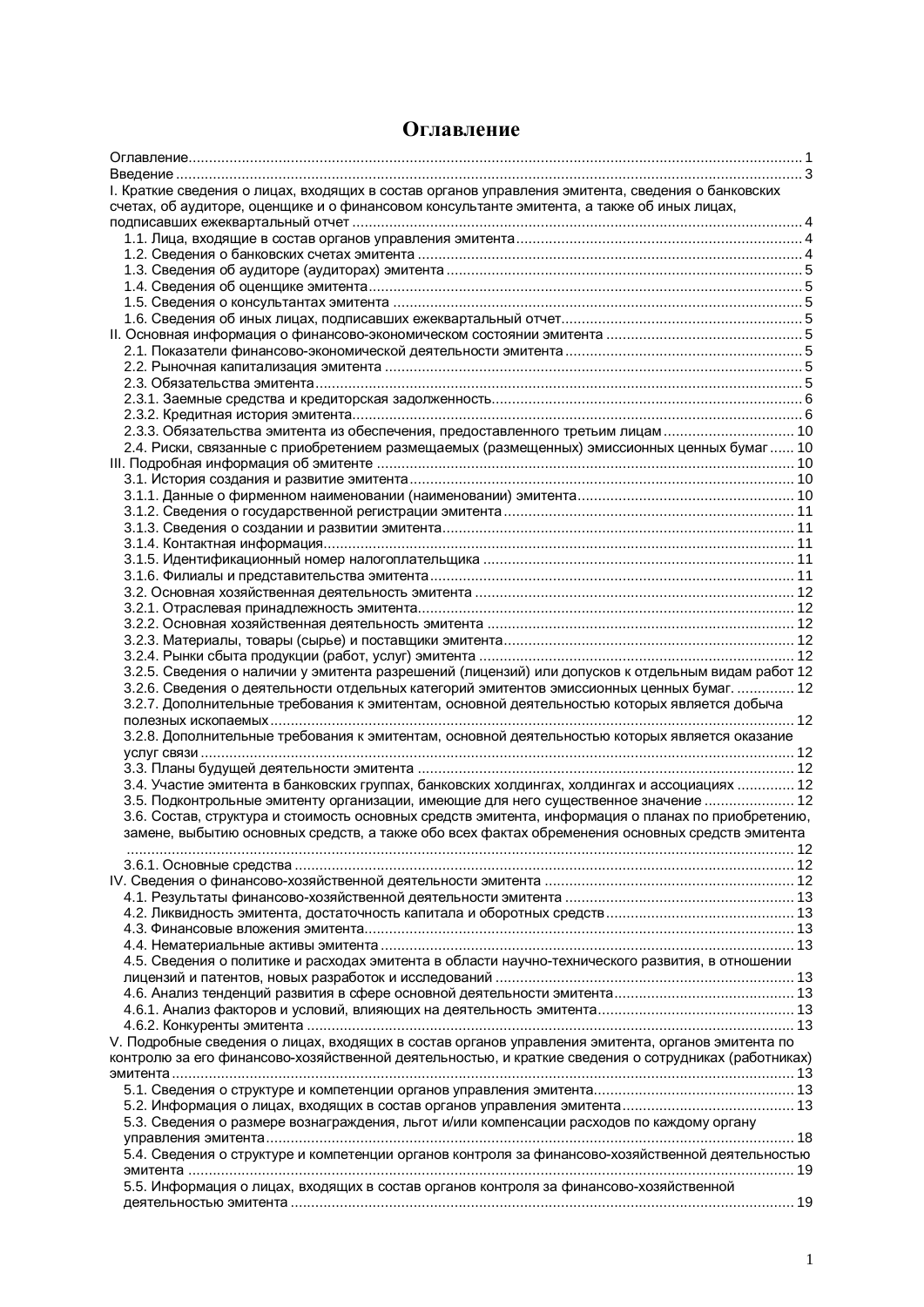# Оглавление

Оглавление ..... 1
Введение ..... 3
I. Краткие сведения о лицах, входящих в состав органов управления эмитента, сведения о банковских счетах, об аудиторе, оценщике и о финансовом консультанте эмитента, а также об иных лицах, подписавших ежеквартальный отчет ..... 4
- 1.1. Лица, входящие в состав органов управления эмитента ..... 4
- 1.2. Сведения о банковских счетах эмитента ..... 4
- 1.3. Сведения об аудиторе (аудиторах) эмитента ..... 5
- 1.4. Сведения об оценщике эмитента ..... 5
- 1.5. Сведения о консультантах эмитента ..... 5
- 1.6. Сведения об иных лицах, подписавших ежеквартальный отчет ..... 5

II. Основная информация о финансово-экономическом состоянии эмитента ..... 5
- 2.1. Показатели финансово-экономической деятельности эмитента ..... 5
- 2.2. Рыночная капитализация эмитента ..... 5
- 2.3. Обязательства эмитента ..... 5
- 2.3.1. Заемные средства и кредиторская задолженность ..... 6
- 2.3.2. Кредитная история эмитента ..... 6
- 2.3.3. Обязательства эмитента из обеспечения, предоставленного третьим лицам ..... 10
- 2.4. Риски, связанные с приобретением размещаемых (размещенных) эмиссионных ценных бумаг ..... 10

III. Подробная информация об эмитенте ..... 10
- 3.1. История создания и развитие эмитента ..... 10
- 3.1.1. Данные о фирменном наименовании (наименовании) эмитента ..... 10
- 3.1.2. Сведения о государственной регистрации эмитента ..... 11
- 3.1.3. Сведения о создании и развитии эмитента ..... 11
- 3.1.4. Контактная информация ..... 11
- 3.1.5. Идентификационный номер налогоплательщика ..... 11
- 3.1.6. Филиалы и представительства эмитента ..... 11
- 3.2. Основная хозяйственная деятельность эмитента ..... 12
- 3.2.1. Отраслевая принадлежность эмитента ..... 12
- 3.2.2. Основная хозяйственная деятельность эмитента ..... 12
- 3.2.3. Материалы, товары (сырье) и поставщики эмитента ..... 12
- 3.2.4. Рынки сбыта продукции (работ, услуг) эмитента ..... 12
- 3.2.5. Сведения о наличии у эмитента разрешений (лицензий) или допусков к отдельным видам работ 12
- 3.2.6. Сведения о деятельности отдельных категорий эмитентов эмиссионных ценных бумаг. ..... 12
- 3.2.7. Дополнительные требования к эмитентам, основной деятельностью которых является добыча полезных ископаемых ..... 12
- 3.2.8. Дополнительные требования к эмитентам, основной деятельностью которых является оказание услуг связи ..... 12
- 3.3. Планы будущей деятельности эмитента ..... 12
- 3.4. Участие эмитента в банковских группах, банковских холдингах, холдингах и ассоциациях ..... 12
- 3.5. Подконтрольные эмитенту организации, имеющие для него существенное значение ..... 12
- 3.6. Состав, структура и стоимость основных средств эмитента, информация о планах по приобретению, замене, выбытию основных средств, а также обо всех фактах обременения основных средств эмитента ..... 12
- 3.6.1. Основные средства ..... 12

IV. Сведения о финансово-хозяйственной деятельности эмитента ..... 12
- 4.1. Результаты финансово-хозяйственной деятельности эмитента ..... 13
- 4.2. Ликвидность эмитента, достаточность капитала и оборотных средств ..... 13
- 4.3. Финансовые вложения эмитента ..... 13
- 4.4. Нематериальные активы эмитента ..... 13
- 4.5. Сведения о политике и расходах эмитента в области научно-технического развития, в отношении лицензий и патентов, новых разработок и исследований ..... 13
- 4.6. Анализ тенденций развития в сфере основной деятельности эмитента ..... 13
- 4.6.1. Анализ факторов и условий, влияющих на деятельность эмитента ..... 13
- 4.6.2. Конкуренты эмитента ..... 13

V. Подробные сведения о лицах, входящих в состав органов управления эмитента, органов эмитента по контролю за его финансово-хозяйственной деятельностью, и краткие сведения о сотрудниках (работниках) эмитента ..... 13
- 5.1. Сведения о структуре и компетенции органов управления эмитента ..... 13
- 5.2. Информация о лицах, входящих в состав органов управления эмитента ..... 13
- 5.3. Сведения о размере вознаграждения, льгот и/или компенсации расходов по каждому органу управления эмитента ..... 18
- 5.4. Сведения о структуре и компетенции органов контроля за финансово-хозяйственной деятельностью эмитента ..... 19
- 5.5. Информация о лицах, входящих в состав органов контроля за финансово-хозяйственной деятельностью эмитента ..... 19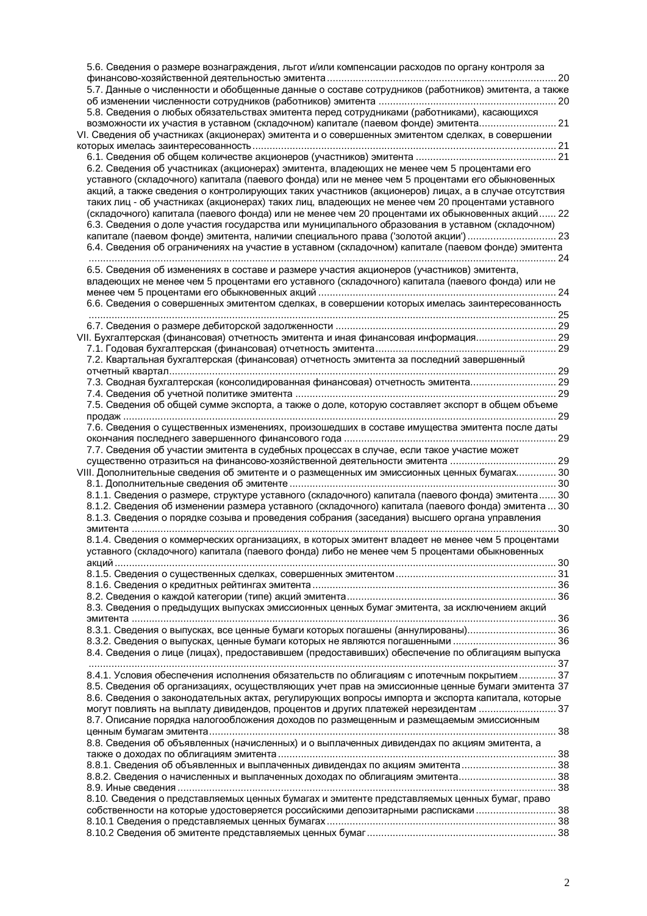5.6. Сведения о размере вознаграждения, льгот и/или компенсации расходов по органу контроля за финансово-хозяйственной деятельностью эмитента ............................................................................... 20

5.7. Данные о численности и обобщенные данные о составе сотрудников (работников) эмитента, а также об изменении численности сотрудников (работников) эмитента ............................................................. 20

5.8. Сведения о любых обязательствах эмитента перед сотрудниками (работниками), касающихся возможности их участия в уставном (складочном) капитале (паевом фонде) эмитента.......................... 21

VI. Сведения об участниках (акционерах) эмитента и о совершенных эмитентом сделках, в совершении которых имелась заинтересованность.......................................................................................................... 21

6.1. Сведения об общем количестве акционеров (участников) эмитента ................................................. 21

6.2. Сведения об участниках (акционерах) эмитента, владеющих не менее чем 5 процентами его уставного (складочного) капитала (паевого фонда) или не менее чем 5 процентами его обыкновенных акций, а также сведения о контролирующих таких участников (акционеров) лицах, а в случае отсутствия таких лиц - об участниках (акционерах) таких лиц, владеющих не менее чем 20 процентами уставного (складочного) капитала (паевого фонда) или не менее чем 20 процентами их обыкновенных акций...... 22

6.3. Сведения о доле участия государства или муниципального образования в уставном (складочном) капитале (паевом фонде) эмитента, наличии специального права ('золотой акции') ............................... 23

6.4. Сведения об ограничениях на участие в уставном (складочном) капитале (паевом фонде) эмитента ........................................................................................................................................................... 24

6.5. Сведения об изменениях в составе и размере участия акционеров (участников) эмитента, владеющих не менее чем 5 процентами его уставного (складочного) капитала (паевого фонда) или не менее чем 5 процентами его обыкновенных акций .................................................................................. 24

6.6. Сведения о совершенных эмитентом сделках, в совершении которых имелась заинтересованность ........................................................................................................................................................... 25

6.7. Сведения о размере дебиторской задолженности ............................................................................. 29

VII. Бухгалтерская (финансовая) отчетность эмитента и иная финансовая информация............................ 29

7.1. Годовая бухгалтерская (финансовая) отчетность эмитента............................................................... 29

7.2. Квартальная бухгалтерская (финансовая) отчетность эмитента за последний завершенный отчетный квартал........................................................................................................................................ 29

7.3. Сводная бухгалтерская (консолидированная финансовая) отчетность эмитента.............................. 29

7.4. Сведения об учетной политике эмитента ........................................................................................... 29

7.5. Сведения об общей сумме экспорта, а также о доле, которую составляет экспорт в общем объеме продаж ....................................................................................................................................................... 29

7.6. Сведения о существенных изменениях, произошедших в составе имущества эмитента после даты окончания последнего завершенного финансового года ........................................................................... 29

7.7. Сведения об участии эмитента в судебных процессах в случае, если такое участие может существенно отразиться на финансово-хозяйственной деятельности эмитента ..................................... 29

VIII. Дополнительные сведения об эмитенте и о размещенных им эмиссионных ценных бумагах.............. 30

8.1. Дополнительные сведения об эмитенте ............................................................................................. 30

8.1.1. Сведения о размере, структуре уставного (складочного) капитала (паевого фонда) эмитента...... 30

8.1.2. Сведения об изменении размера уставного (складочного) капитала (паевого фонда) эмитента ... 30

8.1.3. Сведения о порядке созыва и проведения собрания (заседания) высшего органа управления эмитента ..................................................................................................................................................... 30

8.1.4. Сведения о коммерческих организациях, в которых эмитент владеет не менее чем 5 процентами уставного (складочного) капитала (паевого фонда) либо не менее чем 5 процентами обыкновенных акций......................................................................................................................................................... 30

8.1.5. Сведения о существенных сделках, совершенных эмитентом....................................................... 31

8.1.6. Сведения о кредитных рейтингах эмитента ..................................................................................... 36

8.2. Сведения о каждой категории (типе) акций эмитента......................................................................... 36

8.3. Сведения о предыдущих выпусках эмиссионных ценных бумаг эмитента, за исключением акций эмитента .................................................................................................................................................... 36

8.3.1. Сведения о выпусках, все ценные бумаги которых погашены (аннулированы).............................. 36

8.3.2. Сведения о выпусках, ценные бумаги которых не являются погашенными .................................... 36

8.4. Сведения о лице (лицах), предоставившем (предоставивших) обеспечение по облигациям выпуска ........................................................................................................................................................... 37

8.4.1. Условия обеспечения исполнения обязательств по облигациям с ипотечным покрытием............. 37

8.5. Сведения об организациях, осуществляющих учет прав на эмиссионные ценные бумаги эмитента 37

8.6. Сведения о законодательных актах, регулирующих вопросы импорта и экспорта капитала, которые могут повлиять на выплату дивидендов, процентов и других платежей нерезидентам ........................... 37

8.7. Описание порядка налогообложения доходов по размещенным и размещаемым эмиссионным ценным бумагам эмитента......................................................................................................................... 38

8.8. Сведения об объявленных (начисленных) и о выплаченных дивидендах по акциям эмитента, а также о доходах по облигациям эмитента ................................................................................................ 38

8.8.1. Сведения об объявленных и выплаченных дивидендах по акциям эмитента................................. 38

8.8.2. Сведения о начисленных и выплаченных доходах по облигациям эмитента.................................. 38

8.9. Иные сведения ..................................................................................................................................... 38

8.10. Сведения о представляемых ценных бумагах и эмитенте представляемых ценных бумаг, право собственности на которые удостоверяется российскими депозитарными расписками ............................ 38

8.10.1 Сведения о представляемых ценных бумагах................................................................................ 38

8.10.2 Сведения об эмитенте представляемых ценных бумаг................................................................. 38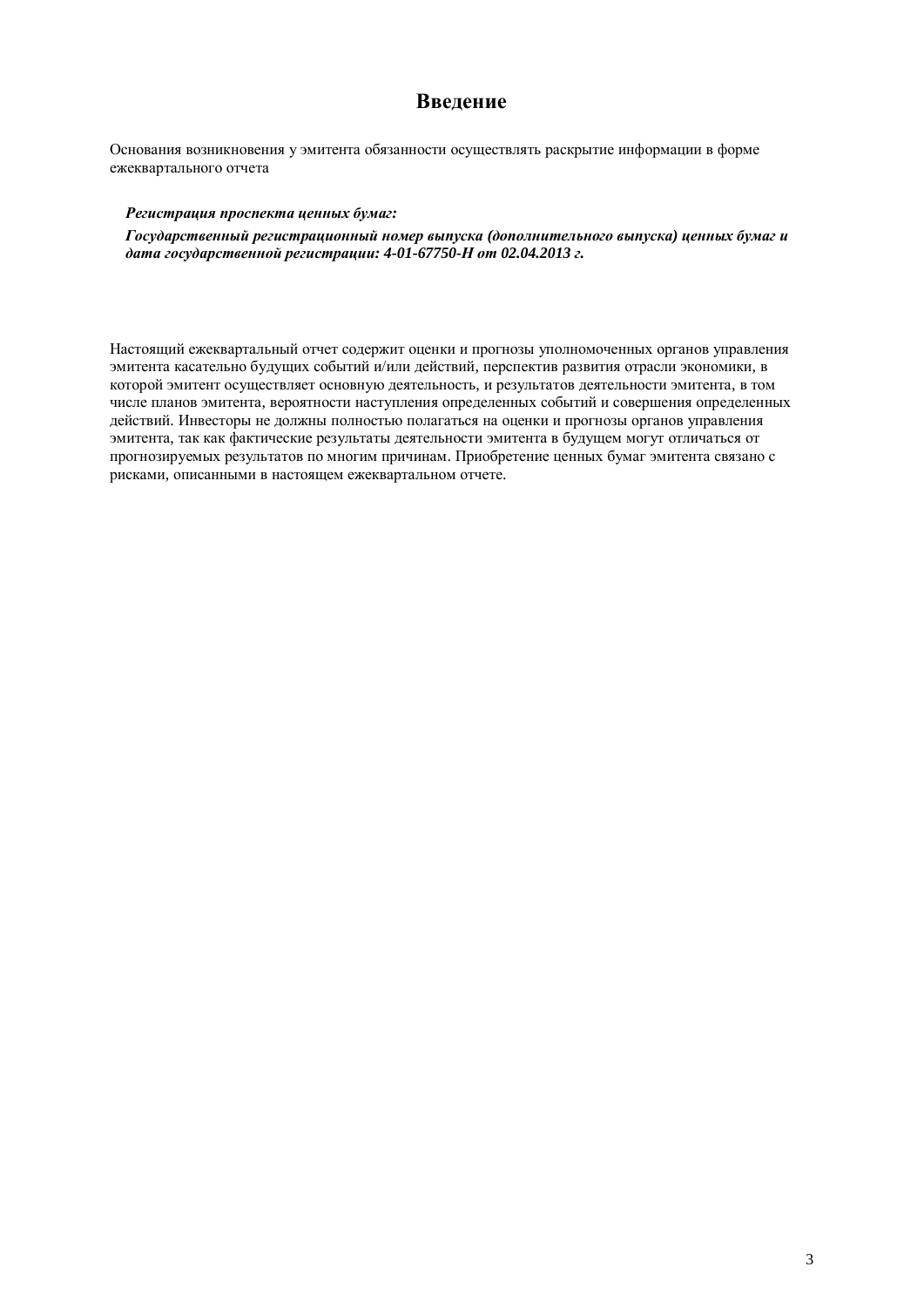# Введение

Основания возникновения у эмитента обязанности осуществлять раскрытие информации в форме ежеквартального отчета

***Регистрация проспекта ценных бумаг:***

***Государственный регистрационный номер выпуска (дополнительного выпуска) ценных бумаг и дата государственной регистрации: 4-01-67750-Н от 02.04.2013 г.***

Настоящий ежеквартальный отчет содержит оценки и прогнозы уполномоченных органов управления эмитента касательно будущих событий и/или действий, перспектив развития отрасли экономики, в которой эмитент осуществляет основную деятельность, и результатов деятельности эмитента, в том числе планов эмитента, вероятности наступления определенных событий и совершения определенных действий. Инвесторы не должны полностью полагаться на оценки и прогнозы органов управления эмитента, так как фактические результаты деятельности эмитента в будущем могут отличаться от прогнозируемых результатов по многим причинам. Приобретение ценных бумаг эмитента связано с рисками, описанными в настоящем ежеквартальном отчете.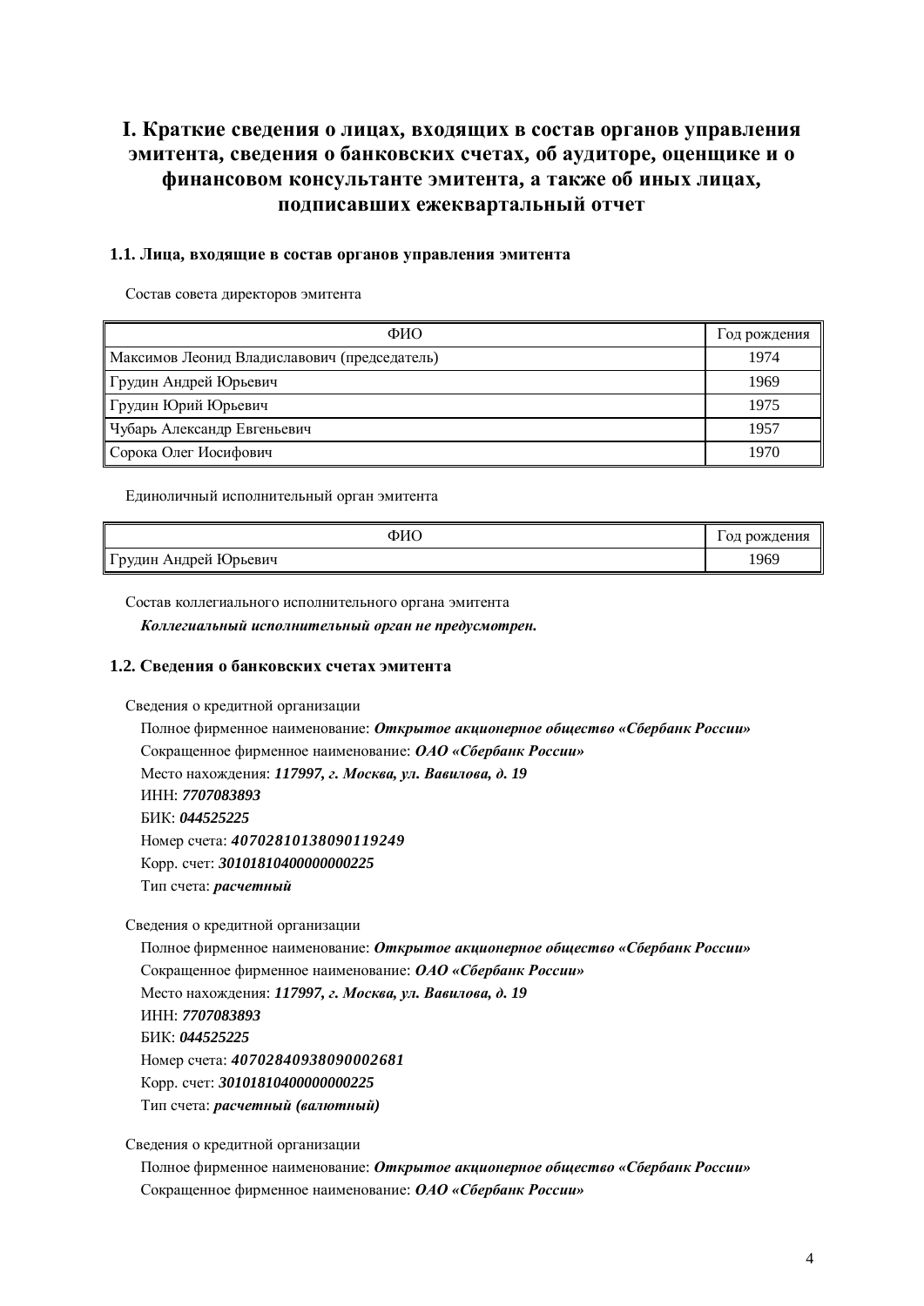# I. Краткие сведения о лицах, входящих в состав органов управления эмитента, сведения о банковских счетах, об аудиторе, оценщике и о финансовом консультанте эмитента, а также об иных лицах, подписавших ежеквартальный отчет

### 1.1. Лица, входящие в состав органов управления эмитента

Состав совета директоров эмитента

| ФИО | Год рождения |
|---|---|
| Максимов Леонид Владиславович (председатель) | 1974 |
| Грудин Андрей Юрьевич | 1969 |
| Грудин Юрий Юрьевич | 1975 |
| Чубарь Александр Евгеньевич | 1957 |
| Сорока Олег Иосифович | 1970 |

Единоличный исполнительный орган эмитента

| ФИО | Год рождения |
|---|---|
| Грудин Андрей Юрьевич | 1969 |

Состав коллегиального исполнительного органа эмитента

***Коллегиальный исполнительный орган не предусмотрен.***

### 1.2. Сведения о банковских счетах эмитента

Сведения о кредитной организации

Полное фирменное наименование: ***Открытое акционерное общество «Сбербанк России»***
Сокращенное фирменное наименование: ***ОАО «Сбербанк России»***
Место нахождения: ***117997, г. Москва, ул. Вавилова, д. 19***
ИНН: ***7707083893***
БИК: ***044525225***
Номер счета: ***40702810138090119249***
Корр. счет: ***30101810400000000225***
Тип счета: ***расчетный***

Сведения о кредитной организации

Полное фирменное наименование: ***Открытое акционерное общество «Сбербанк России»***
Сокращенное фирменное наименование: ***ОАО «Сбербанк России»***
Место нахождения: ***117997, г. Москва, ул. Вавилова, д. 19***
ИНН: ***7707083893***
БИК: ***044525225***
Номер счета: ***40702840938090002681***
Корр. счет: ***30101810400000000225***
Тип счета: ***расчетный (валютный)***

Сведения о кредитной организации

Полное фирменное наименование: ***Открытое акционерное общество «Сбербанк России»***
Сокращенное фирменное наименование: ***ОАО «Сбербанк России»***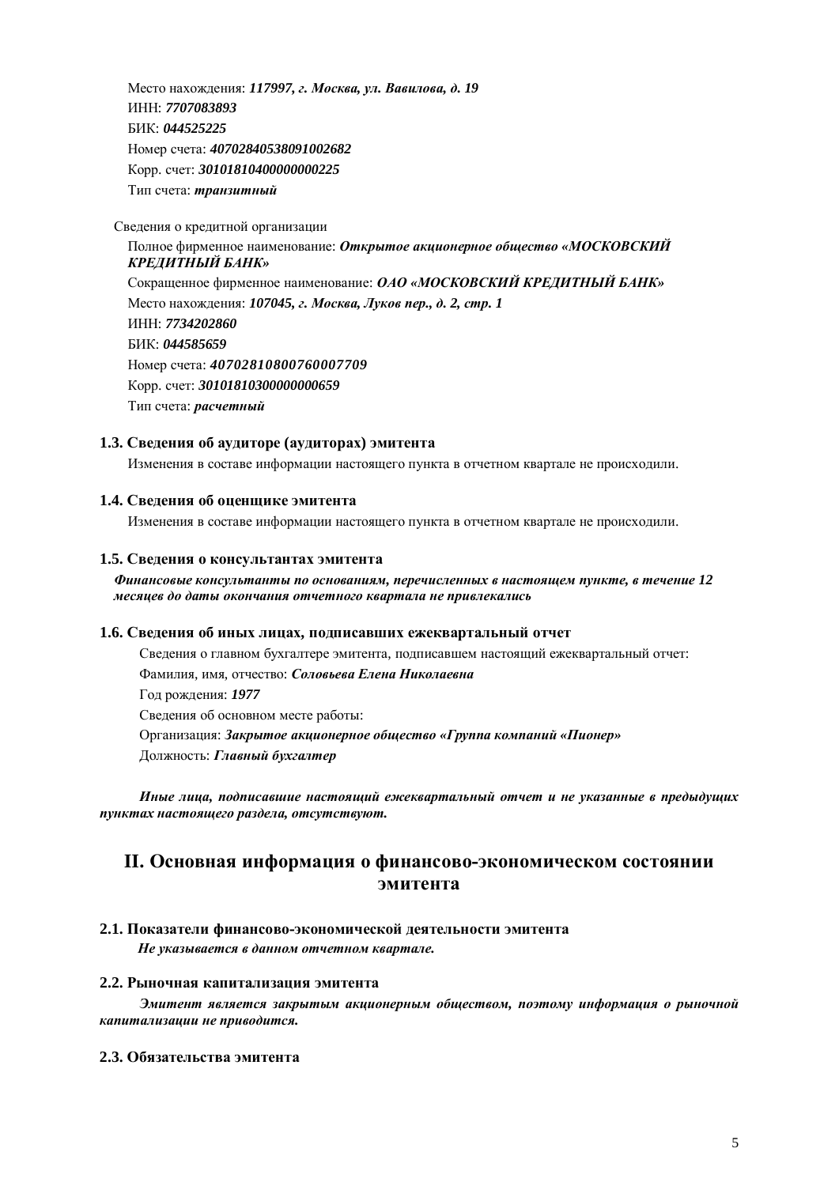Место нахождения: ***117997, г. Москва, ул. Вавилова, д. 19***
ИНН: ***7707083893***
БИК: ***044525225***
Номер счета: ***40702840538091002682***
Корр. счет: ***30101810400000000225***
Тип счета: ***транзитный***

Сведения о кредитной организации

Полное фирменное наименование: ***Открытое акционерное общество «МОСКОВСКИЙ КРЕДИТНЫЙ БАНК»***
Сокращенное фирменное наименование: ***ОАО «МОСКОВСКИЙ КРЕДИТНЫЙ БАНК»***
Место нахождения: ***107045, г. Москва, Луков пер., д. 2, стр. 1***
ИНН: ***7734202860***
БИК: ***044585659***
Номер счета: ***40702810800760007709***
Корр. счет: ***30101810300000000659***
Тип счета: ***расчетный***

### 1.3. Сведения об аудиторе (аудиторах) эмитента

Изменения в составе информации настоящего пункта в отчетном квартале не происходили.

### 1.4. Сведения об оценщике эмитента

Изменения в составе информации настоящего пункта в отчетном квартале не происходили.

### 1.5. Сведения о консультантах эмитента

***Финансовые консультанты по основаниям, перечисленных в настоящем пункте, в течение 12 месяцев до даты окончания отчетного квартала не привлекались***

### 1.6. Сведения об иных лицах, подписавших ежеквартальный отчет

Сведения о главном бухгалтере эмитента, подписавшем настоящий ежеквартальный отчет:
Фамилия, имя, отчество: ***Соловьева Елена Николаевна***
Год рождения: ***1977***
Сведения об основном месте работы:
Организация: ***Закрытое акционерное общество «Группа компаний «Пионер»***
Должность: ***Главный бухгалтер***

***Иные лица, подписавшие настоящий ежеквартальный отчет и не указанные в предыдущих пунктах настоящего раздела, отсутствуют.***

## II. Основная информация о финансово-экономическом состоянии эмитента

### 2.1. Показатели финансово-экономической деятельности эмитента

***Не указывается в данном отчетном квартале.***

### 2.2. Рыночная капитализация эмитента

***Эмитент является закрытым акционерным обществом, поэтому информация о рыночной капитализации не приводится.***

### 2.3. Обязательства эмитента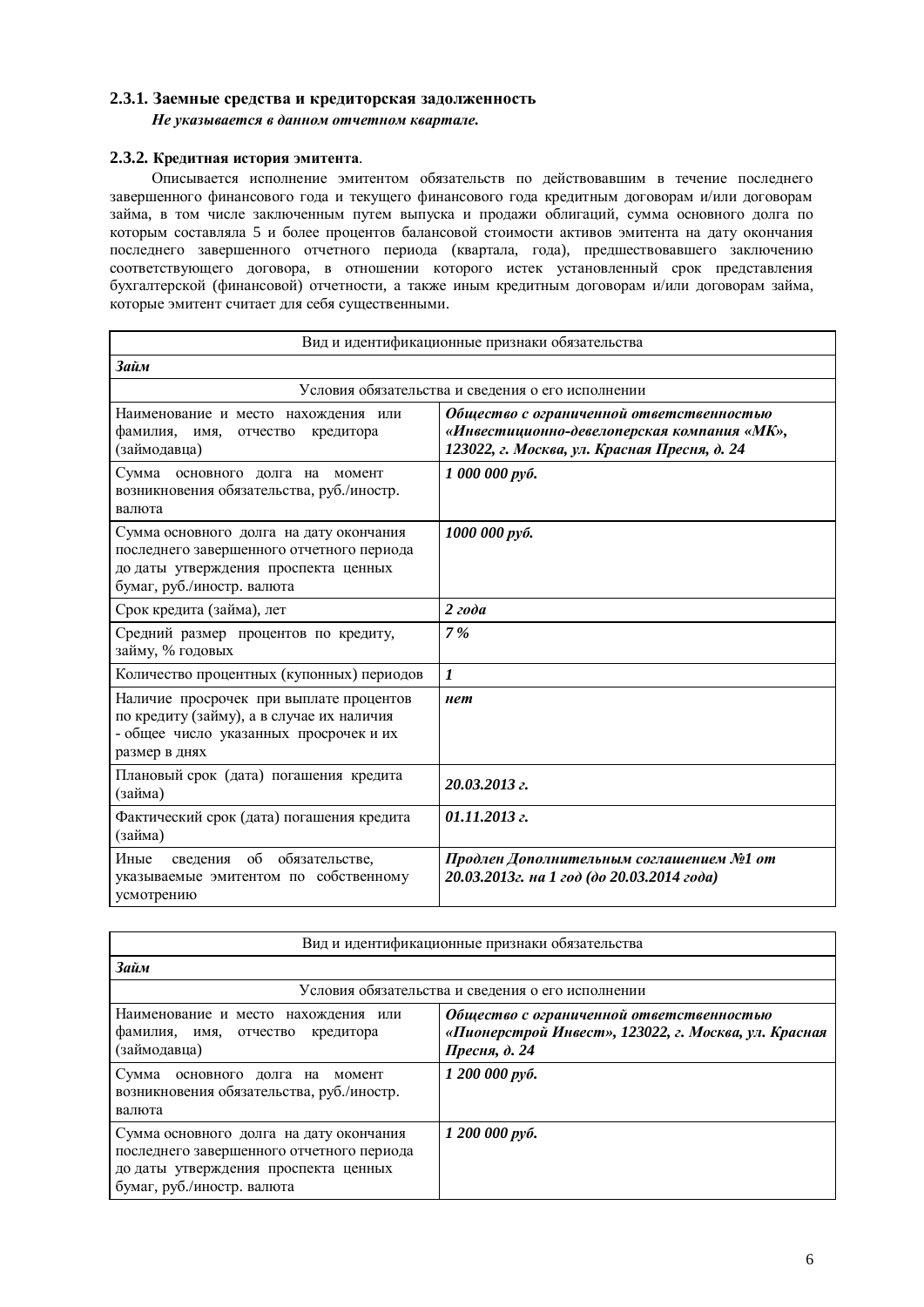### 2.3.1. Заемные средства и кредиторская задолженность

***Не указывается в данном отчетном квартале.***

### 2.3.2. Кредитная история эмитента.

Описывается исполнение эмитентом обязательств по действовавшим в течение последнего завершенного финансового года и текущего финансового года кредитным договорам и/или договорам займа, в том числе заключенным путем выпуска и продажи облигаций, сумма основного долга по которым составляла 5 и более процентов балансовой стоимости активов эмитента на дату окончания последнего завершенного отчетного периода (квартала, года), предшествовавшего заключению соответствующего договора, в отношении которого истек установленный срок представления бухгалтерской (финансовой) отчетности, а также иным кредитным договорам и/или договорам займа, которые эмитент считает для себя существенными.

| Вид и идентификационные признаки обязательства | |
|---|---|
| ***Займ*** | |
| Условия обязательства и сведения о его исполнении | |
| Наименование и место нахождения или фамилия, имя, отчество кредитора (займодавца) | ***Общество с ограниченной ответственностью «Инвестиционно-девелоперская компания «МК», 123022, г. Москва, ул. Красная Пресня, д. 24*** |
| Сумма основного долга на момент возникновения обязательства, руб./иностр. валюта | ***1 000 000 руб.*** |
| Сумма основного долга на дату окончания последнего завершенного отчетного периода до даты утверждения проспекта ценных бумаг, руб./иностр. валюта | ***1000 000 руб.*** |
| Срок кредита (займа), лет | ***2 года*** |
| Средний размер процентов по кредиту, займу, % годовых | ***7 %*** |
| Количество процентных (купонных) периодов | ***1*** |
| Наличие просрочек при выплате процентов по кредиту (займу), а в случае их наличия - общее число указанных просрочек и их размер в днях | ***нет*** |
| Плановый срок (дата) погашения кредита (займа) | ***20.03.2013 г.*** |
| Фактический срок (дата) погашения кредита (займа) | ***01.11.2013 г.*** |
| Иные сведения об обязательстве, указываемые эмитентом по собственному усмотрению | ***Продлен Дополнительным соглашением №1 от 20.03.2013г. на 1 год (до 20.03.2014 года)*** |

| Вид и идентификационные признаки обязательства | |
|---|---|
| ***Займ*** | |
| Условия обязательства и сведения о его исполнении | |
| Наименование и место нахождения или фамилия, имя, отчество кредитора (займодавца) | ***Общество с ограниченной ответственностью «Пионерстрой Инвест», 123022, г. Москва, ул. Красная Пресня, д. 24*** |
| Сумма основного долга на момент возникновения обязательства, руб./иностр. валюта | ***1 200 000 руб.*** |
| Сумма основного долга на дату окончания последнего завершенного отчетного периода до даты утверждения проспекта ценных бумаг, руб./иностр. валюта | ***1 200 000 руб.*** |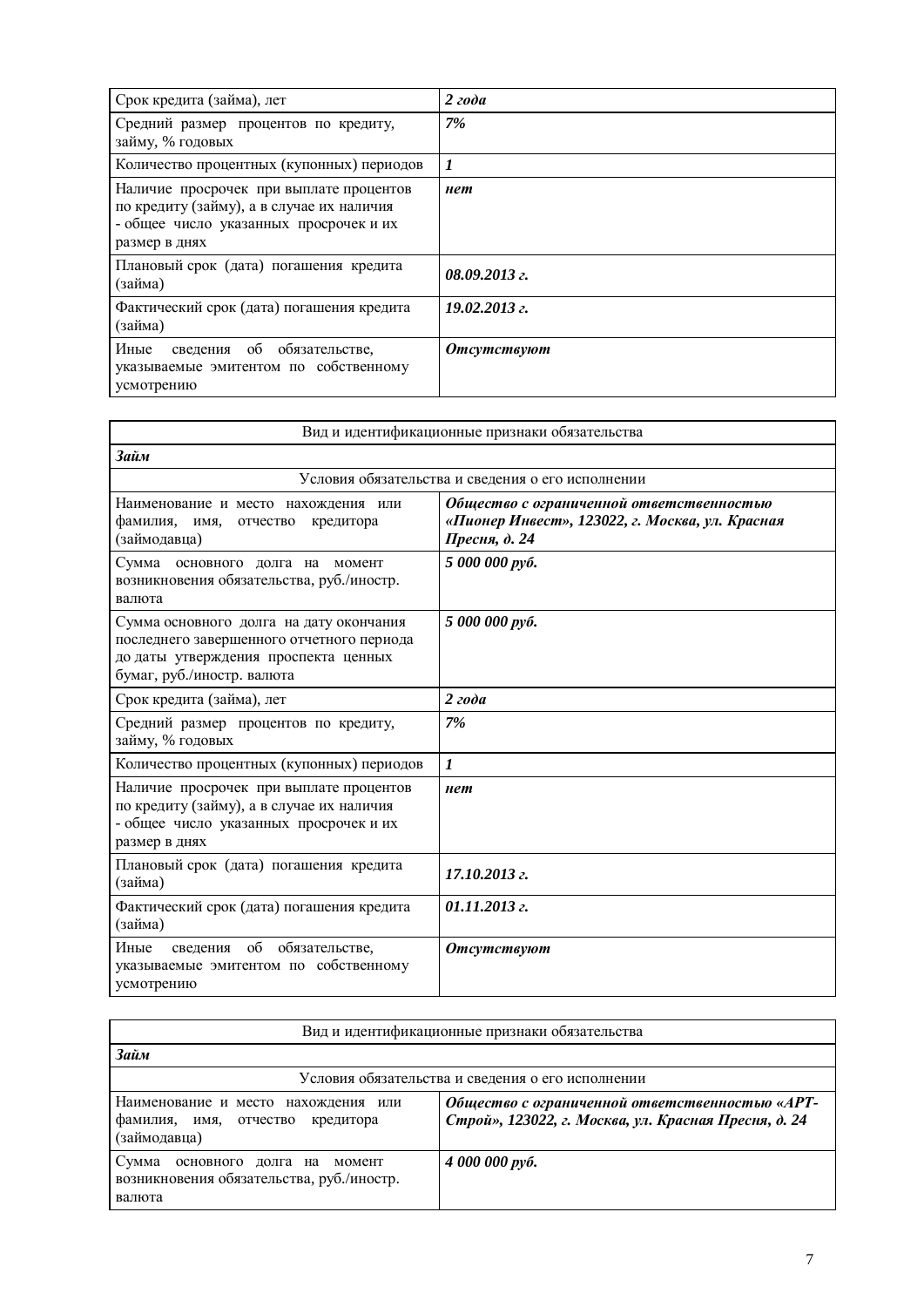| Срок кредита (займа), лет | *2 года* |
|---|---|
| Средний размер процентов по кредиту, займу, % годовых | *7%* |
| Количество процентных (купонных) периодов | *1* |
| Наличие просрочек при выплате процентов по кредиту (займу), а в случае их наличия - общее число указанных просрочек и их размер в днях | *нет* |
| Плановый срок (дата) погашения кредита (займа) | *08.09.2013 г.* |
| Фактический срок (дата) погашения кредита (займа) | *19.02.2013 г.* |
| Иные сведения об обязательстве, указываемые эмитентом по собственному усмотрению | *Отсутствуют* |

| Вид и идентификационные признаки обязательства | |
|---|---|
| ***Займ*** | |
| Условия обязательства и сведения о его исполнении | |
| Наименование и место нахождения или фамилия, имя, отчество кредитора (займодавца) | *Общество с ограниченной ответственностью «Пионер Инвест», 123022, г. Москва, ул. Красная Пресня, д. 24* |
| Сумма основного долга на момент возникновения обязательства, руб./иностр. валюта | *5 000 000 руб.* |
| Сумма основного долга на дату окончания последнего завершенного отчетного периода до даты утверждения проспекта ценных бумаг, руб./иностр. валюта | *5 000 000 руб.* |
| Срок кредита (займа), лет | *2 года* |
| Средний размер процентов по кредиту, займу, % годовых | *7%* |
| Количество процентных (купонных) периодов | *1* |
| Наличие просрочек при выплате процентов по кредиту (займу), а в случае их наличия - общее число указанных просрочек и их размер в днях | *нет* |
| Плановый срок (дата) погашения кредита (займа) | *17.10.2013 г.* |
| Фактический срок (дата) погашения кредита (займа) | *01.11.2013 г.* |
| Иные сведения об обязательстве, указываемые эмитентом по собственному усмотрению | *Отсутствуют* |

| Вид и идентификационные признаки обязательства | |
|---|---|
| ***Займ*** | |
| Условия обязательства и сведения о его исполнении | |
| Наименование и место нахождения или фамилия, имя, отчество кредитора (займодавца) | *Общество с ограниченной ответственностью «АРТ-Строй», 123022, г. Москва, ул. Красная Пресня, д. 24* |
| Сумма основного долга на момент возникновения обязательства, руб./иностр. валюта | *4 000 000 руб.* |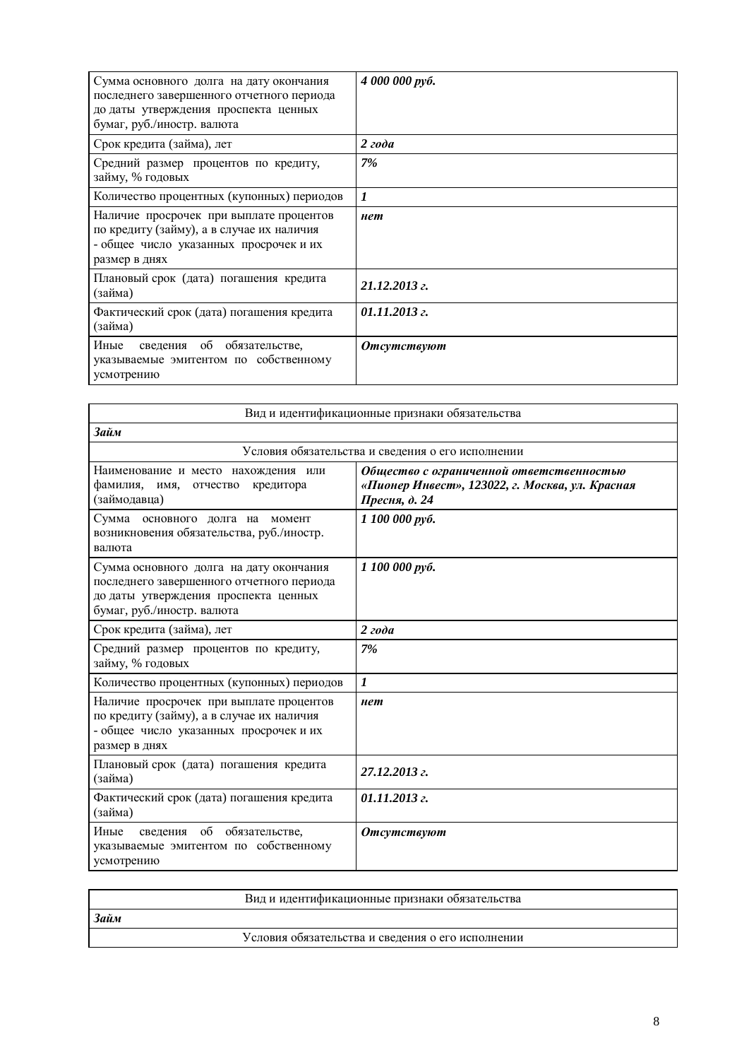| | |
|---|---|
| Сумма основного долга на дату окончания последнего завершенного отчетного периода до даты утверждения проспекта ценных бумаг, руб./иностр. валюта | ***4 000 000 руб.*** |
| Срок кредита (займа), лет | ***2 года*** |
| Средний размер процентов по кредиту, займу, % годовых | ***7%*** |
| Количество процентных (купонных) периодов | ***1*** |
| Наличие просрочек при выплате процентов по кредиту (займу), а в случае их наличия - общее число указанных просрочек и их размер в днях | ***нет*** |
| Плановый срок (дата) погашения кредита (займа) | ***21.12.2013 г.*** |
| Фактический срок (дата) погашения кредита (займа) | ***01.11.2013 г.*** |
| Иные сведения об обязательстве, указываемые эмитентом по собственному усмотрению | ***Отсутствуют*** |

| Вид и идентификационные признаки обязательства | |
|---|---|
| ***Займ*** | |
| Условия обязательства и сведения о его исполнении | |
| Наименование и место нахождения или фамилия, имя, отчество кредитора (займодавца) | ***Общество с ограниченной ответственностью «Пионер Инвест», 123022, г. Москва, ул. Красная Пресня, д. 24*** |
| Сумма основного долга на момент возникновения обязательства, руб./иностр. валюта | ***1 100 000 руб.*** |
| Сумма основного долга на дату окончания последнего завершенного отчетного периода до даты утверждения проспекта ценных бумаг, руб./иностр. валюта | ***1 100 000 руб.*** |
| Срок кредита (займа), лет | ***2 года*** |
| Средний размер процентов по кредиту, займу, % годовых | ***7%*** |
| Количество процентных (купонных) периодов | ***1*** |
| Наличие просрочек при выплате процентов по кредиту (займу), а в случае их наличия - общее число указанных просрочек и их размер в днях | ***нет*** |
| Плановый срок (дата) погашения кредита (займа) | ***27.12.2013 г.*** |
| Фактический срок (дата) погашения кредита (займа) | ***01.11.2013 г.*** |
| Иные сведения об обязательстве, указываемые эмитентом по собственному усмотрению | ***Отсутствуют*** |

| Вид и идентификационные признаки обязательства |
|---|
| ***Займ*** |
| Условия обязательства и сведения о его исполнении |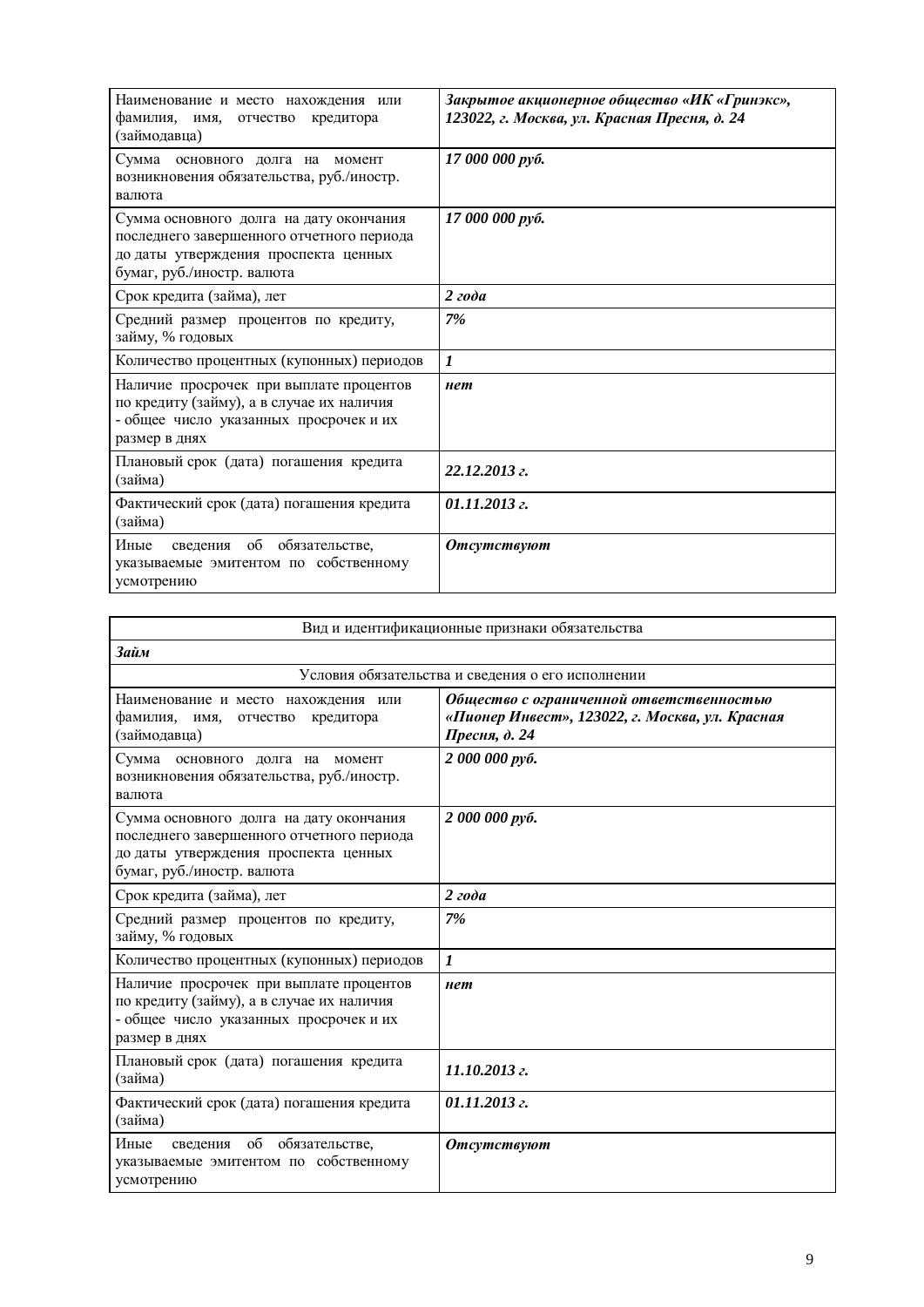| | |
|---|---|
| Наименование и место нахождения или фамилия, имя, отчество кредитора (займодавца) | ***Закрытое акционерное общество «ИК «Гринэкс», 123022, г. Москва, ул. Красная Пресня, д. 24*** |
| Сумма основного долга на момент возникновения обязательства, руб./иностр. валюта | ***17 000 000 руб.*** |
| Сумма основного долга на дату окончания последнего завершенного отчетного периода до даты утверждения проспекта ценных бумаг, руб./иностр. валюта | ***17 000 000 руб.*** |
| Срок кредита (займа), лет | ***2 года*** |
| Средний размер процентов по кредиту, займу, % годовых | ***7%*** |
| Количество процентных (купонных) периодов | ***1*** |
| Наличие просрочек при выплате процентов по кредиту (займу), а в случае их наличия - общее число указанных просрочек и их размер в днях | ***нет*** |
| Плановый срок (дата) погашения кредита (займа) | ***22.12.2013 г.*** |
| Фактический срок (дата) погашения кредита (займа) | ***01.11.2013 г.*** |
| Иные сведения об обязательстве, указываемые эмитентом по собственному усмотрению | ***Отсутствуют*** |

| Вид и идентификационные признаки обязательства | |
|---|---|
| ***Займ*** | |
| Условия обязательства и сведения о его исполнении | |
| Наименование и место нахождения или фамилия, имя, отчество кредитора (займодавца) | ***Общество с ограниченной ответственностью «Пионер Инвест», 123022, г. Москва, ул. Красная Пресня, д. 24*** |
| Сумма основного долга на момент возникновения обязательства, руб./иностр. валюта | ***2 000 000 руб.*** |
| Сумма основного долга на дату окончания последнего завершенного отчетного периода до даты утверждения проспекта ценных бумаг, руб./иностр. валюта | ***2 000 000 руб.*** |
| Срок кредита (займа), лет | ***2 года*** |
| Средний размер процентов по кредиту, займу, % годовых | ***7%*** |
| Количество процентных (купонных) периодов | ***1*** |
| Наличие просрочек при выплате процентов по кредиту (займу), а в случае их наличия - общее число указанных просрочек и их размер в днях | ***нет*** |
| Плановый срок (дата) погашения кредита (займа) | ***11.10.2013 г.*** |
| Фактический срок (дата) погашения кредита (займа) | ***01.11.2013 г.*** |
| Иные сведения об обязательстве, указываемые эмитентом по собственному усмотрению | ***Отсутствуют*** |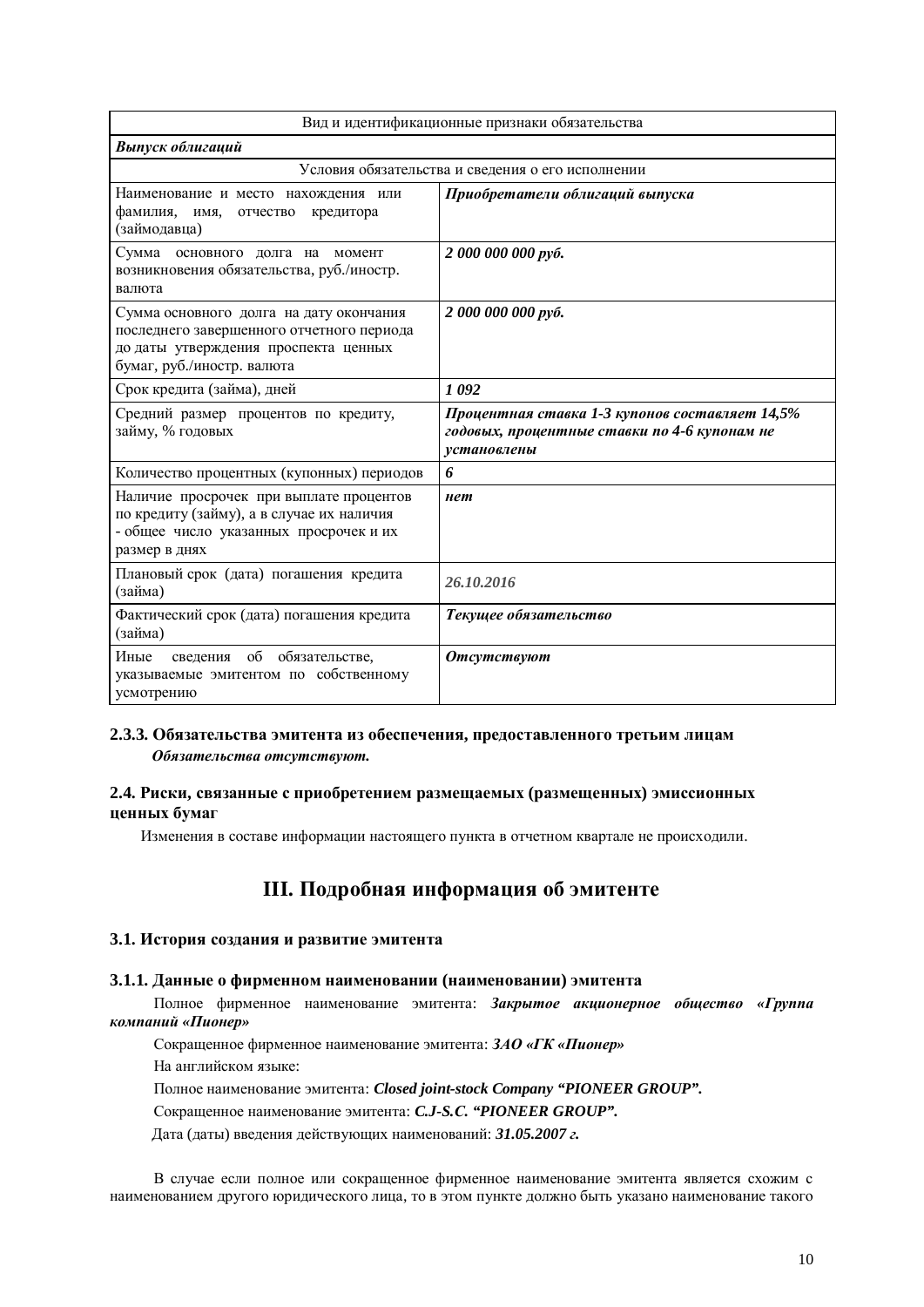| Вид и идентификационные признаки обязательства | |
|---|---|
| ***Выпуск облигаций*** | |
| Условия обязательства и сведения о его исполнении | |
| Наименование и место нахождения или фамилия, имя, отчество кредитора (займодавца) | ***Приобретатели облигаций выпуска*** |
| Сумма основного долга на момент возникновения обязательства, руб./иностр. валюта | ***2 000 000 000 руб.*** |
| Сумма основного долга на дату окончания последнего завершенного отчетного периода до даты утверждения проспекта ценных бумаг, руб./иностр. валюта | ***2 000 000 000 руб.*** |
| Срок кредита (займа), дней | ***1 092*** |
| Средний размер процентов по кредиту, займу, % годовых | ***Процентная ставка 1-3 купонов составляет 14,5% годовых, процентные ставки по 4-6 купонам не установлены*** |
| Количество процентных (купонных) периодов | ***6*** |
| Наличие просрочек при выплате процентов по кредиту (займу), а в случае их наличия - общее число указанных просрочек и их размер в днях | ***нет*** |
| Плановый срок (дата) погашения кредита (займа) | ***26.10.2016*** |
| Фактический срок (дата) погашения кредита (займа) | ***Текущее обязательство*** |
| Иные сведения об обязательстве, указываемые эмитентом по собственному усмотрению | ***Отсутствуют*** |

### 2.3.3. Обязательства эмитента из обеспечения, предоставленного третьим лицам

***Обязательства отсутствуют.***

### 2.4. Риски, связанные с приобретением размещаемых (размещенных) эмиссионных ценных бумаг

Изменения в составе информации настоящего пункта в отчетном квартале не происходили.

## III. Подробная информация об эмитенте

### 3.1. История создания и развитие эмитента

#### 3.1.1. Данные о фирменном наименовании (наименовании) эмитента

Полное фирменное наименование эмитента: ***Закрытое акционерное общество «Группа компаний «Пионер»***

Сокращенное фирменное наименование эмитента: ***ЗАО «ГК «Пионер»***

На английском языке:

Полное наименование эмитента: ***Closed joint-stock Company "PIONEER GROUP".***

Сокращенное наименование эмитента: ***C.J-S.C. "PIONEER GROUP".***

Дата (даты) введения действующих наименований: ***31.05.2007 г.***

В случае если полное или сокращенное фирменное наименование эмитента является схожим с наименованием другого юридического лица, то в этом пункте должно быть указано наименование такого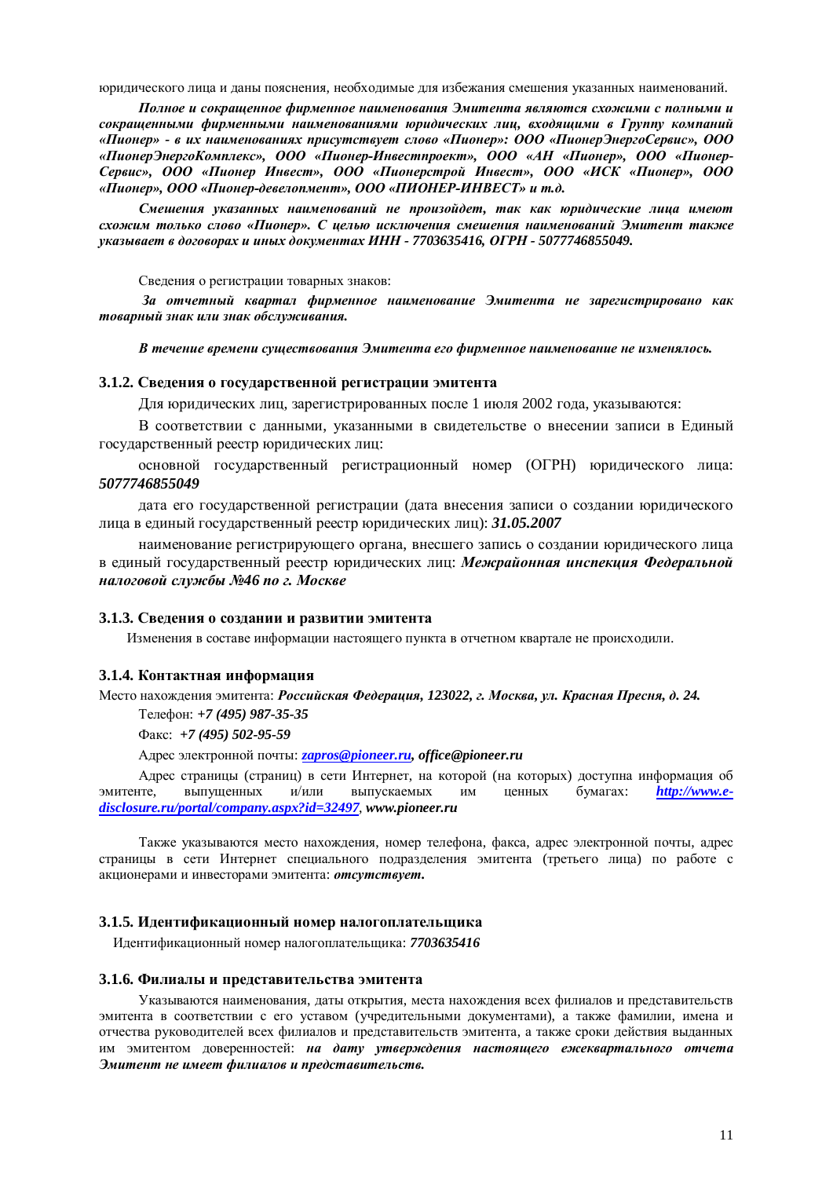юридического лица и даны пояснения, необходимые для избежания смешения указанных наименований.

***Полное и сокращенное фирменное наименования Эмитента являются схожими с полными и сокращенными фирменными наименованиями юридических лиц, входящими в Группу компаний «Пионер» - в их наименованиях присутствует слово «Пионер»: ООО «ПионерЭнергоСервис», ООО «ПионерЭнергоКомплекс», ООО «Пионер-Инвестпроект», ООО «АН «Пионер», ООО «Пионер-Сервис», ООО «Пионер Инвест», ООО «Пионерстрой Инвест», ООО «ИСК «Пионер», ООО «Пионер», ООО «Пионер-девелопмент», ООО «ПИОНЕР-ИНВЕСТ» и т.д.***

***Смешения указанных наименований не произойдет, так как юридические лица имеют схожим только слово «Пионер». С целью исключения смешения наименований Эмитент также указывает в договорах и иных документах ИНН - 7703635416, ОГРН - 5077746855049.***

Сведения о регистрации товарных знаков:

***За отчетный квартал фирменное наименование Эмитента не зарегистрировано как товарный знак или знак обслуживания.***

***В течение времени существования Эмитента его фирменное наименование не изменялось.***

### 3.1.2. Сведения о государственной регистрации эмитента

Для юридических лиц, зарегистрированных после 1 июля 2002 года, указываются:

В соответствии с данными, указанными в свидетельстве о внесении записи в Единый государственный реестр юридических лиц:

основной государственный регистрационный номер (ОГРН) юридического лица: ***5077746855049***

дата его государственной регистрации (дата внесения записи о создании юридического лица в единый государственный реестр юридических лиц): ***31.05.2007***

наименование регистрирующего органа, внесшего запись о создании юридического лица в единый государственный реестр юридических лиц: ***Межрайонная инспекция Федеральной налоговой службы №46 по г. Москве***

### 3.1.3. Сведения о создании и развитии эмитента

Изменения в составе информации настоящего пункта в отчетном квартале не происходили.

### 3.1.4. Контактная информация

Место нахождения эмитента: ***Российская Федерация, 123022, г. Москва, ул. Красная Пресня, д. 24.***

Телефон: ***+7 (495) 987-35-35***

Факс: ***+7 (495) 502-95-59***

Адрес электронной почты: ***zapros@pioneer.ru, office@pioneer.ru***

Адрес страницы (страниц) в сети Интернет, на которой (на которых) доступна информация об эмитенте, выпущенных и/или выпускаемых им ценных бумагах: ***http://www.e-disclosure.ru/portal/company.aspx?id=32497, www.pioneer.ru***

Также указываются место нахождения, номер телефона, факса, адрес электронной почты, адрес страницы в сети Интернет специального подразделения эмитента (третьего лица) по работе с акционерами и инвесторами эмитента: ***отсутствует.***

### 3.1.5. Идентификационный номер налогоплательщика

Идентификационный номер налогоплательщика: ***7703635416***

### 3.1.6. Филиалы и представительства эмитента

Указываются наименования, даты открытия, места нахождения всех филиалов и представительств эмитента в соответствии с его уставом (учредительными документами), а также фамилии, имена и отчества руководителей всех филиалов и представительств эмитента, а также сроки действия выданных им эмитентом доверенностей: ***на дату утверждения настоящего ежеквартального отчета Эмитент не имеет филиалов и представительств.***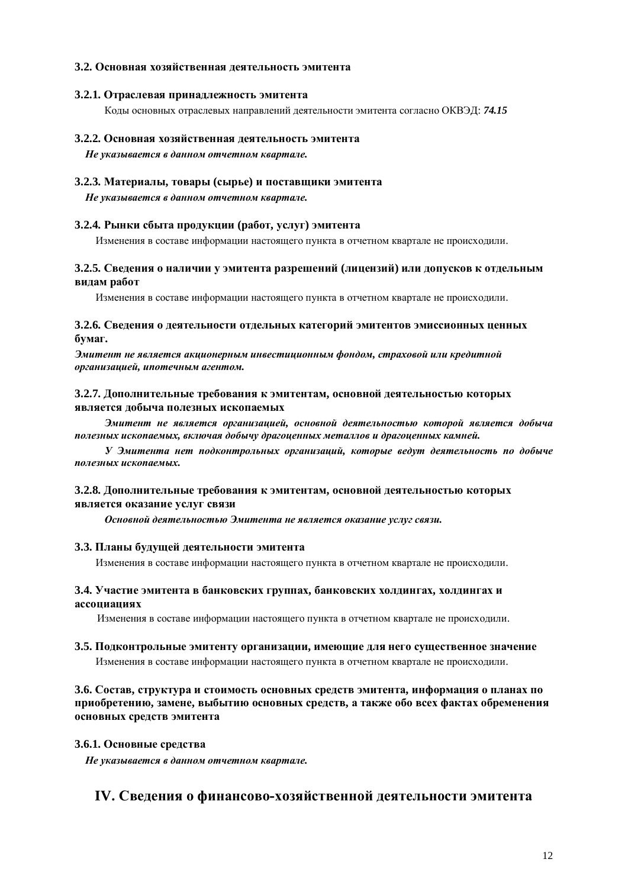### 3.2. Основная хозяйственная деятельность эмитента

#### 3.2.1. Отраслевая принадлежность эмитента

Коды основных отраслевых направлений деятельности эмитента согласно ОКВЭД: ***74.15***

#### 3.2.2. Основная хозяйственная деятельность эмитента

***Не указывается в данном отчетном квартале.***

#### 3.2.3. Материалы, товары (сырье) и поставщики эмитента

***Не указывается в данном отчетном квартале.***

#### 3.2.4. Рынки сбыта продукции (работ, услуг) эмитента

Изменения в составе информации настоящего пункта в отчетном квартале не происходили.

#### 3.2.5. Сведения о наличии у эмитента разрешений (лицензий) или допусков к отдельным видам работ

Изменения в составе информации настоящего пункта в отчетном квартале не происходили.

#### 3.2.6. Сведения о деятельности отдельных категорий эмитентов эмиссионных ценных бумаг.

***Эмитент не является акционерным инвестиционным фондом, страховой или кредитной организацией, ипотечным агентом.***

#### 3.2.7. Дополнительные требования к эмитентам, основной деятельностью которых является добыча полезных ископаемых

***Эмитент не является организацией, основной деятельностью которой является добыча полезных ископаемых, включая добычу драгоценных металлов и драгоценных камней.***

***У Эмитента нет подконтрольных организаций, которые ведут деятельность по добыче полезных ископаемых.***

#### 3.2.8. Дополнительные требования к эмитентам, основной деятельностью которых является оказание услуг связи

***Основной деятельностью Эмитента не является оказание услуг связи.***

### 3.3. Планы будущей деятельности эмитента

Изменения в составе информации настоящего пункта в отчетном квартале не происходили.

### 3.4. Участие эмитента в банковских группах, банковских холдингах, холдингах и ассоциациях

Изменения в составе информации настоящего пункта в отчетном квартале не происходили.

### 3.5. Подконтрольные эмитенту организации, имеющие для него существенное значение

Изменения в составе информации настоящего пункта в отчетном квартале не происходили.

### 3.6. Состав, структура и стоимость основных средств эмитента, информация о планах по приобретению, замене, выбытию основных средств, а также обо всех фактах обременения основных средств эмитента

#### 3.6.1. Основные средства

***Не указывается в данном отчетном квартале.***

## IV. Сведения о финансово-хозяйственной деятельности эмитента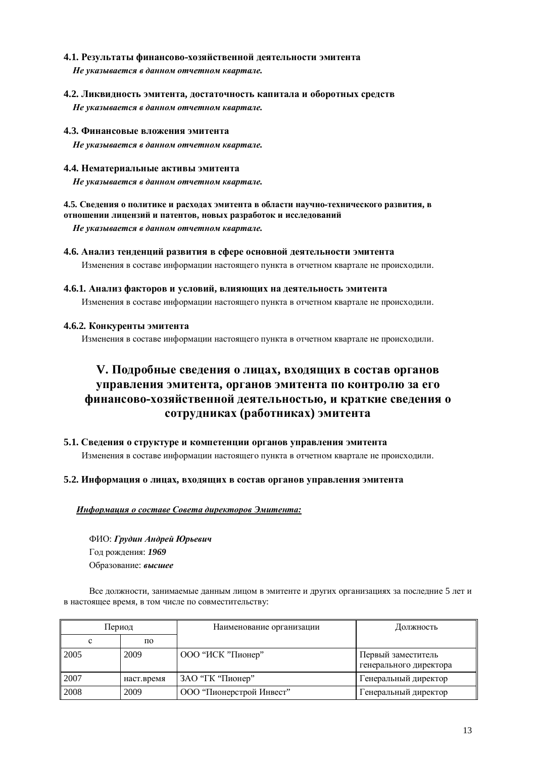### 4.1. Результаты финансово-хозяйственной деятельности эмитента

***Не указывается в данном отчетном квартале.***

### 4.2. Ликвидность эмитента, достаточность капитала и оборотных средств

***Не указывается в данном отчетном квартале.***

### 4.3. Финансовые вложения эмитента

***Не указывается в данном отчетном квартале.***

### 4.4. Нематериальные активы эмитента

***Не указывается в данном отчетном квартале.***

### 4.5. Сведения о политике и расходах эмитента в области научно-технического развития, в отношении лицензий и патентов, новых разработок и исследований

***Не указывается в данном отчетном квартале.***

### 4.6. Анализ тенденций развития в сфере основной деятельности эмитента

Изменения в составе информации настоящего пункта в отчетном квартале не происходили.

### 4.6.1. Анализ факторов и условий, влияющих на деятельность эмитента

Изменения в составе информации настоящего пункта в отчетном квартале не происходили.

### 4.6.2. Конкуренты эмитента

Изменения в составе информации настоящего пункта в отчетном квартале не происходили.

## V. Подробные сведения о лицах, входящих в состав органов управления эмитента, органов эмитента по контролю за его финансово-хозяйственной деятельностью, и краткие сведения о сотрудниках (работниках) эмитента

### 5.1. Сведения о структуре и компетенции органов управления эмитента

Изменения в составе информации настоящего пункта в отчетном квартале не происходили.

### 5.2. Информация о лицах, входящих в состав органов управления эмитента

***Информация о составе Совета директоров Эмитента:***

ФИО: ***Грудин Андрей Юрьевич***
Год рождения: ***1969***
Образование: ***высшее***

Все должности, занимаемые данным лицом в эмитенте и других организациях за последние 5 лет и в настоящее время, в том числе по совместительству:

| Период | | Наименование организации | Должность |
|---|---|---|---|
| с | по | | |
| 2005 | 2009 | ООО “ИСК ”Пионер” | Первый заместитель генерального директора |
| 2007 | наст.время | ЗАО “ГК “Пионер” | Генеральный директор |
| 2008 | 2009 | ООО “Пионерстрой Инвест” | Генеральный директор |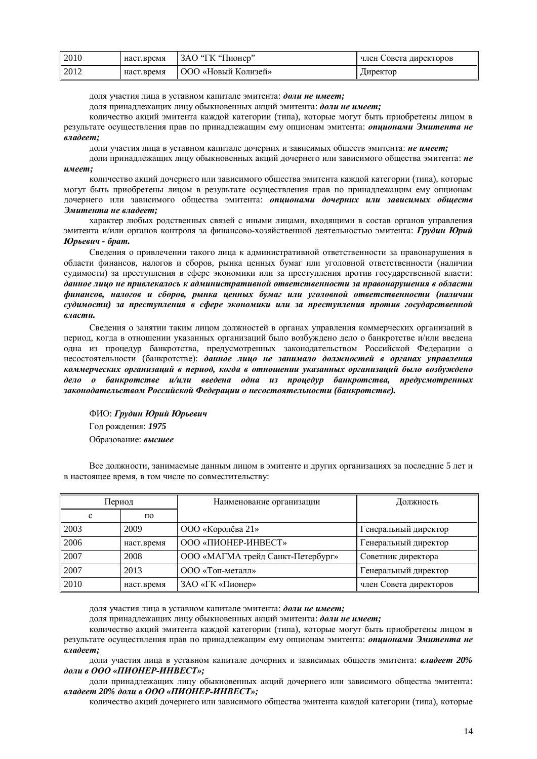| 2010 | наст.время | ЗАО "ГК "Пионер" | член Совета директоров |
|---|---|---|---|
| 2012 | наст.время | ООО «Новый Колизей» | Директор |

доля участия лица в уставном капитале эмитента: ***доли не имеет;***

доля принадлежащих лицу обыкновенных акций эмитента: ***доли не имеет;***

количество акций эмитента каждой категории (типа), которые могут быть приобретены лицом в результате осуществления прав по принадлежащим ему опционам эмитента: ***опционами Эмитента не владеет;***

доли участия лица в уставном капитале дочерних и зависимых обществ эмитента: ***не имеет;***

доли принадлежащих лицу обыкновенных акций дочернего или зависимого общества эмитента: ***не имеет;***

количество акций дочернего или зависимого общества эмитента каждой категории (типа), которые могут быть приобретены лицом в результате осуществления прав по принадлежащим ему опционам дочернего или зависимого общества эмитента: ***опционами дочерних или зависимых обществ Эмитента не владеет;***

характер любых родственных связей с иными лицами, входящими в состав органов управления эмитента и/или органов контроля за финансово-хозяйственной деятельностью эмитента: ***Грудин Юрий Юрьевич - брат.***

Сведения о привлечении такого лица к административной ответственности за правонарушения в области финансов, налогов и сборов, рынка ценных бумаг или уголовной ответственности (наличии судимости) за преступления в сфере экономики или за преступления против государственной власти: ***данное лицо не привлекалось к административной ответственности за правонарушения в области финансов, налогов и сборов, рынка ценных бумаг или уголовной ответственности (наличии судимости) за преступления в сфере экономики или за преступления против государственной власти.***

Сведения о занятии таким лицом должностей в органах управления коммерческих организаций в период, когда в отношении указанных организаций было возбуждено дело о банкротстве и/или введена одна из процедур банкротства, предусмотренных законодательством Российской Федерации о несостоятельности (банкротстве): ***данное лицо не занимало должностей в органах управления коммерческих организаций в период, когда в отношении указанных организаций было возбуждено дело о банкротстве и/или введена одна из процедур банкротства, предусмотренных законодательством Российской Федерации о несостоятельности (банкротстве).***

ФИО: ***Грудин Юрий Юрьевич***

Год рождения: ***1975***

Образование: ***высшее***

Все должности, занимаемые данным лицом в эмитенте и других организациях за последние 5 лет и в настоящее время, в том числе по совместительству:

| Период | | Наименование организации | Должность |
|---|---|---|---|
| с | по | | |
| 2003 | 2009 | ООО «Королёва 21» | Генеральный директор |
| 2006 | наст.время | ООО «ПИОНЕР-ИНВЕСТ» | Генеральный директор |
| 2007 | 2008 | ООО «МАГМА трейд Санкт-Петербург» | Советник директора |
| 2007 | 2013 | ООО «Топ-металл» | Генеральный директор |
| 2010 | наст.время | ЗАО «ГК «Пионер» | член Совета директоров |

доля участия лица в уставном капитале эмитента: ***доли не имеет;***

доля принадлежащих лицу обыкновенных акций эмитента: ***доли не имеет;***

количество акций эмитента каждой категории (типа), которые могут быть приобретены лицом в результате осуществления прав по принадлежащим ему опционам эмитента: ***опционами Эмитента не владеет;***

доли участия лица в уставном капитале дочерних и зависимых обществ эмитента: ***владеет 20% доли в ООО «ПИОНЕР-ИНВЕСТ»;***

доли принадлежащих лицу обыкновенных акций дочернего или зависимого общества эмитента: ***владеет 20% доли в ООО «ПИОНЕР-ИНВЕСТ»;***

количество акций дочернего или зависимого общества эмитента каждой категории (типа), которые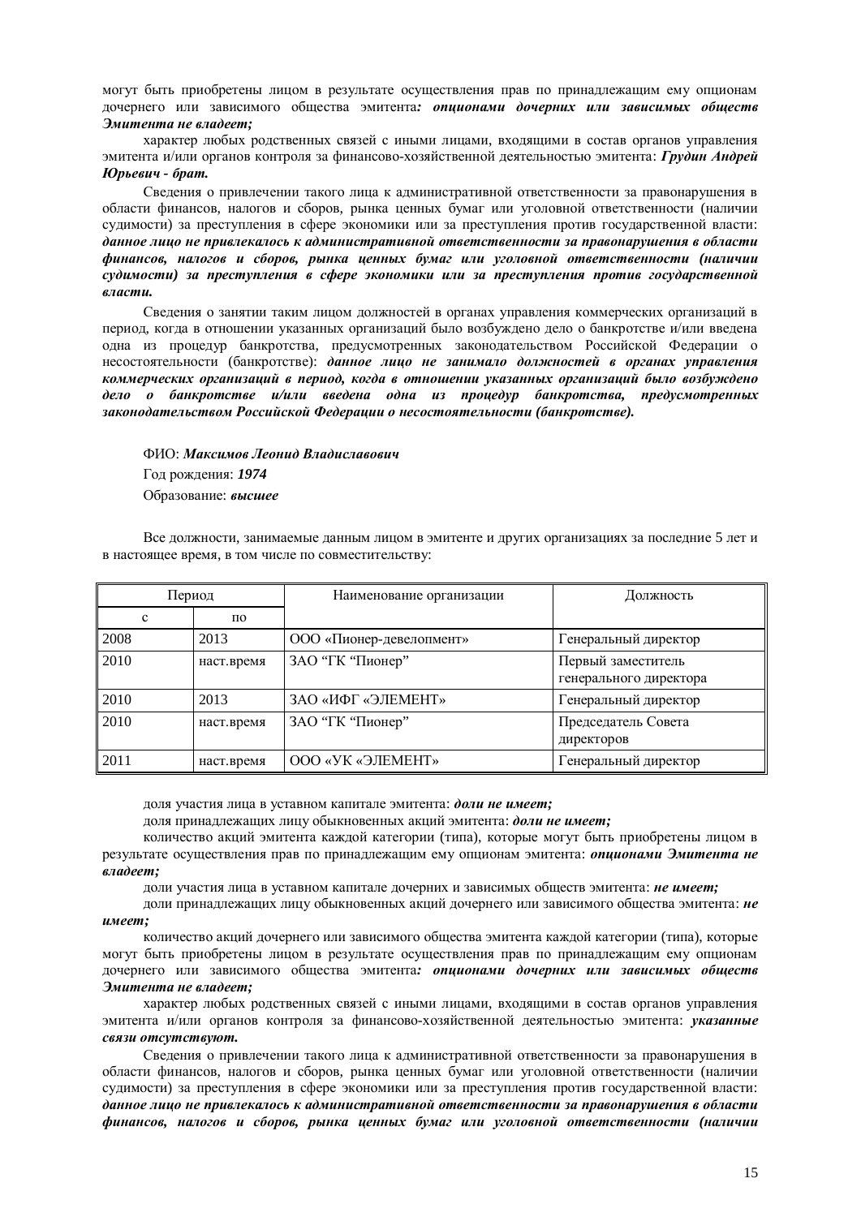могут быть приобретены лицом в результате осуществления прав по принадлежащим ему опционам дочернего или зависимого общества эмитента***: опционами дочерних или зависимых обществ Эмитента не владеет;***

характер любых родственных связей с иными лицами, входящими в состав органов управления эмитента и/или органов контроля за финансово-хозяйственной деятельностью эмитента: ***Грудин Андрей Юрьевич - брат.***

Сведения о привлечении такого лица к административной ответственности за правонарушения в области финансов, налогов и сборов, рынка ценных бумаг или уголовной ответственности (наличии судимости) за преступления в сфере экономики или за преступления против государственной власти: ***данное лицо не привлекалось к административной ответственности за правонарушения в области финансов, налогов и сборов, рынка ценных бумаг или уголовной ответственности (наличии судимости) за преступления в сфере экономики или за преступления против государственной власти.***

Сведения о занятии таким лицом должностей в органах управления коммерческих организаций в период, когда в отношении указанных организаций было возбуждено дело о банкротстве и/или введена одна из процедур банкротства, предусмотренных законодательством Российской Федерации о несостоятельности (банкротстве): ***данное лицо не занимало должностей в органах управления коммерческих организаций в период, когда в отношении указанных организаций было возбуждено дело о банкротстве и/или введена одна из процедур банкротства, предусмотренных законодательством Российской Федерации о несостоятельности (банкротстве).***

ФИО: ***Максимов Леонид Владиславович***

Год рождения: ***1974***

Образование: ***высшее***

Все должности, занимаемые данным лицом в эмитенте и других организациях за последние 5 лет и в настоящее время, в том числе по совместительству:

| Период | | Наименование организации | Должность |
|---|---|---|---|
| с | по | | |
| 2008 | 2013 | ООО «Пионер-девелопмент» | Генеральный директор |
| 2010 | наст.время | ЗАО "ГК "Пионер" | Первый заместитель генерального директора |
| 2010 | 2013 | ЗАО «ИФГ «ЭЛЕМЕНТ» | Генеральный директор |
| 2010 | наст.время | ЗАО "ГК "Пионер" | Председатель Совета директоров |
| 2011 | наст.время | ООО «УК «ЭЛЕМЕНТ» | Генеральный директор |

доля участия лица в уставном капитале эмитента: ***доли не имеет;***

доля принадлежащих лицу обыкновенных акций эмитента: ***доли не имеет;***

количество акций эмитента каждой категории (типа), которые могут быть приобретены лицом в результате осуществления прав по принадлежащим ему опционам эмитента: ***опционами Эмитента не владеет;***

доли участия лица в уставном капитале дочерних и зависимых обществ эмитента: ***не имеет;***

доли принадлежащих лицу обыкновенных акций дочернего или зависимого общества эмитента: ***не имеет;***

количество акций дочернего или зависимого общества эмитента каждой категории (типа), которые могут быть приобретены лицом в результате осуществления прав по принадлежащим ему опционам дочернего или зависимого общества эмитента***: опционами дочерних или зависимых обществ Эмитента не владеет;***

характер любых родственных связей с иными лицами, входящими в состав органов управления эмитента и/или органов контроля за финансово-хозяйственной деятельностью эмитента: ***указанные связи отсутствуют.***

Сведения о привлечении такого лица к административной ответственности за правонарушения в области финансов, налогов и сборов, рынка ценных бумаг или уголовной ответственности (наличии судимости) за преступления в сфере экономики или за преступления против государственной власти: ***данное лицо не привлекалось к административной ответственности за правонарушения в области финансов, налогов и сборов, рынка ценных бумаг или уголовной ответственности (наличии***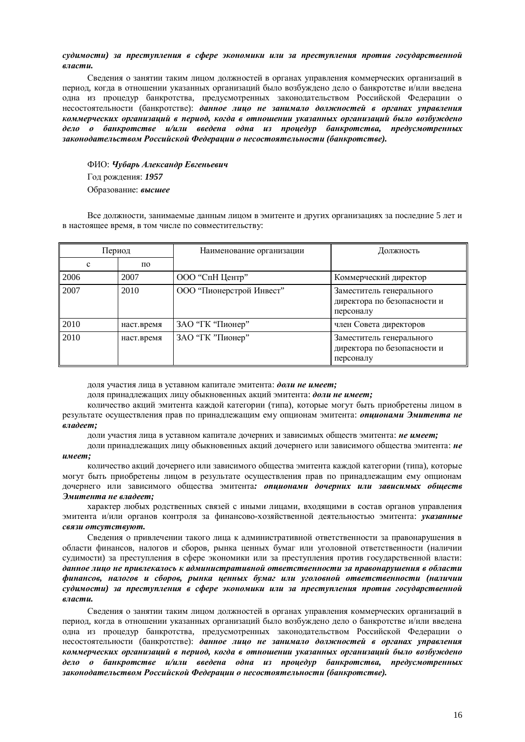***судимости) за преступления в сфере экономики или за преступления против государственной власти.***

Сведения о занятии таким лицом должностей в органах управления коммерческих организаций в период, когда в отношении указанных организаций было возбуждено дело о банкротстве и/или введена одна из процедур банкротства, предусмотренных законодательством Российской Федерации о несостоятельности (банкротстве): ***данное лицо не занимало должностей в органах управления коммерческих организаций в период, когда в отношении указанных организаций было возбуждено дело о банкротстве и/или введена одна из процедур банкротства, предусмотренных законодательством Российской Федерации о несостоятельности (банкротстве).***

ФИО: ***Чубарь Александр Евгеньевич***

Год рождения: ***1957***

Образование: ***высшее***

Все должности, занимаемые данным лицом в эмитенте и других организациях за последние 5 лет и в настоящее время, в том числе по совместительству:

| Период | | Наименование организации | Должность |
|---|---|---|---|
| с | по | | |
| 2006 | 2007 | ООО “СпН Центр” | Коммерческий директор |
| 2007 | 2010 | ООО “Пионерстрой Инвест” | Заместитель генерального директора по безопасности и персоналу |
| 2010 | наст.время | ЗАО “ГК “Пионер” | член Совета директоров |
| 2010 | наст.время | ЗАО “ГК ”Пионер” | Заместитель генерального директора по безопасности и персоналу |

доля участия лица в уставном капитале эмитента: ***доли не имеет;***

доля принадлежащих лицу обыкновенных акций эмитента: ***доли не имеет;***

количество акций эмитента каждой категории (типа), которые могут быть приобретены лицом в результате осуществления прав по принадлежащим ему опционам эмитента: ***опционами Эмитента не владеет;***

доли участия лица в уставном капитале дочерних и зависимых обществ эмитента: ***не имеет;***

доли принадлежащих лицу обыкновенных акций дочернего или зависимого общества эмитента: ***не имеет;***

количество акций дочернего или зависимого общества эмитента каждой категории (типа), которые могут быть приобретены лицом в результате осуществления прав по принадлежащим ему опционам дочернего или зависимого общества эмитента***: опционами дочерних или зависимых обществ Эмитента не владеет;***

характер любых родственных связей с иными лицами, входящими в состав органов управления эмитента и/или органов контроля за финансово-хозяйственной деятельностью эмитента: ***указанные связи отсутствуют.***

Сведения о привлечении такого лица к административной ответственности за правонарушения в области финансов, налогов и сборов, рынка ценных бумаг или уголовной ответственности (наличии судимости) за преступления в сфере экономики или за преступления против государственной власти: ***данное лицо не привлекалось к административной ответственности за правонарушения в области финансов, налогов и сборов, рынка ценных бумаг или уголовной ответственности (наличии судимости) за преступления в сфере экономики или за преступления против государственной власти.***

Сведения о занятии таким лицом должностей в органах управления коммерческих организаций в период, когда в отношении указанных организаций было возбуждено дело о банкротстве и/или введена одна из процедур банкротства, предусмотренных законодательством Российской Федерации о несостоятельности (банкротстве): ***данное лицо не занимало должностей в органах управления коммерческих организаций в период, когда в отношении указанных организаций было возбуждено дело о банкротстве и/или введена одна из процедур банкротства, предусмотренных законодательством Российской Федерации о несостоятельности (банкротстве).***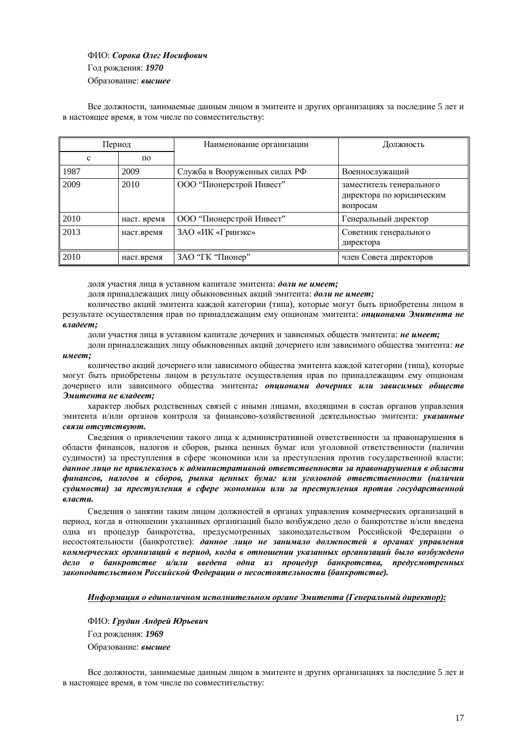ФИО: ***Сорока Олег Иосифович***

Год рождения: ***1970***

Образование: ***высшее***

Все должности, занимаемые данным лицом в эмитенте и других организациях за последние 5 лет и в настоящее время, в том числе по совместительству:

| Период | | Наименование организации | Должность |
|---|---|---|---|
| с | по | | |
| 1987 | 2009 | Служба в Вооруженных силах РФ | Военнослужащий |
| 2009 | 2010 | ООО "Пионерстрой Инвест" | заместитель генерального директора по юридическим вопросам |
| 2010 | наст. время | ООО "Пионерстрой Инвест" | Генеральный директор |
| 2013 | наст.время | ЗАО «ИК «Гринэкс» | Советник генерального директора |
| 2010 | наст.время | ЗАО "ГК "Пионер" | член Совета директоров |

доля участия лица в уставном капитале эмитента: ***доли не имеет;***

доля принадлежащих лицу обыкновенных акций эмитента: ***доли не имеет;***

количество акций эмитента каждой категории (типа), которые могут быть приобретены лицом в результате осуществления прав по принадлежащим ему опционам эмитента: ***опционами Эмитента не владеет;***

доли участия лица в уставном капитале дочерних и зависимых обществ эмитента: ***не имеет;***

доли принадлежащих лицу обыкновенных акций дочернего или зависимого общества эмитента: ***не имеет;***

количество акций дочернего или зависимого общества эмитента каждой категории (типа), которые могут быть приобретены лицом в результате осуществления прав по принадлежащим ему опционам дочернего или зависимого общества эмитента***: опционами дочерних или зависимых обществ Эмитента не владеет;***

характер любых родственных связей с иными лицами, входящими в состав органов управления эмитента и/или органов контроля за финансово-хозяйственной деятельностью эмитента: ***указанные связи отсутствуют.***

Сведения о привлечении такого лица к административной ответственности за правонарушения в области финансов, налогов и сборов, рынка ценных бумаг или уголовной ответственности (наличии судимости) за преступления в сфере экономики или за преступления против государственной власти: ***данное лицо не привлекалось к административной ответственности за правонарушения в области финансов, налогов и сборов, рынка ценных бумаг или уголовной ответственности (наличии судимости) за преступления в сфере экономики или за преступления против государственной власти.***

Сведения о занятии таким лицом должностей в органах управления коммерческих организаций в период, когда в отношении указанных организаций было возбуждено дело о банкротстве и/или введена одна из процедур банкротства, предусмотренных законодательством Российской Федерации о несостоятельности (банкротстве): ***данное лицо не занимало должностей в органах управления коммерческих организаций в период, когда в отношении указанных организаций было возбуждено дело о банкротстве и/или введена одна из процедур банкротства, предусмотренных законодательством Российской Федерации о несостоятельности (банкротстве).***

***Информация о единоличном исполнительном органе Эмитента (Генеральный директор):***

ФИО: ***Грудин Андрей Юрьевич***

Год рождения: ***1969***

Образование: ***высшее***

Все должности, занимаемые данным лицом в эмитенте и других организациях за последние 5 лет и в настоящее время, в том числе по совместительству: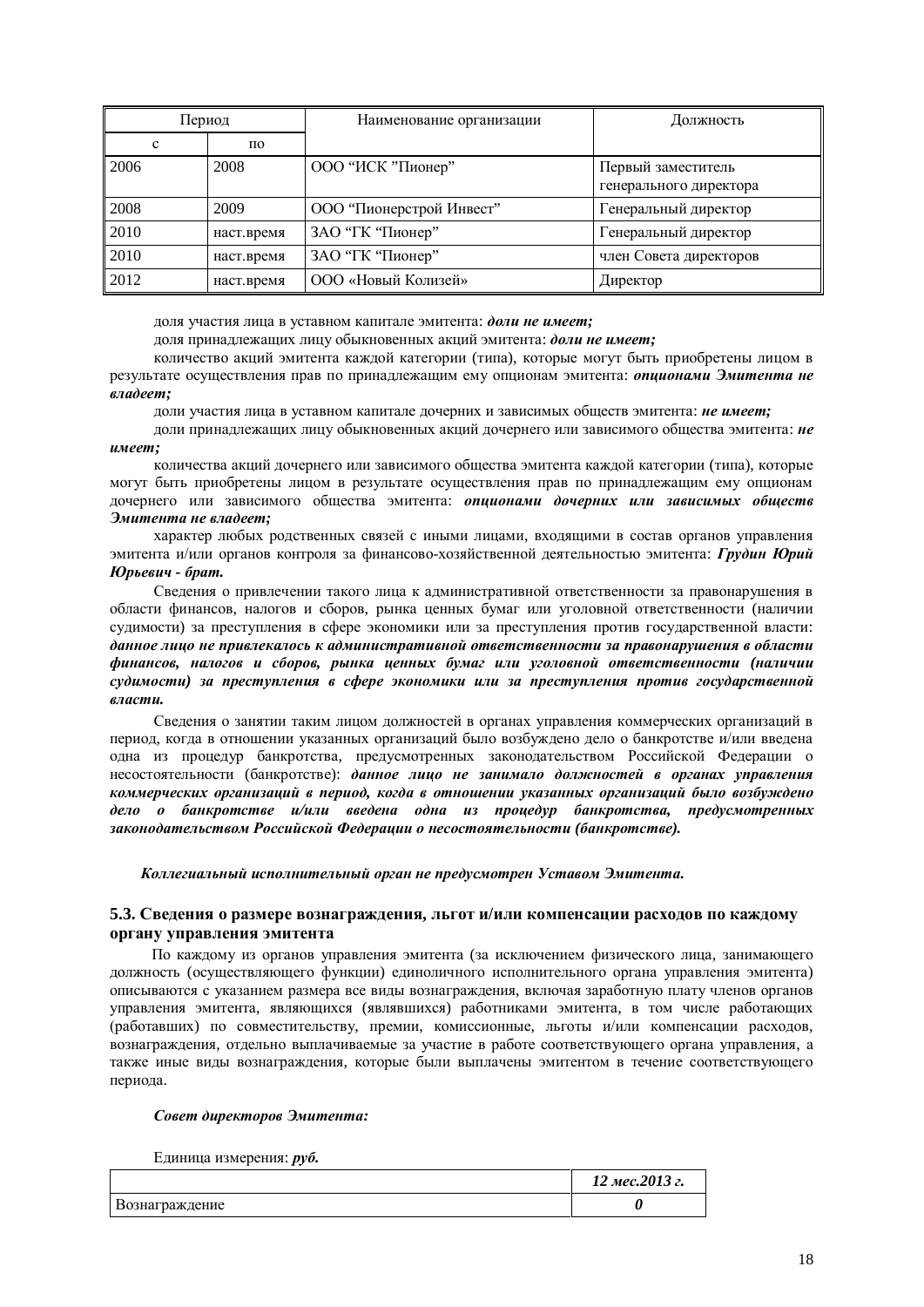| Период | | Наименование организации | Должность |
|---|---|---|---|
| с | по | | |
| 2006 | 2008 | ООО “ИСК ”Пионер” | Первый заместитель генерального директора |
| 2008 | 2009 | ООО “Пионерстрой Инвест” | Генеральный директор |
| 2010 | наст.время | ЗАО “ГК “Пионер” | Генеральный директор |
| 2010 | наст.время | ЗАО “ГК “Пионер” | член Совета директоров |
| 2012 | наст.время | ООО «Новый Колизей» | Директор |

доля участия лица в уставном капитале эмитента: ***доли не имеет;***

доля принадлежащих лицу обыкновенных акций эмитента: ***доли не имеет;***

количество акций эмитента каждой категории (типа), которые могут быть приобретены лицом в результате осуществления прав по принадлежащим ему опционам эмитента: ***опционами Эмитента не владеет;***

доли участия лица в уставном капитале дочерних и зависимых обществ эмитента: ***не имеет;***

доли принадлежащих лицу обыкновенных акций дочернего или зависимого общества эмитента: ***не имеет;***

количества акций дочернего или зависимого общества эмитента каждой категории (типа), которые могут быть приобретены лицом в результате осуществления прав по принадлежащим ему опционам дочернего или зависимого общества эмитента: ***опционами дочерних или зависимых обществ Эмитента не владеет;***

характер любых родственных связей с иными лицами, входящими в состав органов управления эмитента и/или органов контроля за финансово-хозяйственной деятельностью эмитента: ***Грудин Юрий Юрьевич - брат.***

Сведения о привлечении такого лица к административной ответственности за правонарушения в области финансов, налогов и сборов, рынка ценных бумаг или уголовной ответственности (наличии судимости) за преступления в сфере экономики или за преступления против государственной власти: ***данное лицо не привлекалось к административной ответственности за правонарушения в области финансов, налогов и сборов, рынка ценных бумаг или уголовной ответственности (наличии судимости) за преступления в сфере экономики или за преступления против государственной власти.***

Сведения о занятии таким лицом должностей в органах управления коммерческих организаций в период, когда в отношении указанных организаций было возбуждено дело о банкротстве и/или введена одна из процедур банкротства, предусмотренных законодательством Российской Федерации о несостоятельности (банкротстве): ***данное лицо не занимало должностей в органах управления коммерческих организаций в период, когда в отношении указанных организаций было возбуждено дело о банкротстве и/или введена одна из процедур банкротства, предусмотренных законодательством Российской Федерации о несостоятельности (банкротстве).***

***Коллегиальный исполнительный орган не предусмотрен Уставом Эмитента.***

### 5.3. Сведения о размере вознаграждения, льгот и/или компенсации расходов по каждому органу управления эмитента

По каждому из органов управления эмитента (за исключением физического лица, занимающего должность (осуществляющего функции) единоличного исполнительного органа управления эмитента) описываются с указанием размера все виды вознаграждения, включая заработную плату членов органов управления эмитента, являющихся (являвшихся) работниками эмитента, в том числе работающих (работавших) по совместительству, премии, комиссионные, льготы и/или компенсации расходов, вознаграждения, отдельно выплачиваемые за участие в работе соответствующего органа управления, а также иные виды вознаграждения, которые были выплачены эмитентом в течение соответствующего периода.

***Совет директоров Эмитента:***

Единица измерения: ***руб.***

| | ***12 мес.2013 г.*** |
|---|---|
| Вознаграждение | ***0*** |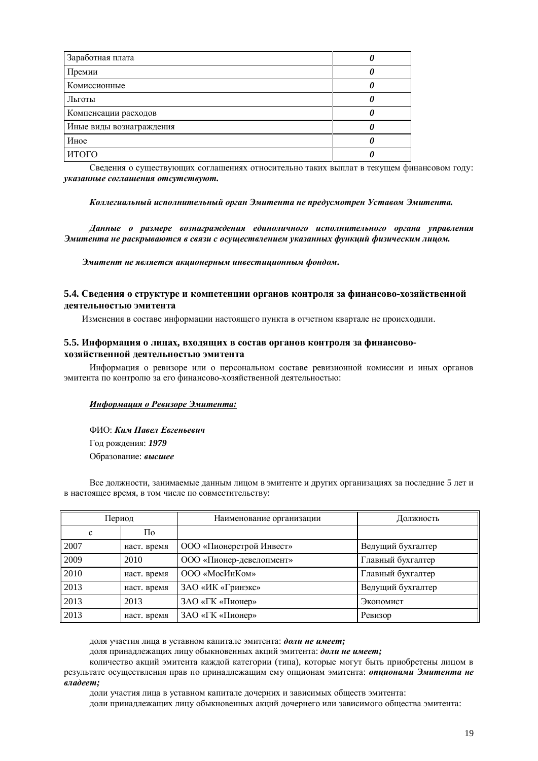| Заработная плата | ***0*** |
|---|---|
| Премии | ***0*** |
| Комиссионные | ***0*** |
| Льготы | ***0*** |
| Компенсации расходов | ***0*** |
| Иные виды вознаграждения | ***0*** |
| Иное | ***0*** |
| ИТОГО | ***0*** |

Сведения о существующих соглашениях относительно таких выплат в текущем финансовом году: ***указанные соглашения отсутствуют.***

***Коллегиальный исполнительный орган Эмитента не предусмотрен Уставом Эмитента.***

***Данные о размере вознаграждения единоличного исполнительного органа управления Эмитента не раскрываются в связи с осуществлением указанных функций физическим лицом.***

***Эмитент не является акционерным инвестиционным фондом.***

## 5.4. Сведения о структуре и компетенции органов контроля за финансово-хозяйственной деятельностью эмитента

Изменения в составе информации настоящего пункта в отчетном квартале не происходили.

## 5.5. Информация о лицах, входящих в состав органов контроля за финансово-хозяйственной деятельностью эмитента

Информация о ревизоре или о персональном составе ревизионной комиссии и иных органов эмитента по контролю за его финансово-хозяйственной деятельностью:

***<u>Информация о Ревизоре Эмитента:</u>***

ФИО: ***Ким Павел Евгеньевич***

Год рождения: ***1979***

Образование: ***высшее***

Все должности, занимаемые данным лицом в эмитенте и других организациях за последние 5 лет и в настоящее время, в том числе по совместительству:

| Период | | Наименование организации | Должность |
|---|---|---|---|
| с | По | | |
| 2007 | наст. время | ООО «Пионерстрой Инвест» | Ведущий бухгалтер |
| 2009 | 2010 | ООО «Пионер-девелопмент» | Главный бухгалтер |
| 2010 | наст. время | ООО «МосИнКом» | Главный бухгалтер |
| 2013 | наст. время | ЗАО «ИК «Гринэкс» | Ведущий бухгалтер |
| 2013 | 2013 | ЗАО «ГК «Пионер» | Экономист |
| 2013 | наст. время | ЗАО «ГК «Пионер» | Ревизор |

доля участия лица в уставном капитале эмитента: ***доли не имеет;***

доля принадлежащих лицу обыкновенных акций эмитента: ***доли не имеет;***

количество акций эмитента каждой категории (типа), которые могут быть приобретены лицом в результате осуществления прав по принадлежащим ему опционам эмитента: ***опционами Эмитента не владеет;***

доли участия лица в уставном капитале дочерних и зависимых обществ эмитента:

доли принадлежащих лицу обыкновенных акций дочернего или зависимого общества эмитента: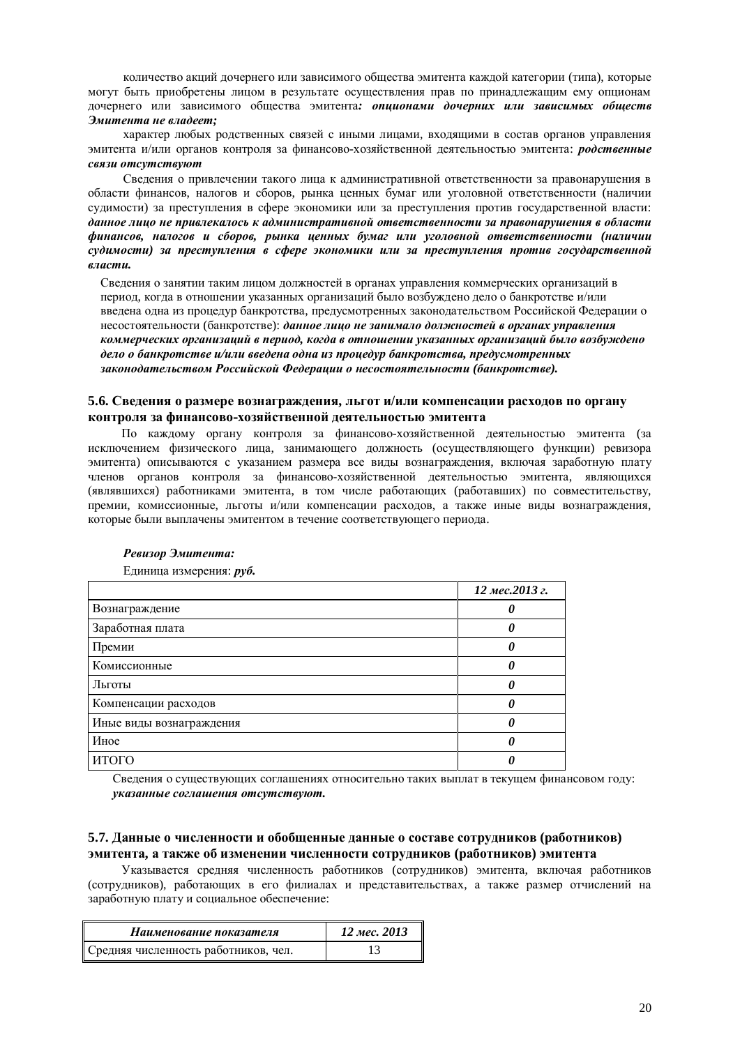количество акций дочернего или зависимого общества эмитента каждой категории (типа), которые могут быть приобретены лицом в результате осуществления прав по принадлежащим ему опционам дочернего или зависимого общества эмитента***: опционами дочерних или зависимых обществ Эмитента не владеет;***

характер любых родственных связей с иными лицами, входящими в состав органов управления эмитента и/или органов контроля за финансово-хозяйственной деятельностью эмитента: ***родственные связи отсутствуют***

Сведения о привлечении такого лица к административной ответственности за правонарушения в области финансов, налогов и сборов, рынка ценных бумаг или уголовной ответственности (наличии судимости) за преступления в сфере экономики или за преступления против государственной власти: ***данное лицо не привлекалось к административной ответственности за правонарушения в области финансов, налогов и сборов, рынка ценных бумаг или уголовной ответственности (наличии судимости) за преступления в сфере экономики или за преступления против государственной власти.***

Сведения о занятии таким лицом должностей в органах управления коммерческих организаций в период, когда в отношении указанных организаций было возбуждено дело о банкротстве и/или введена одна из процедур банкротства, предусмотренных законодательством Российской Федерации о несостоятельности (банкротстве): ***данное лицо не занимало должностей в органах управления коммерческих организаций в период, когда в отношении указанных организаций было возбуждено дело о банкротстве и/или введена одна из процедур банкротства, предусмотренных законодательством Российской Федерации о несостоятельности (банкротстве).***

### 5.6. Сведения о размере вознаграждения, льгот и/или компенсации расходов по органу контроля за финансово-хозяйственной деятельностью эмитента

По каждому органу контроля за финансово-хозяйственной деятельностью эмитента (за исключением физического лица, занимающего должность (осуществляющего функции) ревизора эмитента) описываются с указанием размера все виды вознаграждения, включая заработную плату членов органов контроля за финансово-хозяйственной деятельностью эмитента, являющихся (являвшихся) работниками эмитента, в том числе работающих (работавших) по совместительству, премии, комиссионные, льготы и/или компенсации расходов, а также иные виды вознаграждения, которые были выплачены эмитентом в течение соответствующего периода.

***Ревизор Эмитента:***

Единица измерения: ***руб.***

| | ***12 мес.2013 г.*** |
|---|---|
| Вознаграждение | ***0*** |
| Заработная плата | ***0*** |
| Премии | ***0*** |
| Комиссионные | ***0*** |
| Льготы | ***0*** |
| Компенсации расходов | ***0*** |
| Иные виды вознаграждения | ***0*** |
| Иное | ***0*** |
| ИТОГО | ***0*** |

Сведения о существующих соглашениях относительно таких выплат в текущем финансовом году: ***указанные соглашения отсутствуют.***

### 5.7. Данные о численности и обобщенные данные о составе сотрудников (работников) эмитента, а также об изменении численности сотрудников (работников) эмитента

Указывается средняя численность работников (сотрудников) эмитента, включая работников (сотрудников), работающих в его филиалах и представительствах, а также размер отчислений на заработную плату и социальное обеспечение:

| ***Наименование показателя*** | ***12 мес. 2013*** |
|---|---|
| Средняя численность работников, чел. | 13 |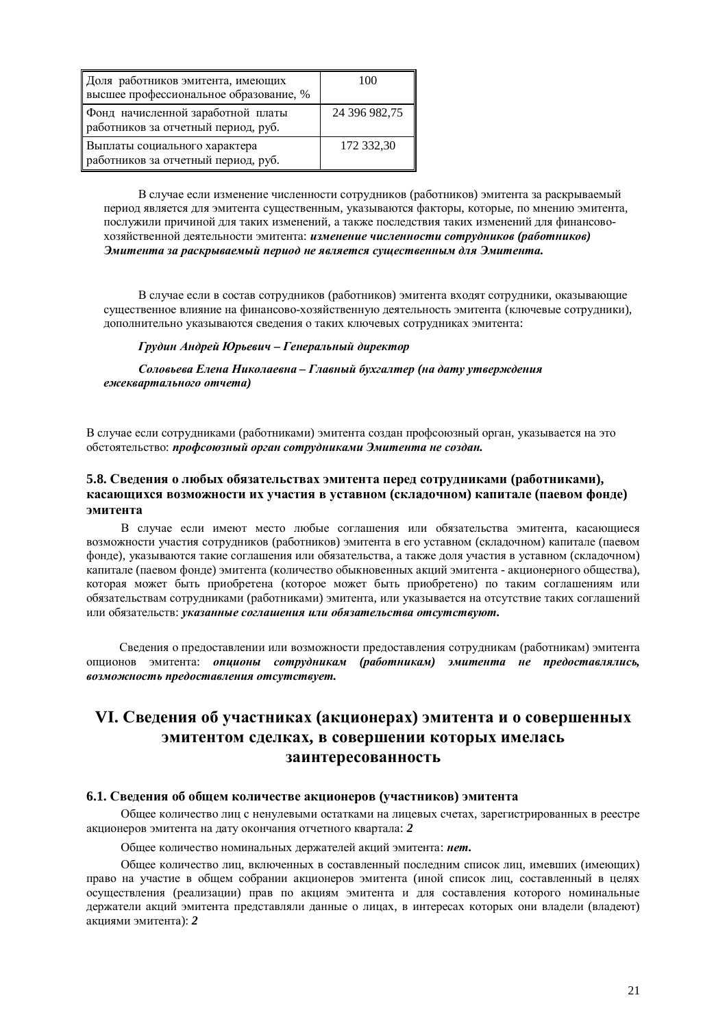| Доля работников эмитента, имеющих высшее профессиональное образование, % | 100 |
|---|---|
| Фонд начисленной заработной платы работников за отчетный период, руб. | 24 396 982,75 |
| Выплаты социального характера работников за отчетный период, руб. | 172 332,30 |

В случае если изменение численности сотрудников (работников) эмитента за раскрываемый период является для эмитента существенным, указываются факторы, которые, по мнению эмитента, послужили причиной для таких изменений, а также последствия таких изменений для финансово-хозяйственной деятельности эмитента: ***изменение численности сотрудников (работников) Эмитента за раскрываемый период не является существенным для Эмитента.***

В случае если в состав сотрудников (работников) эмитента входят сотрудники, оказывающие существенное влияние на финансово-хозяйственную деятельность эмитента (ключевые сотрудники), дополнительно указываются сведения о таких ключевых сотрудниках эмитента:

***Грудин Андрей Юрьевич – Генеральный директор***

***Соловьева Елена Николаевна – Главный бухгалтер (на дату утверждения ежеквартального отчета)***

В случае если сотрудниками (работниками) эмитента создан профсоюзный орган, указывается на это обстоятельство: ***профсоюзный орган сотрудниками Эмитента не создан.***

### 5.8. Сведения о любых обязательствах эмитента перед сотрудниками (работниками), касающихся возможности их участия в уставном (складочном) капитале (паевом фонде) эмитента

В случае если имеют место любые соглашения или обязательства эмитента, касающиеся возможности участия сотрудников (работников) эмитента в его уставном (складочном) капитале (паевом фонде), указываются такие соглашения или обязательства, а также доля участия в уставном (складочном) капитале (паевом фонде) эмитента (количество обыкновенных акций эмитента - акционерного общества), которая может быть приобретена (которое может быть приобретено) по таким соглашениям или обязательствам сотрудниками (работниками) эмитента, или указывается на отсутствие таких соглашений или обязательств: ***указанные соглашения или обязательства отсутствуют.***

Сведения о предоставлении или возможности предоставления сотрудникам (работникам) эмитента опционов эмитента: ***опционы сотрудникам (работникам) эмитента не предоставлялись, возможность предоставления отсутствует.***

## VI. Сведения об участниках (акционерах) эмитента и о совершенных эмитентом сделках, в совершении которых имелась заинтересованность

### 6.1. Сведения об общем количестве акционеров (участников) эмитента

Общее количество лиц с ненулевыми остатками на лицевых счетах, зарегистрированных в реестре акционеров эмитента на дату окончания отчетного квартала: ***2***

Общее количество номинальных держателей акций эмитента: ***нет.***

Общее количество лиц, включенных в составленный последним список лиц, имевших (имеющих) право на участие в общем собрании акционеров эмитента (иной список лиц, составленный в целях осуществления (реализации) прав по акциям эмитента и для составления которого номинальные держатели акций эмитента представляли данные о лицах, в интересах которых они владели (владеют) акциями эмитента): ***2***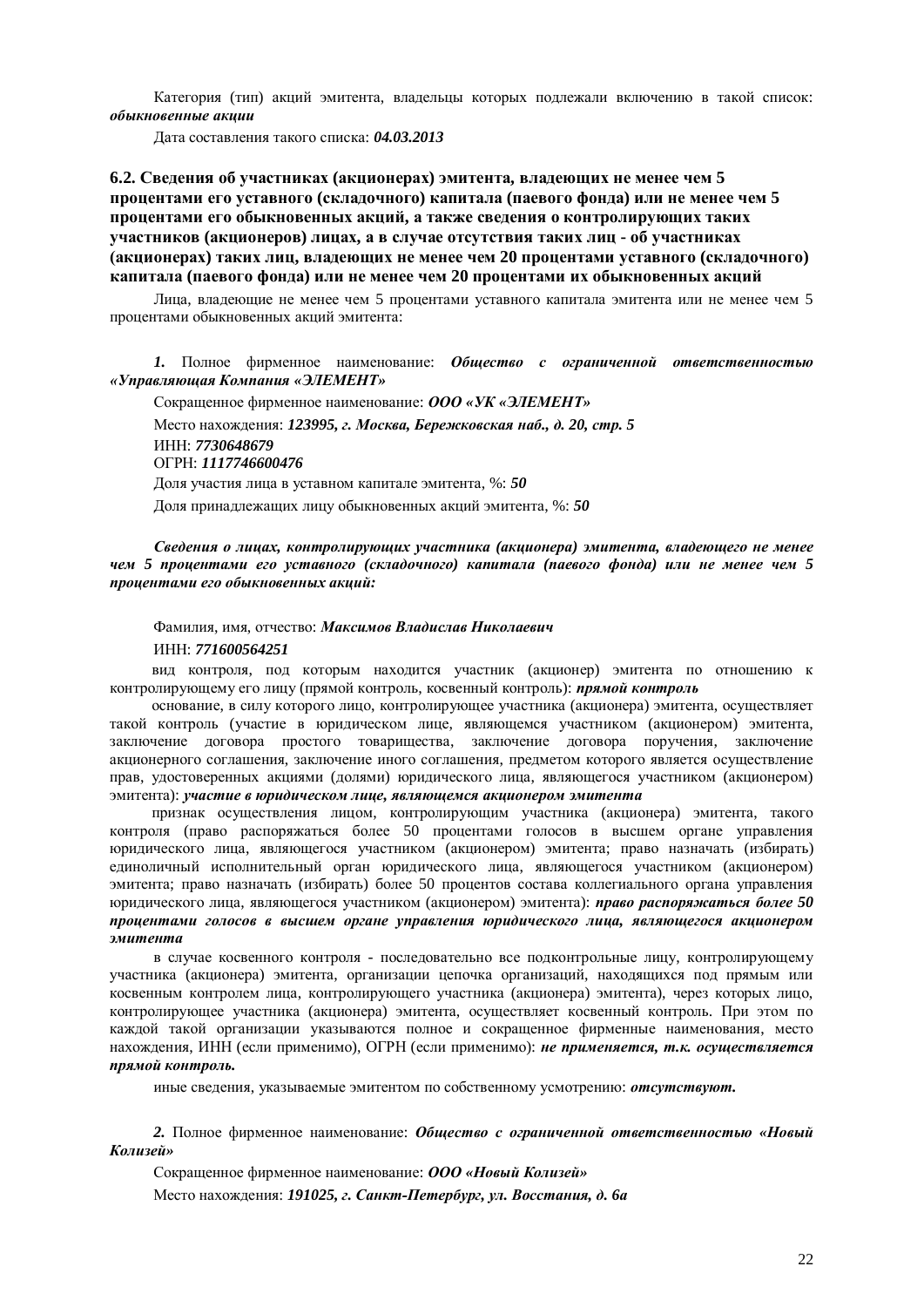Категория (тип) акций эмитента, владельцы которых подлежали включению в такой список: ***обыкновенные акции***

Дата составления такого списка: ***04.03.2013***

### 6.2. Сведения об участниках (акционерах) эмитента, владеющих не менее чем 5 процентами его уставного (складочного) капитала (паевого фонда) или не менее чем 5 процентами его обыкновенных акций, а также сведения о контролирующих таких участников (акционеров) лицах, а в случае отсутствия таких лиц - об участниках (акционерах) таких лиц, владеющих не менее чем 20 процентами уставного (складочного) капитала (паевого фонда) или не менее чем 20 процентами их обыкновенных акций

Лица, владеющие не менее чем 5 процентами уставного капитала эмитента или не менее чем 5 процентами обыкновенных акций эмитента:

***1.*** Полное фирменное наименование: ***Общество с ограниченной ответственностью «Управляющая Компания «ЭЛЕМЕНТ»***

Сокращенное фирменное наименование: ***ООО «УК «ЭЛЕМЕНТ»***

Место нахождения: ***123995, г. Москва, Бережковская наб., д. 20, стр. 5***

ИНН: ***7730648679***

ОГРН: ***1117746600476***

Доля участия лица в уставном капитале эмитента, %: ***50***

Доля принадлежащих лицу обыкновенных акций эмитента, %: ***50***

***Сведения о лицах, контролирующих участника (акционера) эмитента, владеющего не менее чем 5 процентами его уставного (складочного) капитала (паевого фонда) или не менее чем 5 процентами его обыкновенных акций:***

Фамилия, имя, отчество: ***Максимов Владислав Николаевич***

ИНН: ***771600564251***

вид контроля, под которым находится участник (акционер) эмитента по отношению к контролирующему его лицу (прямой контроль, косвенный контроль): ***прямой контроль***

основание, в силу которого лицо, контролирующее участника (акционера) эмитента, осуществляет такой контроль (участие в юридическом лице, являющемся участником (акционером) эмитента, заключение договора простого товарищества, заключение договора поручения, заключение акционерного соглашения, заключение иного соглашения, предметом которого является осуществление прав, удостоверенных акциями (долями) юридического лица, являющегося участником (акционером) эмитента): ***участие в юридическом лице, являющемся акционером эмитента***

признак осуществления лицом, контролирующим участника (акционера) эмитента, такого контроля (право распоряжаться более 50 процентами голосов в высшем органе управления юридического лица, являющегося участником (акционером) эмитента; право назначать (избирать) единоличный исполнительный орган юридического лица, являющегося участником (акционером) эмитента; право назначать (избирать) более 50 процентов состава коллегиального органа управления юридического лица, являющегося участником (акционером) эмитента): ***право распоряжаться более 50 процентами голосов в высшем органе управления юридического лица, являющегося акционером эмитента***

в случае косвенного контроля - последовательно все подконтрольные лицу, контролирующему участника (акционера) эмитента, организации цепочка организаций, находящихся под прямым или косвенным контролем лица, контролирующего участника (акционера) эмитента), через которых лицо, контролирующее участника (акционера) эмитента, осуществляет косвенный контроль. При этом по каждой такой организации указываются полное и сокращенное фирменные наименования, место нахождения, ИНН (если применимо), ОГРН (если применимо): ***не применяется, т.к. осуществляется прямой контроль.***

иные сведения, указываемые эмитентом по собственному усмотрению: ***отсутствуют.***

***2.*** Полное фирменное наименование: ***Общество с ограниченной ответственностью «Новый Колизей»***

Сокращенное фирменное наименование: ***ООО «Новый Колизей»***

Место нахождения: ***191025, г. Санкт-Петербург, ул. Восстания, д. 6а***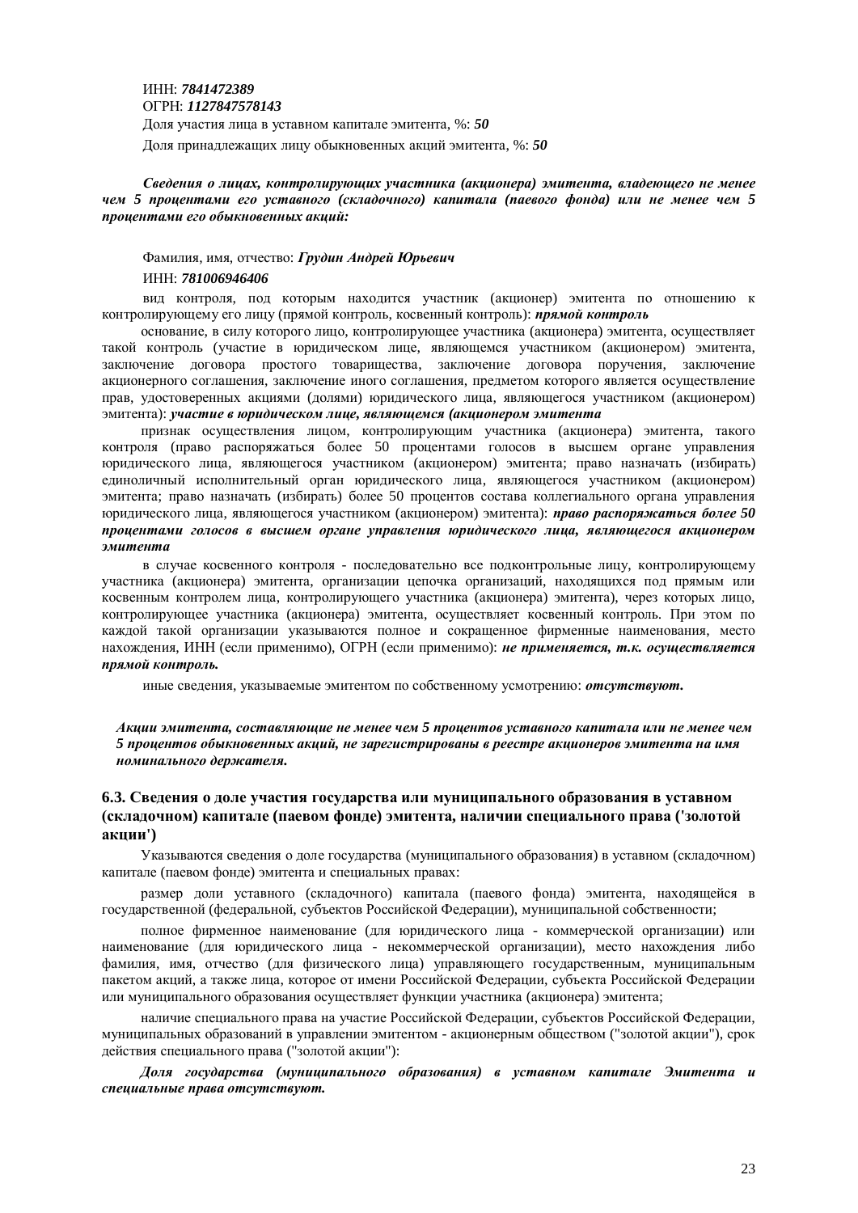ИНН: ***7841472389***
ОГРН: ***1127847578143***
Доля участия лица в уставном капитале эмитента, %: ***50***
Доля принадлежащих лицу обыкновенных акций эмитента, %: ***50***

***Сведения о лицах, контролирующих участника (акционера) эмитента, владеющего не менее чем 5 процентами его уставного (складочного) капитала (паевого фонда) или не менее чем 5 процентами его обыкновенных акций:***

Фамилия, имя, отчество: ***Грудин Андрей Юрьевич***

ИНН: ***781006946406***

вид контроля, под которым находится участник (акционер) эмитента по отношению к контролирующему его лицу (прямой контроль, косвенный контроль): ***прямой контроль***

основание, в силу которого лицо, контролирующее участника (акционера) эмитента, осуществляет такой контроль (участие в юридическом лице, являющемся участником (акционером) эмитента, заключение договора простого товарищества, заключение договора поручения, заключение акционерного соглашения, заключение иного соглашения, предметом которого является осуществление прав, удостоверенных акциями (долями) юридического лица, являющегося участником (акционером) эмитента): ***участие в юридическом лице, являющемся (акционером эмитента***

признак осуществления лицом, контролирующим участника (акционера) эмитента, такого контроля (право распоряжаться более 50 процентами голосов в высшем органе управления юридического лица, являющегося участником (акционером) эмитента; право назначать (избирать) единоличный исполнительный орган юридического лица, являющегося участником (акционером) эмитента; право назначать (избирать) более 50 процентов состава коллегиального органа управления юридического лица, являющегося участником (акционером) эмитента): ***право распоряжаться более 50 процентами голосов в высшем органе управления юридического лица, являющегося акционером эмитента***

в случае косвенного контроля - последовательно все подконтрольные лицу, контролирующему участника (акционера) эмитента, организации цепочка организаций, находящихся под прямым или косвенным контролем лица, контролирующего участника (акционера) эмитента), через которых лицо, контролирующее участника (акционера) эмитента, осуществляет косвенный контроль. При этом по каждой такой организации указываются полное и сокращенное фирменные наименования, место нахождения, ИНН (если применимо), ОГРН (если применимо): ***не применяется, т.к. осуществляется прямой контроль.***

иные сведения, указываемые эмитентом по собственному усмотрению: ***отсутствуют.***

***Акции эмитента, составляющие не менее чем 5 процентов уставного капитала или не менее чем 5 процентов обыкновенных акций, не зарегистрированы в реестре акционеров эмитента на имя номинального держателя.***

## 6.3. Сведения о доле участия государства или муниципального образования в уставном (складочном) капитале (паевом фонде) эмитента, наличии специального права ('золотой акции')

Указываются сведения о доле государства (муниципального образования) в уставном (складочном) капитале (паевом фонде) эмитента и специальных правах:

размер доли уставного (складочного) капитала (паевого фонда) эмитента, находящейся в государственной (федеральной, субъектов Российской Федерации), муниципальной собственности;

полное фирменное наименование (для юридического лица - коммерческой организации) или наименование (для юридического лица - некоммерческой организации), место нахождения либо фамилия, имя, отчество (для физического лица) управляющего государственным, муниципальным пакетом акций, а также лица, которое от имени Российской Федерации, субъекта Российской Федерации или муниципального образования осуществляет функции участника (акционера) эмитента;

наличие специального права на участие Российской Федерации, субъектов Российской Федерации, муниципальных образований в управлении эмитентом - акционерным обществом ("золотой акции"), срок действия специального права ("золотой акции"):

***Доля государства (муниципального образования) в уставном капитале Эмитента и специальные права отсутствуют.***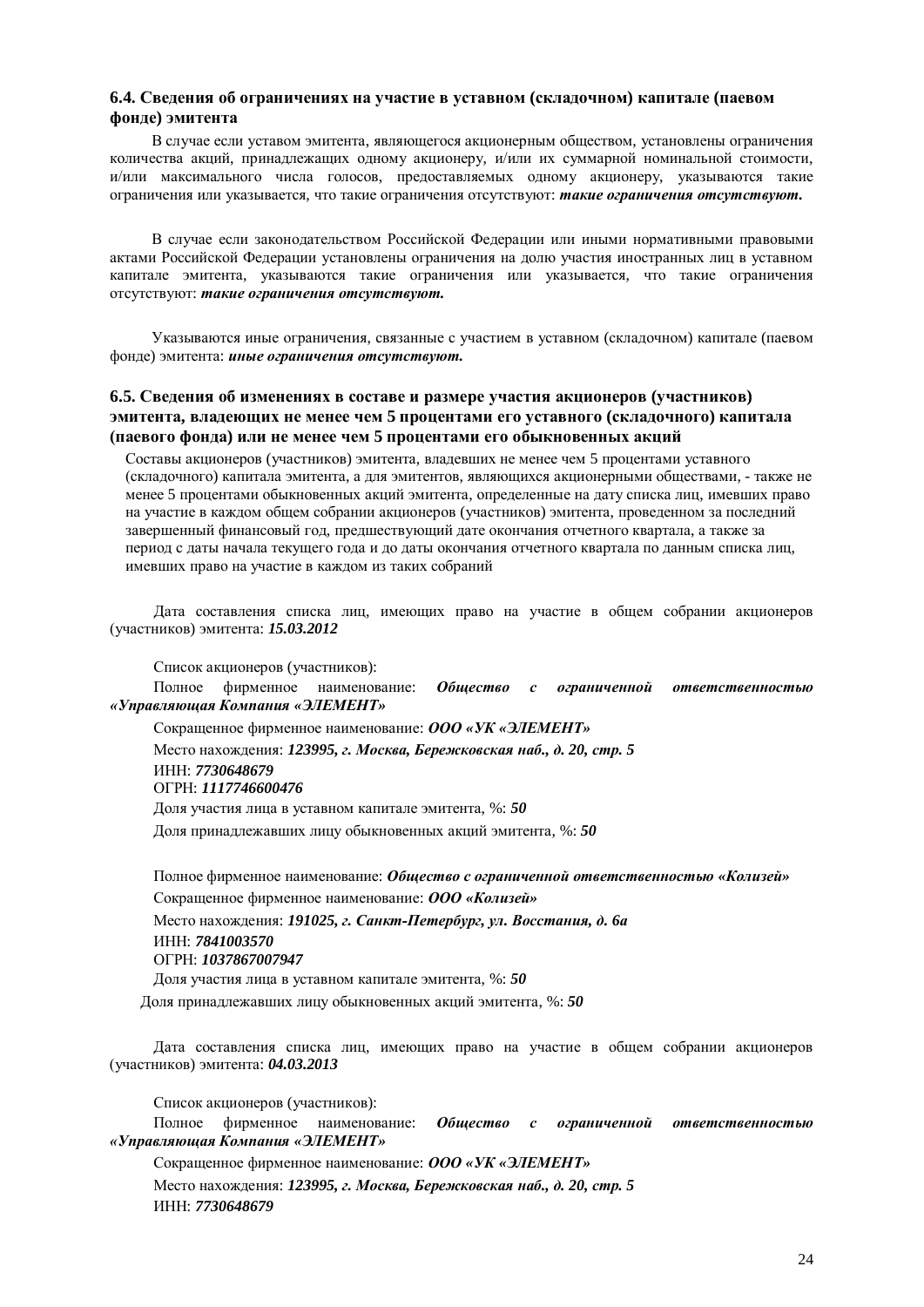## 6.4. Сведения об ограничениях на участие в уставном (складочном) капитале (паевом фонде) эмитента

В случае если уставом эмитента, являющегося акционерным обществом, установлены ограничения количества акций, принадлежащих одному акционеру, и/или их суммарной номинальной стоимости, и/или максимального числа голосов, предоставляемых одному акционеру, указываются такие ограничения или указывается, что такие ограничения отсутствуют: ***такие ограничения отсутствуют.***

В случае если законодательством Российской Федерации или иными нормативными правовыми актами Российской Федерации установлены ограничения на долю участия иностранных лиц в уставном капитале эмитента, указываются такие ограничения или указывается, что такие ограничения отсутствуют: ***такие ограничения отсутствуют.***

Указываются иные ограничения, связанные с участием в уставном (складочном) капитале (паевом фонде) эмитента: ***иные ограничения отсутствуют.***

## 6.5. Сведения об изменениях в составе и размере участия акционеров (участников) эмитента, владеющих не менее чем 5 процентами его уставного (складочного) капитала (паевого фонда) или не менее чем 5 процентами его обыкновенных акций

Составы акционеров (участников) эмитента, владевших не менее чем 5 процентами уставного (складочного) капитала эмитента, а для эмитентов, являющихся акционерными обществами, - также не менее 5 процентами обыкновенных акций эмитента, определенные на дату списка лиц, имевших право на участие в каждом общем собрании акционеров (участников) эмитента, проведенном за последний завершенный финансовый год, предшествующий дате окончания отчетного квартала, а также за период с даты начала текущего года и до даты окончания отчетного квартала по данным списка лиц, имевших право на участие в каждом из таких собраний

Дата составления списка лиц, имеющих право на участие в общем собрании акционеров (участников) эмитента: ***15.03.2012***

Список акционеров (участников):

Полное фирменное наименование: ***Общество с ограниченной ответственностью «Управляющая Компания «ЭЛЕМЕНТ»***

Сокращенное фирменное наименование: ***ООО «УК «ЭЛЕМЕНТ»***

Место нахождения: ***123995, г. Москва, Бережковская наб., д. 20, стр. 5***

ИНН: ***7730648679***

ОГРН: ***1117746600476***

Доля участия лица в уставном капитале эмитента, %: ***50***

Доля принадлежавших лицу обыкновенных акций эмитента, %: ***50***

Полное фирменное наименование: ***Общество с ограниченной ответственностью «Колизей»***

Сокращенное фирменное наименование: ***ООО «Колизей»***

Место нахождения: ***191025, г. Санкт-Петербург, ул. Восстания, д. 6а***

ИНН: ***7841003570***

ОГРН: ***1037867007947***

Доля участия лица в уставном капитале эмитента, %: ***50***

Доля принадлежавших лицу обыкновенных акций эмитента, %: ***50***

Дата составления списка лиц, имеющих право на участие в общем собрании акционеров (участников) эмитента: ***04.03.2013***

Список акционеров (участников):

Полное фирменное наименование: ***Общество с ограниченной ответственностью «Управляющая Компания «ЭЛЕМЕНТ»***

Сокращенное фирменное наименование: ***ООО «УК «ЭЛЕМЕНТ»***

Место нахождения: ***123995, г. Москва, Бережковская наб., д. 20, стр. 5***

ИНН: ***7730648679***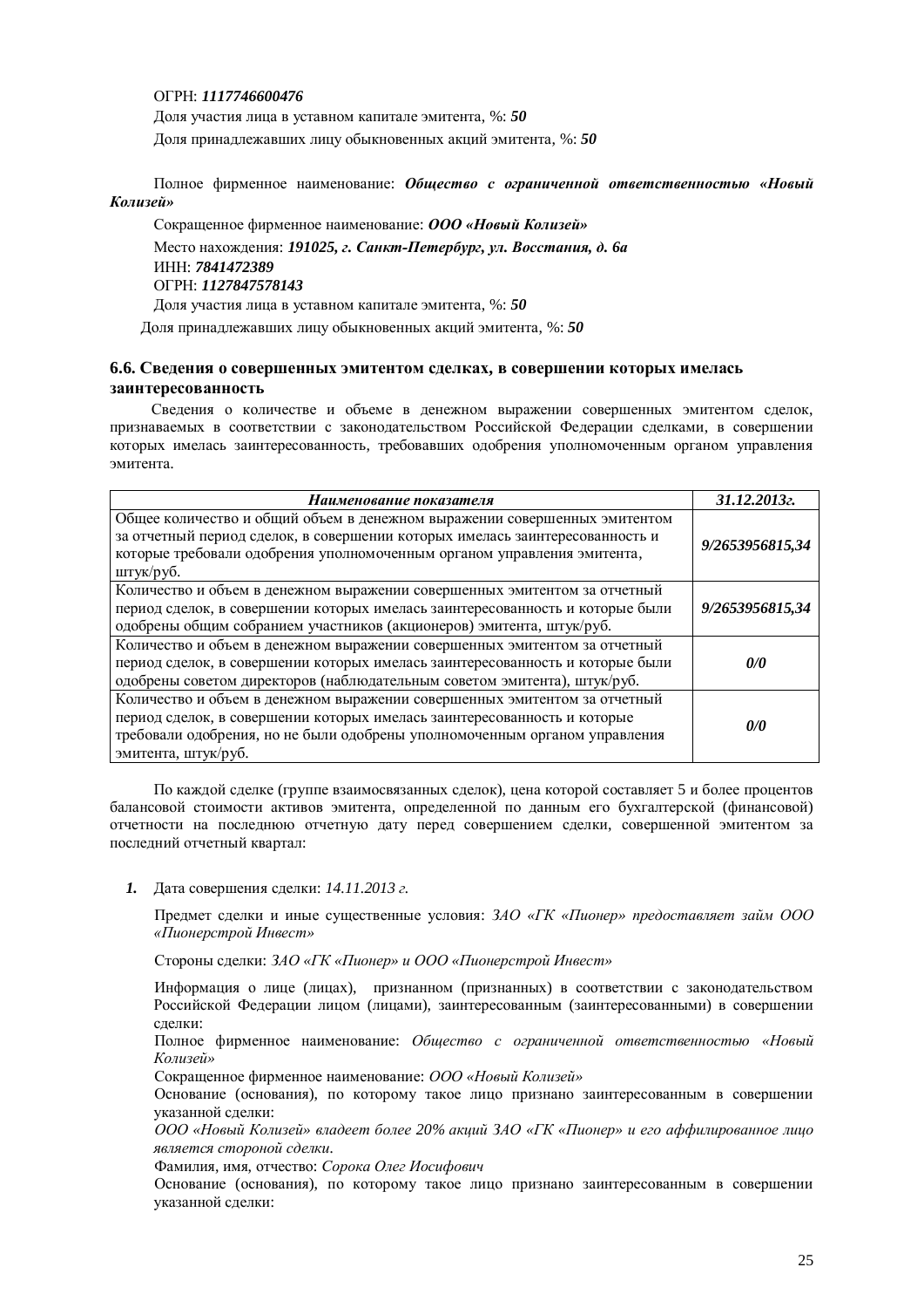ОГРН: ***1117746600476***

Доля участия лица в уставном капитале эмитента, %: ***50***

Доля принадлежавших лицу обыкновенных акций эмитента, %: ***50***

Полное фирменное наименование: ***Общество с ограниченной ответственностью «Новый Колизей»***

Сокращенное фирменное наименование: ***ООО «Новый Колизей»***

Место нахождения: ***191025, г. Санкт-Петербург, ул. Восстания, д. 6а***

ИНН: ***7841472389***

ОГРН: ***1127847578143***

Доля участия лица в уставном капитале эмитента, %: ***50***

Доля принадлежавших лицу обыкновенных акций эмитента, %: ***50***

### 6.6. Сведения о совершенных эмитентом сделках, в совершении которых имелась заинтересованность

Сведения о количестве и объеме в денежном выражении совершенных эмитентом сделок, признаваемых в соответствии с законодательством Российской Федерации сделками, в совершении которых имелась заинтересованность, требовавших одобрения уполномоченным органом управления эмитента.

| *Наименование показателя* | *31.12.2013г.* |
|---|---|
| Общее количество и общий объем в денежном выражении совершенных эмитентом за отчетный период сделок, в совершении которых имелась заинтересованность и которые требовали одобрения уполномоченным органом управления эмитента, штук/руб. | ***9/2653956815,34*** |
| Количество и объем в денежном выражении совершенных эмитентом за отчетный период сделок, в совершении которых имелась заинтересованность и которые были одобрены общим собранием участников (акционеров) эмитента, штук/руб. | ***9/2653956815,34*** |
| Количество и объем в денежном выражении совершенных эмитентом за отчетный период сделок, в совершении которых имелась заинтересованность и которые были одобрены советом директоров (наблюдательным советом эмитента), штук/руб. | ***0/0*** |
| Количество и объем в денежном выражении совершенных эмитентом за отчетный период сделок, в совершении которых имелась заинтересованность и которые требовали одобрения, но не были одобрены уполномоченным органом управления эмитента, штук/руб. | ***0/0*** |

По каждой сделке (группе взаимосвязанных сделок), цена которой составляет 5 и более процентов балансовой стоимости активов эмитента, определенной по данным его бухгалтерской (финансовой) отчетности на последнюю отчетную дату перед совершением сделки, совершенной эмитентом за последний отчетный квартал:

***1.*** Дата совершения сделки: *14.11.2013 г.*

Предмет сделки и иные существенные условия: *ЗАО «ГК «Пионер» предоставляет займ ООО «Пионерстрой Инвест»*

Стороны сделки: *ЗАО «ГК «Пионер» и ООО «Пионерстрой Инвест»*

Информация о лице (лицах), признанном (признанных) в соответствии с законодательством Российской Федерации лицом (лицами), заинтересованным (заинтересованными) в совершении сделки:

Полное фирменное наименование: *Общество с ограниченной ответственностью «Новый Колизей»*

Сокращенное фирменное наименование: *ООО «Новый Колизей»*

Основание (основания), по которому такое лицо признано заинтересованным в совершении указанной сделки:

*ООО «Новый Колизей» владеет более 20% акций ЗАО «ГК «Пионер» и его аффилированное лицо является стороной сделки.*

Фамилия, имя, отчество: *Сорока Олег Иосифович*

Основание (основания), по которому такое лицо признано заинтересованным в совершении указанной сделки: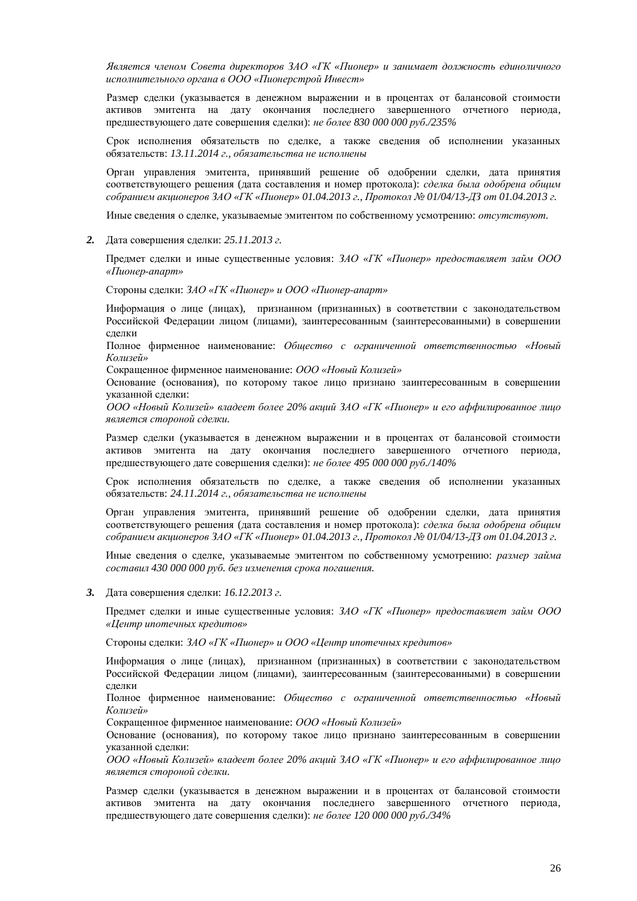*Является членом Совета директоров ЗАО «ГК «Пионер» и занимает должность единоличного исполнительного органа в ООО «Пионерстрой Инвест»*

Размер сделки (указывается в денежном выражении и в процентах от балансовой стоимости активов эмитента на дату окончания последнего завершенного отчетного периода, предшествующего дате совершения сделки): *не более 830 000 000 руб./235%*

Срок исполнения обязательств по сделке, а также сведения об исполнении указанных обязательств: *13.11.2014 г., обязательства не исполнены*

Орган управления эмитента, принявший решение об одобрении сделки, дата принятия соответствующего решения (дата составления и номер протокола): *сделка была одобрена общим собранием акционеров ЗАО «ГК «Пионер» 01.04.2013 г., Протокол № 01/04/13-ДЗ от 01.04.2013 г.*

Иные сведения о сделке, указываемые эмитентом по собственному усмотрению: *отсутствуют.*

***2.*** Дата совершения сделки: *25.11.2013 г.*

Предмет сделки и иные существенные условия: *ЗАО «ГК «Пионер» предоставляет займ ООО «Пионер-апарт»*

Стороны сделки: *ЗАО «ГК «Пионер» и ООО «Пионер-апарт»*

Информация о лице (лицах), признанном (признанных) в соответствии с законодательством Российской Федерации лицом (лицами), заинтересованным (заинтересованными) в совершении сделки

Полное фирменное наименование: *Общество с ограниченной ответственностью «Новый Колизей»*

Сокращенное фирменное наименование: *ООО «Новый Колизей»*

Основание (основания), по которому такое лицо признано заинтересованным в совершении указанной сделки:

*ООО «Новый Колизей» владеет более 20% акций ЗАО «ГК «Пионер» и его аффилированное лицо является стороной сделки.*

Размер сделки (указывается в денежном выражении и в процентах от балансовой стоимости активов эмитента на дату окончания последнего завершенного отчетного периода, предшествующего дате совершения сделки): *не более 495 000 000 руб./140%*

Срок исполнения обязательств по сделке, а также сведения об исполнении указанных обязательств: *24.11.2014 г., обязательства не исполнены*

Орган управления эмитента, принявший решение об одобрении сделки, дата принятия соответствующего решения (дата составления и номер протокола): *сделка была одобрена общим собранием акционеров ЗАО «ГК «Пионер» 01.04.2013 г., Протокол № 01/04/13-ДЗ от 01.04.2013 г.*

Иные сведения о сделке, указываемые эмитентом по собственному усмотрению: *размер займа составил 430 000 000 руб. без изменения срока погашения.*

***3.*** Дата совершения сделки: *16.12.2013 г.*

Предмет сделки и иные существенные условия: *ЗАО «ГК «Пионер» предоставляет займ ООО «Центр ипотечных кредитов»*

Стороны сделки: *ЗАО «ГК «Пионер» и ООО «Центр ипотечных кредитов»*

Информация о лице (лицах), признанном (признанных) в соответствии с законодательством Российской Федерации лицом (лицами), заинтересованным (заинтересованными) в совершении сделки

Полное фирменное наименование: *Общество с ограниченной ответственностью «Новый Колизей»*

Сокращенное фирменное наименование: *ООО «Новый Колизей»*

Основание (основания), по которому такое лицо признано заинтересованным в совершении указанной сделки:

*ООО «Новый Колизей» владеет более 20% акций ЗАО «ГК «Пионер» и его аффилированное лицо является стороной сделки.*

Размер сделки (указывается в денежном выражении и в процентах от балансовой стоимости активов эмитента на дату окончания последнего завершенного отчетного периода, предшествующего дате совершения сделки): *не более 120 000 000 руб./34%*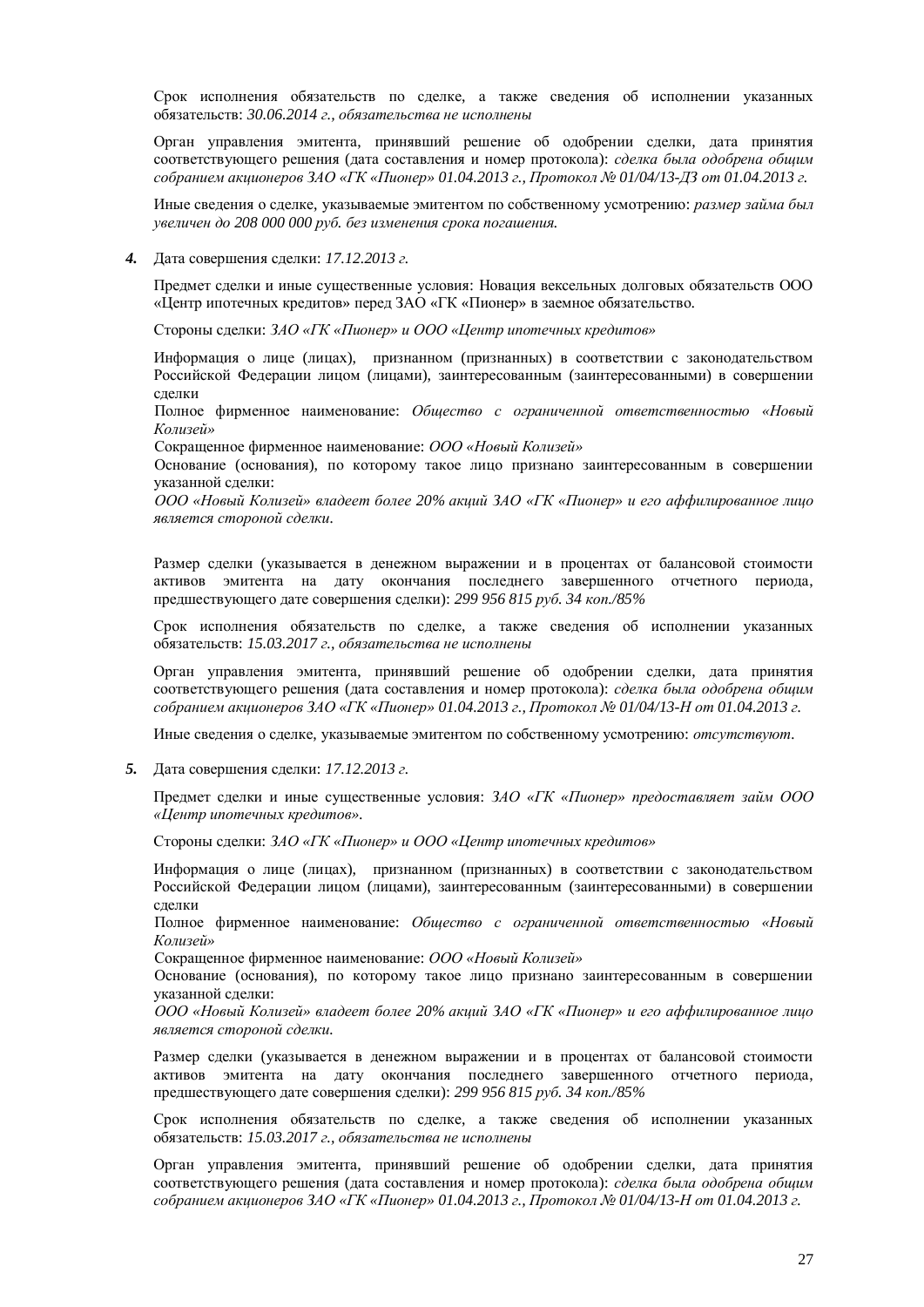Срок исполнения обязательств по сделке, а также сведения об исполнении указанных обязательств: *30.06.2014 г., обязательства не исполнены*

Орган управления эмитента, принявший решение об одобрении сделки, дата принятия соответствующего решения (дата составления и номер протокола): *сделка была одобрена общим собранием акционеров ЗАО «ГК «Пионер» 01.04.2013 г., Протокол № 01/04/13-ДЗ от 01.04.2013 г.*

Иные сведения о сделке, указываемые эмитентом по собственному усмотрению: *размер займа был увеличен до 208 000 000 руб. без изменения срока погашения.*

**4.** Дата совершения сделки: *17.12.2013 г.*

Предмет сделки и иные существенные условия: Новация вексельных долговых обязательств ООО «Центр ипотечных кредитов» перед ЗАО «ГК «Пионер» в заемное обязательство.

Стороны сделки: *ЗАО «ГК «Пионер» и ООО «Центр ипотечных кредитов»*

Информация о лице (лицах), признанном (признанных) в соответствии с законодательством Российской Федерации лицом (лицами), заинтересованным (заинтересованными) в совершении сделки

Полное фирменное наименование: *Общество с ограниченной ответственностью «Новый Колизей»*

Сокращенное фирменное наименование: *ООО «Новый Колизей»*

Основание (основания), по которому такое лицо признано заинтересованным в совершении указанной сделки:

*ООО «Новый Колизей» владеет более 20% акций ЗАО «ГК «Пионер» и его аффилированное лицо является стороной сделки.*

Размер сделки (указывается в денежном выражении и в процентах от балансовой стоимости активов эмитента на дату окончания последнего завершенного отчетного периода, предшествующего дате совершения сделки): *299 956 815 руб. 34 коп./85%*

Срок исполнения обязательств по сделке, а также сведения об исполнении указанных обязательств: *15.03.2017 г., обязательства не исполнены*

Орган управления эмитента, принявший решение об одобрении сделки, дата принятия соответствующего решения (дата составления и номер протокола): *сделка была одобрена общим собранием акционеров ЗАО «ГК «Пионер» 01.04.2013 г., Протокол № 01/04/13-Н от 01.04.2013 г.*

Иные сведения о сделке, указываемые эмитентом по собственному усмотрению: *отсутствуют*.

**5.** Дата совершения сделки: *17.12.2013 г.*

Предмет сделки и иные существенные условия: *ЗАО «ГК «Пионер» предоставляет займ ООО «Центр ипотечных кредитов».*

Стороны сделки: *ЗАО «ГК «Пионер» и ООО «Центр ипотечных кредитов»*

Информация о лице (лицах), признанном (признанных) в соответствии с законодательством Российской Федерации лицом (лицами), заинтересованным (заинтересованными) в совершении сделки

Полное фирменное наименование: *Общество с ограниченной ответственностью «Новый Колизей»*

Сокращенное фирменное наименование: *ООО «Новый Колизей»*

Основание (основания), по которому такое лицо признано заинтересованным в совершении указанной сделки:

*ООО «Новый Колизей» владеет более 20% акций ЗАО «ГК «Пионер» и его аффилированное лицо является стороной сделки.*

Размер сделки (указывается в денежном выражении и в процентах от балансовой стоимости активов эмитента на дату окончания последнего завершенного отчетного периода, предшествующего дате совершения сделки): *299 956 815 руб. 34 коп./85%*

Срок исполнения обязательств по сделке, а также сведения об исполнении указанных обязательств: *15.03.2017 г., обязательства не исполнены*

Орган управления эмитента, принявший решение об одобрении сделки, дата принятия соответствующего решения (дата составления и номер протокола): *сделка была одобрена общим собранием акционеров ЗАО «ГК «Пионер» 01.04.2013 г., Протокол № 01/04/13-Н от 01.04.2013 г.*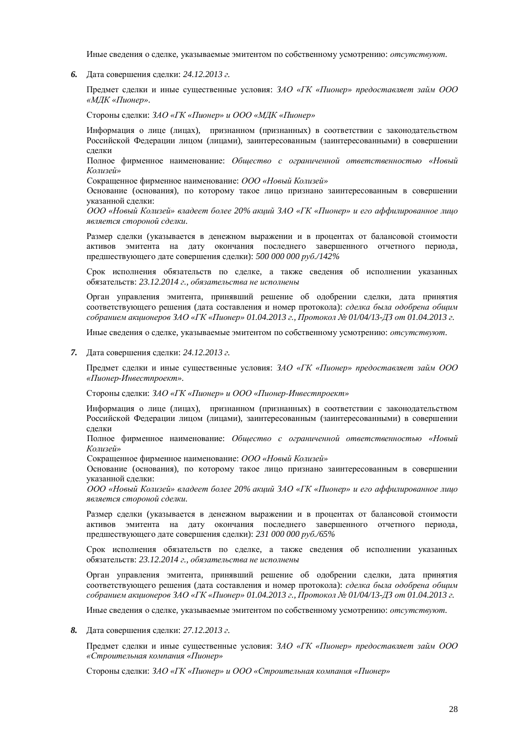Иные сведения о сделке, указываемые эмитентом по собственному усмотрению: *отсутствуют*.

***6.*** Дата совершения сделки: *24.12.2013 г.*

Предмет сделки и иные существенные условия: *ЗАО «ГК «Пионер» предоставляет займ ООО «МДК «Пионер»*.

Стороны сделки: *ЗАО «ГК «Пионер» и ООО «МДК «Пионер»*

Информация о лице (лицах), признанном (признанных) в соответствии с законодательством Российской Федерации лицом (лицами), заинтересованным (заинтересованными) в совершении сделки
Полное фирменное наименование: *Общество с ограниченной ответственностью «Новый Колизей»*
Сокращенное фирменное наименование: *ООО «Новый Колизей»*
Основание (основания), по которому такое лицо признано заинтересованным в совершении указанной сделки:
*ООО «Новый Колизей» владеет более 20% акций ЗАО «ГК «Пионер» и его аффилированное лицо является стороной сделки.*

Размер сделки (указывается в денежном выражении и в процентах от балансовой стоимости активов эмитента на дату окончания последнего завершенного отчетного периода, предшествующего дате совершения сделки): *500 000 000 руб./142%*

Срок исполнения обязательств по сделке, а также сведения об исполнении указанных обязательств: *23.12.2014 г., обязательства не исполнены*

Орган управления эмитента, принявший решение об одобрении сделки, дата принятия соответствующего решения (дата составления и номер протокола): *сделка была одобрена общим собранием акционеров ЗАО «ГК «Пионер» 01.04.2013 г., Протокол № 01/04/13-ДЗ от 01.04.2013 г.*

Иные сведения о сделке, указываемые эмитентом по собственному усмотрению: *отсутствуют*.

***7.*** Дата совершения сделки: *24.12.2013 г.*

Предмет сделки и иные существенные условия: *ЗАО «ГК «Пионер» предоставляет займ ООО «Пионер-Инвестпроект»*.

Стороны сделки: *ЗАО «ГК «Пионер» и ООО «Пионер-Инвестпроект»*

Информация о лице (лицах), признанном (признанных) в соответствии с законодательством Российской Федерации лицом (лицами), заинтересованным (заинтересованными) в совершении сделки
Полное фирменное наименование: *Общество с ограниченной ответственностью «Новый Колизей»*
Сокращенное фирменное наименование: *ООО «Новый Колизей»*
Основание (основания), по которому такое лицо признано заинтересованным в совершении указанной сделки:
*ООО «Новый Колизей» владеет более 20% акций ЗАО «ГК «Пионер» и его аффилированное лицо является стороной сделки.*

Размер сделки (указывается в денежном выражении и в процентах от балансовой стоимости активов эмитента на дату окончания последнего завершенного отчетного периода, предшествующего дате совершения сделки): *231 000 000 руб./65%*

Срок исполнения обязательств по сделке, а также сведения об исполнении указанных обязательств: *23.12.2014 г., обязательства не исполнены*

Орган управления эмитента, принявший решение об одобрении сделки, дата принятия соответствующего решения (дата составления и номер протокола): *сделка была одобрена общим собранием акционеров ЗАО «ГК «Пионер» 01.04.2013 г., Протокол № 01/04/13-ДЗ от 01.04.2013 г.*

Иные сведения о сделке, указываемые эмитентом по собственному усмотрению: *отсутствуют*.

***8.*** Дата совершения сделки: *27.12.2013 г.*

Предмет сделки и иные существенные условия: *ЗАО «ГК «Пионер» предоставляет займ ООО «Строительная компания «Пионер»*

Стороны сделки: *ЗАО «ГК «Пионер» и ООО «Строительная компания «Пионер»*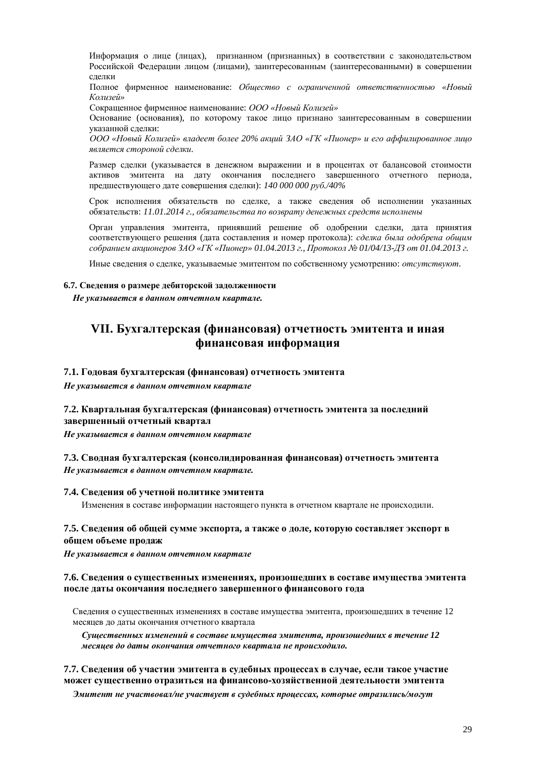Информация о лице (лицах), признанном (признанных) в соответствии с законодательством Российской Федерации лицом (лицами), заинтересованным (заинтересованными) в совершении сделки

Полное фирменное наименование: *Общество с ограниченной ответственностью «Новый Колизей»*

Сокращенное фирменное наименование: *ООО «Новый Колизей»*

Основание (основания), по которому такое лицо признано заинтересованным в совершении указанной сделки:

*ООО «Новый Колизей» владеет более 20% акций ЗАО «ГК «Пионер» и его аффилированное лицо является стороной сделки.*

Размер сделки (указывается в денежном выражении и в процентах от балансовой стоимости активов эмитента на дату окончания последнего завершенного отчетного периода, предшествующего дате совершения сделки): *140 000 000 руб./40%*

Срок исполнения обязательств по сделке, а также сведения об исполнении указанных обязательств: *11.01.2014 г., обязательства по возврату денежных средств исполнены*

Орган управления эмитента, принявший решение об одобрении сделки, дата принятия соответствующего решения (дата составления и номер протокола): *сделка была одобрена общим собранием акционеров ЗАО «ГК «Пионер» 01.04.2013 г., Протокол № 01/04/13-ДЗ от 01.04.2013 г.*

Иные сведения о сделке, указываемые эмитентом по собственному усмотрению: *отсутствуют*.

#### 6.7. Сведения о размере дебиторской задолженности

***Не указывается в данном отчетном квартале.***

## VII. Бухгалтерская (финансовая) отчетность эмитента и иная финансовая информация

#### 7.1. Годовая бухгалтерская (финансовая) отчетность эмитента

***Не указывается в данном отчетном квартале***

#### 7.2. Квартальная бухгалтерская (финансовая) отчетность эмитента за последний завершенный отчетный квартал

***Не указывается в данном отчетном квартале***

#### 7.3. Сводная бухгалтерская (консолидированная финансовая) отчетность эмитента

***Не указывается в данном отчетном квартале.***

#### 7.4. Сведения об учетной политике эмитента

Изменения в составе информации настоящего пункта в отчетном квартале не происходили.

#### 7.5. Сведения об общей сумме экспорта, а также о доле, которую составляет экспорт в общем объеме продаж

***Не указывается в данном отчетном квартале***

#### 7.6. Сведения о существенных изменениях, произошедших в составе имущества эмитента после даты окончания последнего завершенного финансового года

Сведения о существенных изменениях в составе имущества эмитента, произошедших в течение 12 месяцев до даты окончания отчетного квартала

***Существенных изменений в составе имущества эмитента, произошедших в течение 12 месяцев до даты окончания отчетного квартала не происходило.***

#### 7.7. Сведения об участии эмитента в судебных процессах в случае, если такое участие может существенно отразиться на финансово-хозяйственной деятельности эмитента

***Эмитент не участвовал/не участвует в судебных процессах, которые отразились/могут***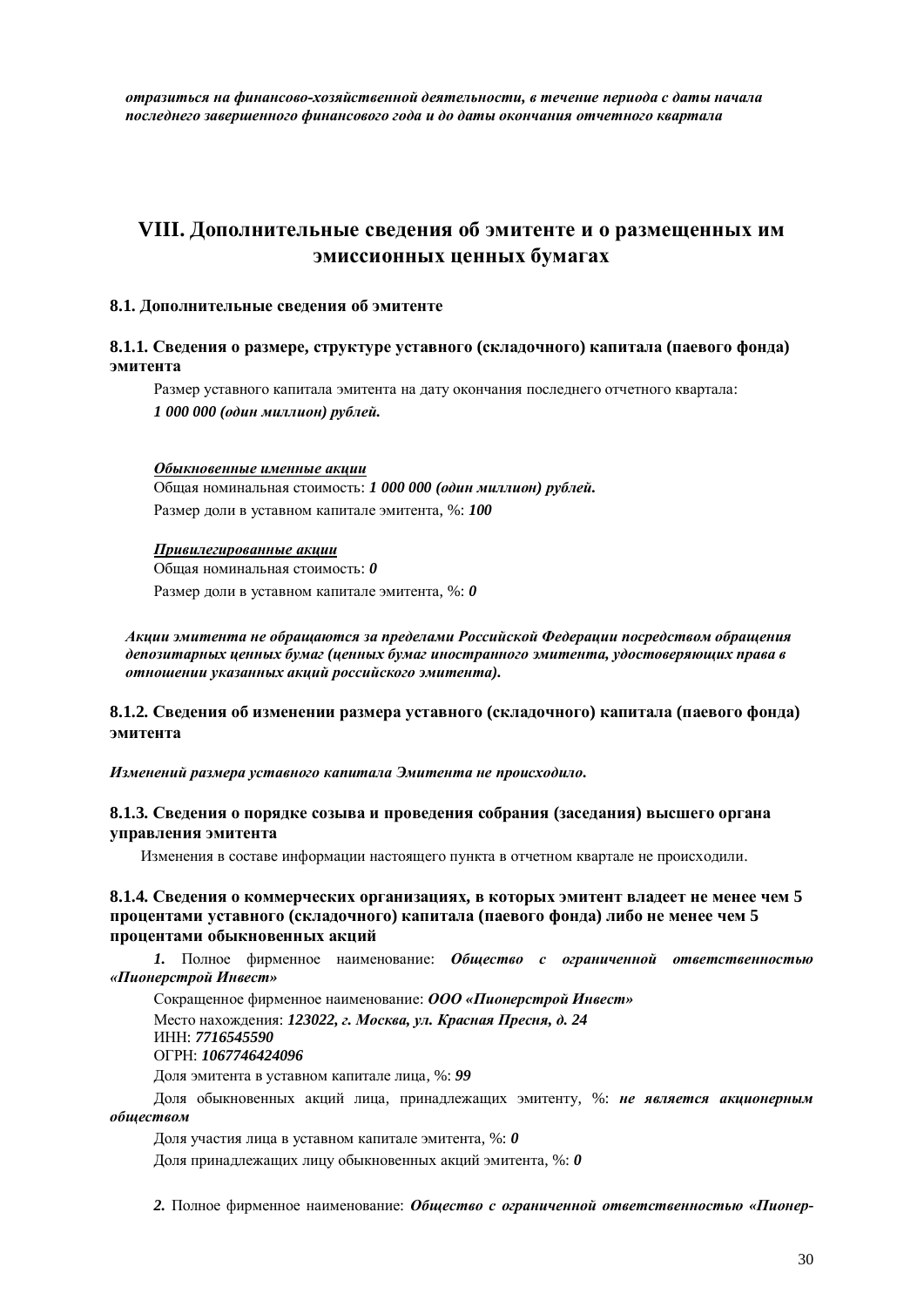***отразиться на финансово-хозяйственной деятельности, в течение периода с даты начала последнего завершенного финансового года и до даты окончания отчетного квартала***

# VIII. Дополнительные сведения об эмитенте и о размещенных им эмиссионных ценных бумагах

### 8.1. Дополнительные сведения об эмитенте

### 8.1.1. Сведения о размере, структуре уставного (складочного) капитала (паевого фонда) эмитента

Размер уставного капитала эмитента на дату окончания последнего отчетного квартала:

***1 000 000 (один миллион) рублей.***

***Обыкновенные именные акции***

Общая номинальная стоимость: ***1 000 000 (один миллион) рублей.***

Размер доли в уставном капитале эмитента, %: ***100***

***Привилегированные акции***

Общая номинальная стоимость: ***0***

Размер доли в уставном капитале эмитента, %: ***0***

***Акции эмитента не обращаются за пределами Российской Федерации посредством обращения депозитарных ценных бумаг (ценных бумаг иностранного эмитента, удостоверяющих права в отношении указанных акций российского эмитента).***

### 8.1.2. Сведения об изменении размера уставного (складочного) капитала (паевого фонда) эмитента

***Изменений размера уставного капитала Эмитента не происходило.***

### 8.1.3. Сведения о порядке созыва и проведения собрания (заседания) высшего органа управления эмитента

Изменения в составе информации настоящего пункта в отчетном квартале не происходили.

### 8.1.4. Сведения о коммерческих организациях, в которых эмитент владеет не менее чем 5 процентами уставного (складочного) капитала (паевого фонда) либо не менее чем 5 процентами обыкновенных акций

***1.*** Полное фирменное наименование: ***Общество с ограниченной ответственностью «Пионерстрой Инвест»***

Сокращенное фирменное наименование: ***ООО «Пионерстрой Инвест»***

Место нахождения: ***123022, г. Москва, ул. Красная Пресня, д. 24***

ИНН: ***7716545590***

ОГРН: ***1067746424096***

Доля эмитента в уставном капитале лица, %: ***99***

Доля обыкновенных акций лица, принадлежащих эмитенту, %: ***не является акционерным обществом***

Доля участия лица в уставном капитале эмитента, %: ***0***

Доля принадлежащих лицу обыкновенных акций эмитента, %: ***0***

***2.*** Полное фирменное наименование: ***Общество с ограниченной ответственностью «Пионер-***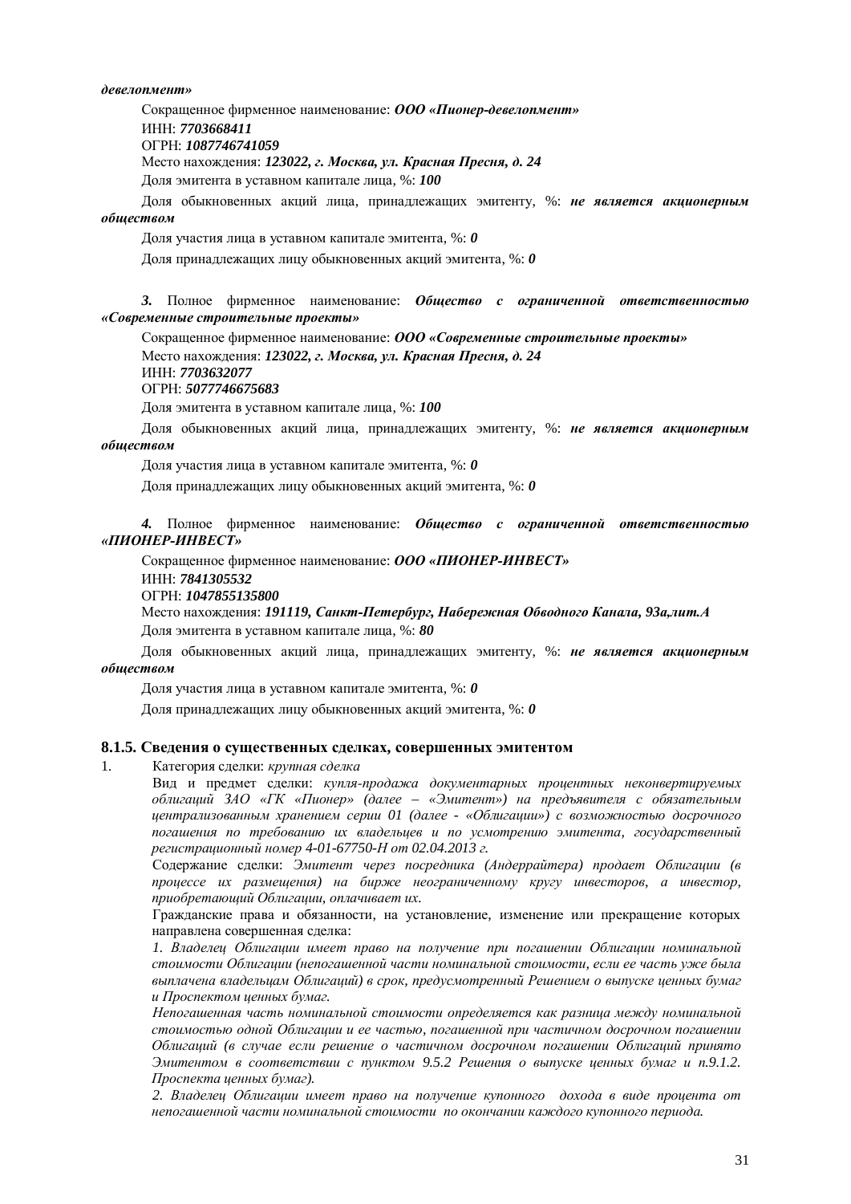***девелопмент»***

Сокращенное фирменное наименование: ***ООО «Пионер-девелопмент»***

ИНН: ***7703668411***

ОГРН: ***1087746741059***

Место нахождения: ***123022, г. Москва, ул. Красная Пресня, д. 24***

Доля эмитента в уставном капитале лица, %: ***100***

Доля обыкновенных акций лица, принадлежащих эмитенту, %: ***не является акционерным обществом***

Доля участия лица в уставном капитале эмитента, %: ***0***

Доля принадлежащих лицу обыкновенных акций эмитента, %: ***0***

***3.*** Полное фирменное наименование: ***Общество с ограниченной ответственностью «Современные строительные проекты»***

Сокращенное фирменное наименование: ***ООО «Современные строительные проекты»***

Место нахождения: ***123022, г. Москва, ул. Красная Пресня, д. 24***

ИНН: ***7703632077***

ОГРН: ***5077746675683***

Доля эмитента в уставном капитале лица, %: ***100***

Доля обыкновенных акций лица, принадлежащих эмитенту, %: ***не является акционерным обществом***

Доля участия лица в уставном капитале эмитента, %: ***0***

Доля принадлежащих лицу обыкновенных акций эмитента, %: ***0***

***4.*** Полное фирменное наименование: ***Общество с ограниченной ответственностью «ПИОНЕР-ИНВЕСТ»***

Сокращенное фирменное наименование: ***ООО «ПИОНЕР-ИНВЕСТ»***

ИНН: ***7841305532***

ОГРН: ***1047855135800***

Место нахождения: ***191119, Санкт-Петербург, Набережная Обводного Канала, 93а,лит.А***

Доля эмитента в уставном капитале лица, %: ***80***

Доля обыкновенных акций лица, принадлежащих эмитенту, %: ***не является акционерным обществом***

Доля участия лица в уставном капитале эмитента, %: ***0***

Доля принадлежащих лицу обыкновенных акций эмитента, %: ***0***

### 8.1.5. Сведения о существенных сделках, совершенных эмитентом

1. Категория сделки: *крупная сделка*

   Вид и предмет сделки: *купля-продажа документарных процентных неконвертируемых облигаций ЗАО «ГК «Пионер» (далее – «Эмитент») на предъявителя с обязательным централизованным хранением серии 01 (далее - «Облигации») с возможностью досрочного погашения по требованию их владельцев и по усмотрению эмитента, государственный регистрационный номер 4-01-67750-Н от 02.04.2013 г.*

   Содержание сделки: *Эмитент через посредника (Андеррайтера) продает Облигации (в процессе их размещения) на бирже неограниченному кругу инвесторов, а инвестор, приобретающий Облигации, оплачивает их.*

   Гражданские права и обязанности, на установление, изменение или прекращение которых направлена совершенная сделка:

   *1. Владелец Облигации имеет право на получение при погашении Облигации номинальной стоимости Облигации (непогашенной части номинальной стоимости, если ее часть уже была выплачена владельцам Облигаций) в срок, предусмотренный Решением о выпуске ценных бумаг и Проспектом ценных бумаг.*

   *Непогашенная часть номинальной стоимости определяется как разница между номинальной стоимостью одной Облигации и ее частью, погашенной при частичном досрочном погашении Облигаций (в случае если решение о частичном досрочном погашении Облигаций принято Эмитентом в соответствии с пунктом 9.5.2 Решения о выпуске ценных бумаг и п.9.1.2. Проспекта ценных бумаг).*

   *2. Владелец Облигации имеет право на получение купонного дохода в виде процента от непогашенной части номинальной стоимости по окончании каждого купонного периода.*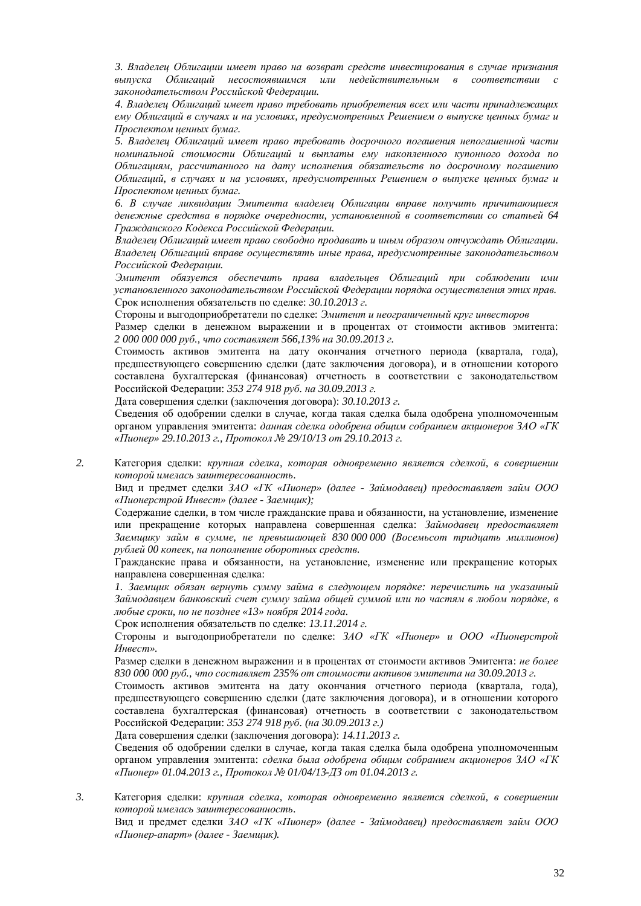*3. Владелец Облигации имеет право на возврат средств инвестирования в случае признания выпуска Облигаций несостоявшимся или недействительным в соответствии с законодательством Российской Федерации.*

*4. Владелец Облигаций имеет право требовать приобретения всех или части принадлежащих ему Облигаций в случаях и на условиях, предусмотренных Решением о выпуске ценных бумаг и Проспектом ценных бумаг.*

*5. Владелец Облигаций имеет право требовать досрочного погашения непогашенной части номинальной стоимости Облигаций и выплаты ему накопленного купонного дохода по Облигациям, рассчитанного на дату исполнения обязательств по досрочному погашению Облигаций, в случаях и на условиях, предусмотренных Решением о выпуске ценных бумаг и Проспектом ценных бумаг.*

*6. В случае ликвидации Эмитента владелец Облигации вправе получить причитающиеся денежные средства в порядке очередности, установленной в соответствии со статьей 64 Гражданского Кодекса Российской Федерации.*

*Владелец Облигаций имеет право свободно продавать и иным образом отчуждать Облигации. Владелец Облигаций вправе осуществлять иные права, предусмотренные законодательством Российской Федерации.*

*Эмитент обязуется обеспечить права владельцев Облигаций при соблюдении ими установленного законодательством Российской Федерации порядка осуществления этих прав.*

Срок исполнения обязательств по сделке: *30.10.2013 г.*

Стороны и выгодоприобретатели по сделке: *Эмитент и неограниченный круг инвесторов*

Размер сделки в денежном выражении и в процентах от стоимости активов эмитента: *2 000 000 000 руб., что составляет 566,13% на 30.09.2013 г.*

Стоимость активов эмитента на дату окончания отчетного периода (квартала, года), предшествующего совершению сделки (дате заключения договора), и в отношении которого составлена бухгалтерская (финансовая) отчетность в соответствии с законодательством Российской Федерации: *353 274 918 руб. на 30.09.2013 г.*

Дата совершения сделки (заключения договора): *30.10.2013 г.*

Сведения об одобрении сделки в случае, когда такая сделка была одобрена уполномоченным органом управления эмитента: *данная сделка одобрена общим собранием акционеров ЗАО «ГК «Пионер» 29.10.2013 г., Протокол № 29/10/13 от 29.10.2013 г.*

*2.* Категория сделки: *крупная сделка, которая одновременно является сделкой, в совершении которой имелась заинтересованность.*

Вид и предмет сделки *ЗАО «ГК «Пионер» (далее - Займодавец) предоставляет займ ООО «Пионерстрой Инвест» (далее - Заемщик);*

Содержание сделки, в том числе гражданские права и обязанности, на установление, изменение или прекращение которых направлена совершенная сделка: *Займодавец предоставляет Заемщику займ в сумме, не превышающей 830 000 000 (Восемьсот тридцать миллионов) рублей 00 копеек, на пополнение оборотных средств.*

Гражданские права и обязанности, на установление, изменение или прекращение которых направлена совершенная сделка:

*1. Заемщик обязан вернуть сумму займа в следующем порядке: перечислить на указанный Займодавцем банковский счет сумму займа общей суммой или по частям в любом порядке, в любые сроки, но не позднее «13» ноября 2014 года.*

Срок исполнения обязательств по сделке: *13.11.2014 г.*

Стороны и выгодоприобретатели по сделке: *ЗАО «ГК «Пионер» и ООО «Пионерстрой Инвест».*

Размер сделки в денежном выражении и в процентах от стоимости активов Эмитента: *не более 830 000 000 руб., что составляет 235% от стоимости активов эмитента на 30.09.2013 г.*

Стоимость активов эмитента на дату окончания отчетного периода (квартала, года), предшествующего совершению сделки (дате заключения договора), и в отношении которого составлена бухгалтерская (финансовая) отчетность в соответствии с законодательством Российской Федерации: *353 274 918 руб. (на 30.09.2013 г.)*

Дата совершения сделки (заключения договора): *14.11.2013 г.*

Сведения об одобрении сделки в случае, когда такая сделка была одобрена уполномоченным органом управления эмитента: *сделка была одобрена общим собранием акционеров ЗАО «ГК «Пионер» 01.04.2013 г., Протокол № 01/04/13-ДЗ от 01.04.2013 г.*

*3.* Категория сделки: *крупная сделка, которая одновременно является сделкой, в совершении которой имелась заинтересованность.*

Вид и предмет сделки *ЗАО «ГК «Пионер» (далее - Займодавец) предоставляет займ ООО «Пионер-апарт» (далее - Заемщик).*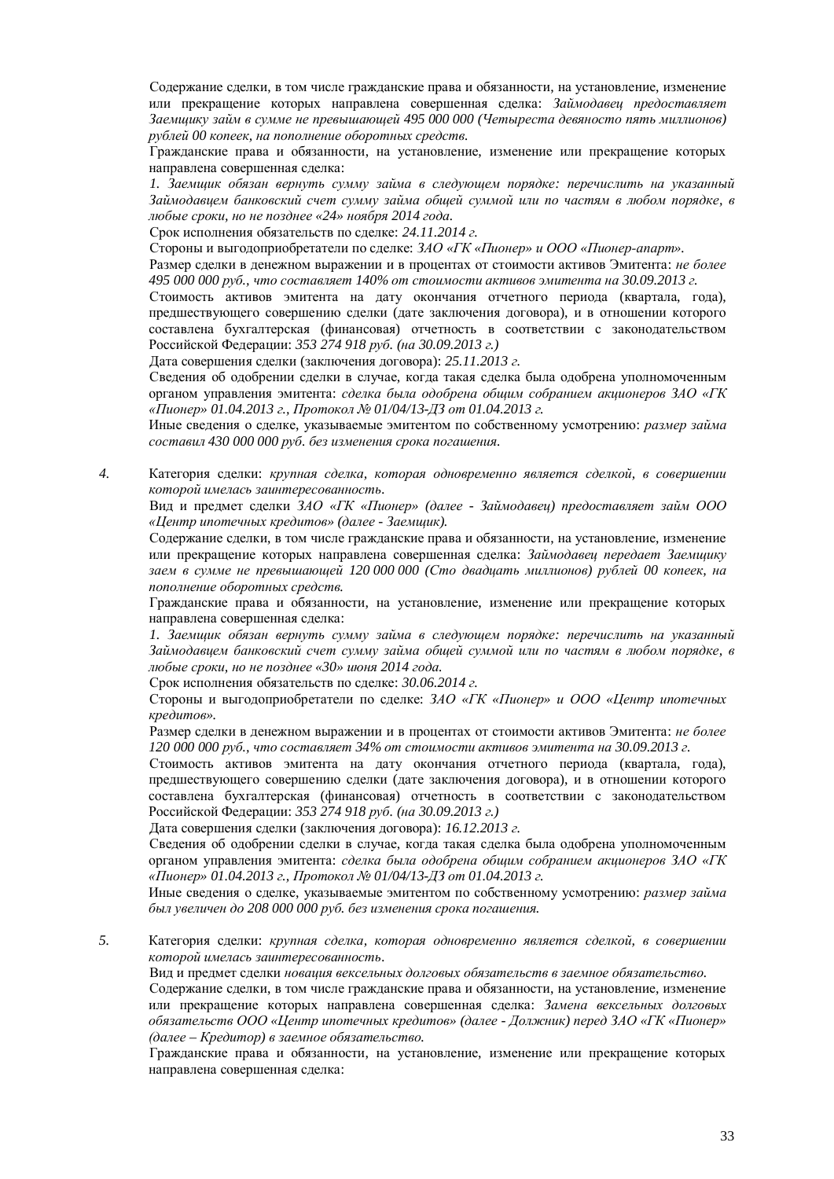Содержание сделки, в том числе гражданские права и обязанности, на установление, изменение или прекращение которых направлена совершенная сделка: *Займодавец предоставляет Заемщику займ в сумме не превышающей 495 000 000 (Четыреста девяносто пять миллионов) рублей 00 копеек, на пополнение оборотных средств.*

Гражданские права и обязанности, на установление, изменение или прекращение которых направлена совершенная сделка:

*1. Заемщик обязан вернуть сумму займа в следующем порядке: перечислить на указанный Займодавцем банковский счет сумму займа общей суммой или по частям в любом порядке, в любые сроки, но не позднее «24» ноября 2014 года.*

Срок исполнения обязательств по сделке: *24.11.2014 г.*

Стороны и выгодоприобретатели по сделке: *ЗАО «ГК «Пионер» и ООО «Пионер-апарт».*

Размер сделки в денежном выражении и в процентах от стоимости активов Эмитента: *не более 495 000 000 руб., что составляет 140% от стоимости активов эмитента на 30.09.2013 г.*

Стоимость активов эмитента на дату окончания отчетного периода (квартала, года), предшествующего совершению сделки (дате заключения договора), и в отношении которого составлена бухгалтерская (финансовая) отчетность в соответствии с законодательством Российской Федерации: *353 274 918 руб. (на 30.09.2013 г.)*

Дата совершения сделки (заключения договора): *25.11.2013 г.*

Сведения об одобрении сделки в случае, когда такая сделка была одобрена уполномоченным органом управления эмитента: *сделка была одобрена общим собранием акционеров ЗАО «ГК «Пионер» 01.04.2013 г., Протокол № 01/04/13-ДЗ от 01.04.2013 г.*

Иные сведения о сделке, указываемые эмитентом по собственному усмотрению: *размер займа составил 430 000 000 руб. без изменения срока погашения.*

4. Категория сделки: *крупная сделка, которая одновременно является сделкой, в совершении которой имелась заинтересованность.*

Вид и предмет сделки *ЗАО «ГК «Пионер» (далее - Займодавец) предоставляет займ ООО «Центр ипотечных кредитов» (далее - Заемщик).*

Содержание сделки, в том числе гражданские права и обязанности, на установление, изменение или прекращение которых направлена совершенная сделка: *Займодавец передает Заемщику заем в сумме не превышающей 120 000 000 (Сто двадцать миллионов) рублей 00 копеек, на пополнение оборотных средств.*

Гражданские права и обязанности, на установление, изменение или прекращение которых направлена совершенная сделка:

*1. Заемщик обязан вернуть сумму займа в следующем порядке: перечислить на указанный Займодавцем банковский счет сумму займа общей суммой или по частям в любом порядке, в любые сроки, но не позднее «30» июня 2014 года.*

Срок исполнения обязательств по сделке: *30.06.2014 г.*

Стороны и выгодоприобретатели по сделке: *ЗАО «ГК «Пионер» и ООО «Центр ипотечных кредитов».*

Размер сделки в денежном выражении и в процентах от стоимости активов Эмитента: *не более 120 000 000 руб., что составляет 34% от стоимости активов эмитента на 30.09.2013 г.*

Стоимость активов эмитента на дату окончания отчетного периода (квартала, года), предшествующего совершению сделки (дате заключения договора), и в отношении которого составлена бухгалтерская (финансовая) отчетность в соответствии с законодательством Российской Федерации: *353 274 918 руб. (на 30.09.2013 г.)*

Дата совершения сделки (заключения договора): *16.12.2013 г.*

Сведения об одобрении сделки в случае, когда такая сделка была одобрена уполномоченным органом управления эмитента: *сделка была одобрена общим собранием акционеров ЗАО «ГК «Пионер» 01.04.2013 г., Протокол № 01/04/13-ДЗ от 01.04.2013 г.*

Иные сведения о сделке, указываемые эмитентом по собственному усмотрению: *размер займа был увеличен до 208 000 000 руб. без изменения срока погашения.*

5. Категория сделки: *крупная сделка, которая одновременно является сделкой, в совершении которой имелась заинтересованность.*

Вид и предмет сделки *новация вексельных долговых обязательств в заемное обязательство.*

Содержание сделки, в том числе гражданские права и обязанности, на установление, изменение или прекращение которых направлена совершенная сделка: *Замена вексельных долговых обязательств ООО «Центр ипотечных кредитов» (далее - Должник) перед ЗАО «ГК «Пионер» (далее – Кредитор) в заемное обязательство.*

Гражданские права и обязанности, на установление, изменение или прекращение которых направлена совершенная сделка: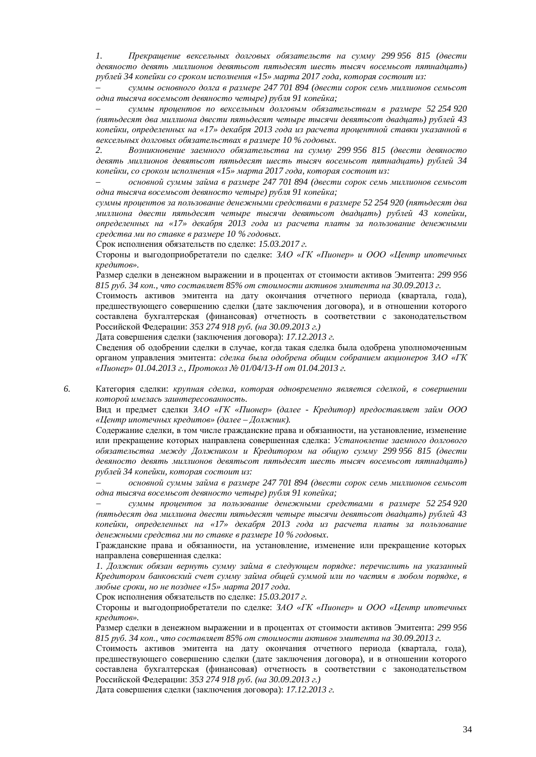*1. Прекращение вексельных долговых обязательств на сумму 299 956 815 (двести девяносто девять миллионов девятьсот пятьдесят шесть тысяч восемьсот пятнадцать) рублей 34 копейки со сроком исполнения «15» марта 2017 года, которая состоит из:*

*– суммы основного долга в размере 247 701 894 (двести сорок семь миллионов семьсот одна тысяча восемьсот девяносто четыре) рубля 91 копейка;*

*– суммы процентов по вексельным долговым обязательствам в размере 52 254 920 (пятьдесят два миллиона двести пятьдесят четыре тысячи девятьсот двадцать) рублей 43 копейки, определенных на «17» декабря 2013 года из расчета процентной ставки указанной в вексельных долговых обязательствах в размере 10 % годовых.*

*2. Возникновение заемного обязательства на сумму 299 956 815 (двести девяносто девять миллионов девятьсот пятьдесят шесть тысяч восемьсот пятнадцать) рублей 34 копейки, со сроком исполнения «15» марта 2017 года, которая состоит из:*

*– основной суммы займа в размере 247 701 894 (двести сорок семь миллионов семьсот одна тысяча восемьсот девяносто четыре) рубля 91 копейка;*

*суммы процентов за пользование денежными средствами в размере 52 254 920 (пятьдесят два миллиона двести пятьдесят четыре тысячи девятьсот двадцать) рублей 43 копейки, определенных на «17» декабря 2013 года из расчета платы за пользование денежными средства ми по ставке в размере 10 % годовых.*

Срок исполнения обязательств по сделке: *15.03.2017 г.*

Стороны и выгодоприобретатели по сделке: *ЗАО «ГК «Пионер» и ООО «Центр ипотечных кредитов».*

Размер сделки в денежном выражении и в процентах от стоимости активов Эмитента: *299 956 815 руб. 34 коп., что составляет 85% от стоимости активов эмитента на 30.09.2013 г.*

Стоимость активов эмитента на дату окончания отчетного периода (квартала, года), предшествующего совершению сделки (дате заключения договора), и в отношении которого составлена бухгалтерская (финансовая) отчетность в соответствии с законодательством Российской Федерации: *353 274 918 руб. (на 30.09.2013 г.)*

Дата совершения сделки (заключения договора): *17.12.2013 г.*

Сведения об одобрении сделки в случае, когда такая сделка была одобрена уполномоченным органом управления эмитента: *сделка была одобрена общим собранием акционеров ЗАО «ГК «Пионер» 01.04.2013 г., Протокол № 01/04/13-Н от 01.04.2013 г.*

*6.* Категория сделки: *крупная сделка, которая одновременно является сделкой, в совершении которой имелась заинтересованность.*

Вид и предмет сделки *ЗАО «ГК «Пионер» (далее - Кредитор) предоставляет займ ООО «Центр ипотечных кредитов» (далее – Должник).*

Содержание сделки, в том числе гражданские права и обязанности, на установление, изменение или прекращение которых направлена совершенная сделка: *Установление заемного долгового обязательства между Должником и Кредитором на общую сумму 299 956 815 (двести девяносто девять миллионов девятьсот пятьдесят шесть тысяч восемьсот пятнадцать) рублей 34 копейки, которая состоит из:*

*– основной суммы займа в размере 247 701 894 (двести сорок семь миллионов семьсот одна тысяча восемьсот девяносто четыре) рубля 91 копейка;*

*– суммы процентов за пользование денежными средствами в размере 52 254 920 (пятьдесят два миллиона двести пятьдесят четыре тысячи девятьсот двадцать) рублей 43 копейки, определенных на «17» декабря 2013 года из расчета платы за пользование денежными средства ми по ставке в размере 10 % годовых.*

Гражданские права и обязанности, на установление, изменение или прекращение которых направлена совершенная сделка:

*1. Должник обязан вернуть сумму займа в следующем порядке: перечислить на указанный Кредитором банковский счет сумму займа общей суммой или по частям в любом порядке, в любые сроки, но не позднее «15» марта 2017 года.*

Срок исполнения обязательств по сделке: *15.03.2017 г.*

Стороны и выгодоприобретатели по сделке: *ЗАО «ГК «Пионер» и ООО «Центр ипотечных кредитов».*

Размер сделки в денежном выражении и в процентах от стоимости активов Эмитента: *299 956 815 руб. 34 коп., что составляет 85% от стоимости активов эмитента на 30.09.2013 г.*

Стоимость активов эмитента на дату окончания отчетного периода (квартала, года), предшествующего совершению сделки (дате заключения договора), и в отношении которого составлена бухгалтерская (финансовая) отчетность в соответствии с законодательством Российской Федерации: *353 274 918 руб. (на 30.09.2013 г.)*

Дата совершения сделки (заключения договора): *17.12.2013 г.*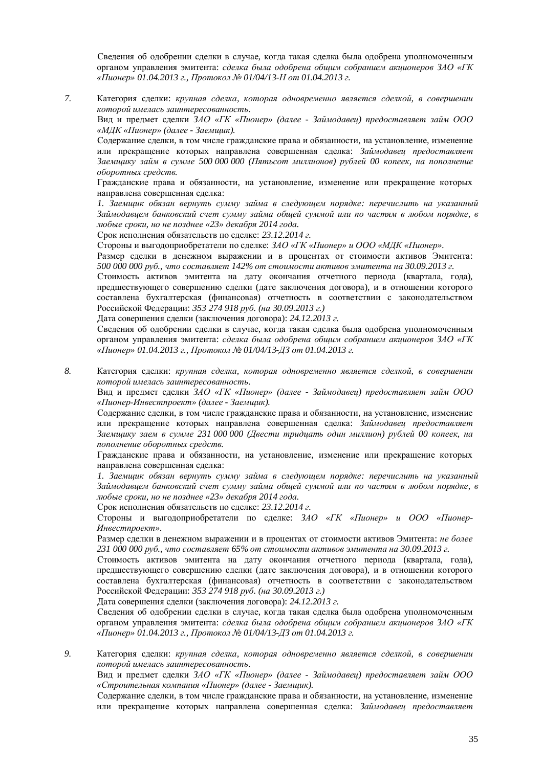Сведения об одобрении сделки в случае, когда такая сделка была одобрена уполномоченным органом управления эмитента: *сделка была одобрена общим собранием акционеров ЗАО «ГК «Пионер» 01.04.2013 г., Протокол № 01/04/13-Н от 01.04.2013 г.*

7. Категория сделки: *крупная сделка, которая одновременно является сделкой, в совершении которой имелась заинтересованность.*

   Вид и предмет сделки *ЗАО «ГК «Пионер» (далее - Займодавец) предоставляет займ ООО «МДК «Пионер» (далее - Заемщик).*

   Содержание сделки, в том числе гражданские права и обязанности, на установление, изменение или прекращение которых направлена совершенная сделка: *Займодавец предоставляет Заемщику займ в сумме 500 000 000 (Пятьсот миллионов) рублей 00 копеек, на пополнение оборотных средств.*

   Гражданские права и обязанности, на установление, изменение или прекращение которых направлена совершенная сделка:

   *1. Заемщик обязан вернуть сумму займа в следующем порядке: перечислить на указанный Займодавцем банковский счет сумму займа общей суммой или по частям в любом порядке, в любые сроки, но не позднее «23» декабря 2014 года.*

   Срок исполнения обязательств по сделке: *23.12.2014 г.*

   Стороны и выгодоприобретатели по сделке: *ЗАО «ГК «Пионер» и ООО «МДК «Пионер».*

   Размер сделки в денежном выражении и в процентах от стоимости активов Эмитента: *500 000 000 руб., что составляет 142% от стоимости активов эмитента на 30.09.2013 г.*

   Стоимость активов эмитента на дату окончания отчетного периода (квартала, года), предшествующего совершению сделки (дате заключения договора), и в отношении которого составлена бухгалтерская (финансовая) отчетность в соответствии с законодательством Российской Федерации: *353 274 918 руб. (на 30.09.2013 г.)*

   Дата совершения сделки (заключения договора): *24.12.2013 г.*

   Сведения об одобрении сделки в случае, когда такая сделка была одобрена уполномоченным органом управления эмитента: *сделка была одобрена общим собранием акционеров ЗАО «ГК «Пионер» 01.04.2013 г., Протокол № 01/04/13-ДЗ от 01.04.2013 г.*

8. Категория сделки: *крупная сделка, которая одновременно является сделкой, в совершении которой имелась заинтересованность.*

   Вид и предмет сделки *ЗАО «ГК «Пионер» (далее - Займодавец) предоставляет займ ООО «Пионер-Инвестпроект» (далее - Заемщик).*

   Содержание сделки, в том числе гражданские права и обязанности, на установление, изменение или прекращение которых направлена совершенная сделка: *Займодавец предоставляет Заемщику заем в сумме 231 000 000 (Двести тридцать один миллион) рублей 00 копеек, на пополнение оборотных средств.*

   Гражданские права и обязанности, на установление, изменение или прекращение которых направлена совершенная сделка:

   *1. Заемщик обязан вернуть сумму займа в следующем порядке: перечислить на указанный Займодавцем банковский счет сумму займа общей суммой или по частям в любом порядке, в любые сроки, но не позднее «23» декабря 2014 года.*

   Срок исполнения обязательств по сделке: *23.12.2014 г.*

   Стороны и выгодоприобретатели по сделке: *ЗАО «ГК «Пионер» и ООО «Пионер-Инвестпроект».*

   Размер сделки в денежном выражении и в процентах от стоимости активов Эмитента: *не более 231 000 000 руб., что составляет 65% от стоимости активов эмитента на 30.09.2013 г.*

   Стоимость активов эмитента на дату окончания отчетного периода (квартала, года), предшествующего совершению сделки (дате заключения договора), и в отношении которого составлена бухгалтерская (финансовая) отчетность в соответствии с законодательством Российской Федерации: *353 274 918 руб. (на 30.09.2013 г.)*

   Дата совершения сделки (заключения договора): *24.12.2013 г.*

   Сведения об одобрении сделки в случае, когда такая сделка была одобрена уполномоченным органом управления эмитента: *сделка была одобрена общим собранием акционеров ЗАО «ГК «Пионер» 01.04.2013 г., Протокол № 01/04/13-ДЗ от 01.04.2013 г.*

9. Категория сделки: *крупная сделка, которая одновременно является сделкой, в совершении которой имелась заинтересованность.*

   Вид и предмет сделки *ЗАО «ГК «Пионер» (далее - Займодавец) предоставляет займ ООО «Строительная компания «Пионер» (далее - Заемщик).*

   Содержание сделки, в том числе гражданские права и обязанности, на установление, изменение или прекращение которых направлена совершенная сделка: *Займодавец предоставляет*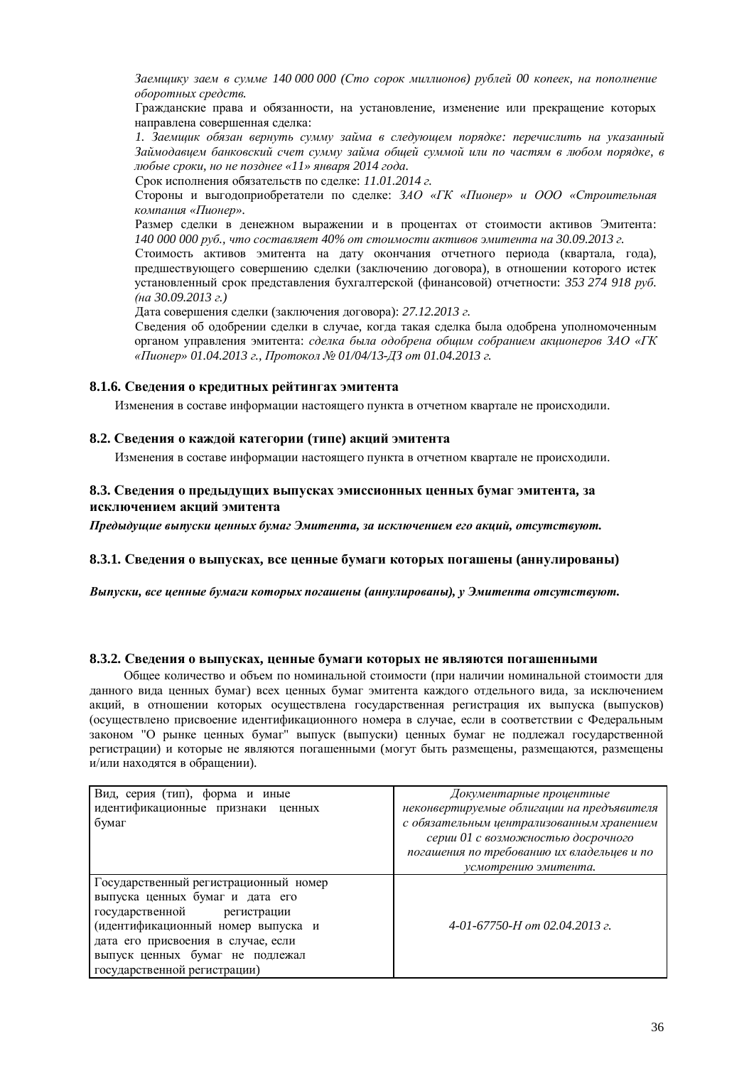*Заемщику заем в сумме 140 000 000 (Сто сорок миллионов) рублей 00 копеек, на пополнение оборотных средств.*

Гражданские права и обязанности, на установление, изменение или прекращение которых направлена совершенная сделка:

*1. Заемщик обязан вернуть сумму займа в следующем порядке: перечислить на указанный Займодавцем банковский счет сумму займа общей суммой или по частям в любом порядке, в любые сроки, но не позднее «11» января 2014 года.*

Срок исполнения обязательств по сделке: *11.01.2014 г.*

Стороны и выгодоприобретатели по сделке: *ЗАО «ГК «Пионер» и ООО «Строительная компания «Пионер».*

Размер сделки в денежном выражении и в процентах от стоимости активов Эмитента: *140 000 000 руб., что составляет 40% от стоимости активов эмитента на 30.09.2013 г.*

Стоимость активов эмитента на дату окончания отчетного периода (квартала, года), предшествующего совершению сделки (заключению договора), в отношении которого истек установленный срок представления бухгалтерской (финансовой) отчетности: *353 274 918 руб. (на 30.09.2013 г.)*

Дата совершения сделки (заключения договора): *27.12.2013 г.*

Сведения об одобрении сделки в случае, когда такая сделка была одобрена уполномоченным органом управления эмитента: *сделка была одобрена общим собранием акционеров ЗАО «ГК «Пионер» 01.04.2013 г., Протокол № 01/04/13-ДЗ от 01.04.2013 г.*

### 8.1.6. Сведения о кредитных рейтингах эмитента

Изменения в составе информации настоящего пункта в отчетном квартале не происходили.

## 8.2. Сведения о каждой категории (типе) акций эмитента

Изменения в составе информации настоящего пункта в отчетном квартале не происходили.

## 8.3. Сведения о предыдущих выпусках эмиссионных ценных бумаг эмитента, за исключением акций эмитента

***Предыдущие выпуски ценных бумаг Эмитента, за исключением его акций, отсутствуют.***

### 8.3.1. Сведения о выпусках, все ценные бумаги которых погашены (аннулированы)

***Выпуски, все ценные бумаги которых погашены (аннулированы), у Эмитента отсутствуют.***

### 8.3.2. Сведения о выпусках, ценные бумаги которых не являются погашенными

Общее количество и объем по номинальной стоимости (при наличии номинальной стоимости для данного вида ценных бумаг) всех ценных бумаг эмитента каждого отдельного вида, за исключением акций, в отношении которых осуществлена государственная регистрация их выпуска (выпусков) (осуществлено присвоение идентификационного номера в случае, если в соответствии с Федеральным законом "О рынке ценных бумаг" выпуск (выпуски) ценных бумаг не подлежал государственной регистрации) и которые не являются погашенными (могут быть размещены, размещаются, размещены и/или находятся в обращении).

| | |
|---|---|
| Вид, серия (тип), форма и иные идентификационные признаки ценных бумаг | *Документарные процентные неконвертируемые облигации на предъявителя с обязательным централизованным хранением серии 01 с возможностью досрочного погашения по требованию их владельцев и по усмотрению эмитента.* |
| Государственный регистрационный номер выпуска ценных бумаг и дата его государственной регистрации (идентификационный номер выпуска и дата его присвоения в случае, если выпуск ценных бумаг не подлежал государственной регистрации) | *4-01-67750-Н от 02.04.2013 г.* |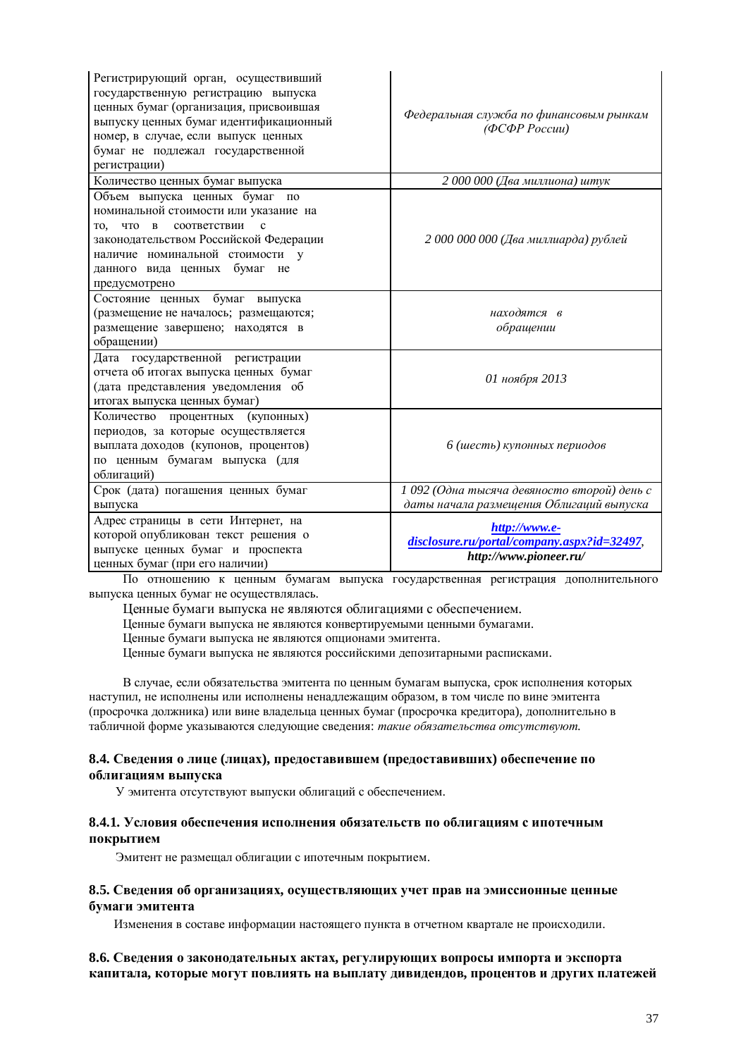| Регистрирующий орган, осуществивший государственную регистрацию выпуска ценных бумаг (организация, присвоившая выпуску ценных бумаг идентификационный номер, в случае, если выпуск ценных бумаг не подлежал государственной регистрации) | *Федеральная служба по финансовым рынкам (ФСФР России)* |
|---|---|
| Количество ценных бумаг выпуска | *2 000 000 (Два миллиона) штук* |
| Объем выпуска ценных бумаг по номинальной стоимости или указание на то, что в соответствии с законодательством Российской Федерации наличие номинальной стоимости у данного вида ценных бумаг не предусмотрено | *2 000 000 000 (Два миллиарда) рублей* |
| Состояние ценных бумаг выпуска (размещение не началось; размещаются; размещение завершено; находятся в обращении) | *находятся в обращении* |
| Дата государственной регистрации отчета об итогах выпуска ценных бумаг (дата представления уведомления об итогах выпуска ценных бумаг) | *01 ноября 2013* |
| Количество процентных (купонных) периодов, за которые осуществляется выплата доходов (купонов, процентов) по ценным бумагам выпуска (для облигаций) | *6 (шесть) купонных периодов* |
| Срок (дата) погашения ценных бумаг выпуска | *1 092 (Одна тысяча девяносто второй) день с даты начала размещения Облигаций выпуска* |
| Адрес страницы в сети Интернет, на которой опубликован текст решения о выпуске ценных бумаг и проспекта ценных бумаг (при его наличии) | ***http://www.e-disclosure.ru/portal/company.aspx?id=32497**, **http://www.pioneer.ru/*** |

По отношению к ценным бумагам выпуска государственная регистрация дополнительного выпуска ценных бумаг не осуществлялась.

Ценные бумаги выпуска не являются облигациями с обеспечением.

Ценные бумаги выпуска не являются конвертируемыми ценными бумагами.

Ценные бумаги выпуска не являются опционами эмитента.

Ценные бумаги выпуска не являются российскими депозитарными расписками.

В случае, если обязательства эмитента по ценным бумагам выпуска, срок исполнения которых наступил, не исполнены или исполнены ненадлежащим образом, в том числе по вине эмитента (просрочка должника) или вине владельца ценных бумаг (просрочка кредитора), дополнительно в табличной форме указываются следующие сведения: *такие обязательства отсутствуют.*

### 8.4. Сведения о лице (лицах), предоставившем (предоставивших) обеспечение по облигациям выпуска

У эмитента отсутствуют выпуски облигаций с обеспечением.

### 8.4.1. Условия обеспечения исполнения обязательств по облигациям с ипотечным покрытием

Эмитент не размещал облигации с ипотечным покрытием.

### 8.5. Сведения об организациях, осуществляющих учет прав на эмиссионные ценные бумаги эмитента

Изменения в составе информации настоящего пункта в отчетном квартале не происходили.

### 8.6. Сведения о законодательных актах, регулирующих вопросы импорта и экспорта капитала, которые могут повлиять на выплату дивидендов, процентов и других платежей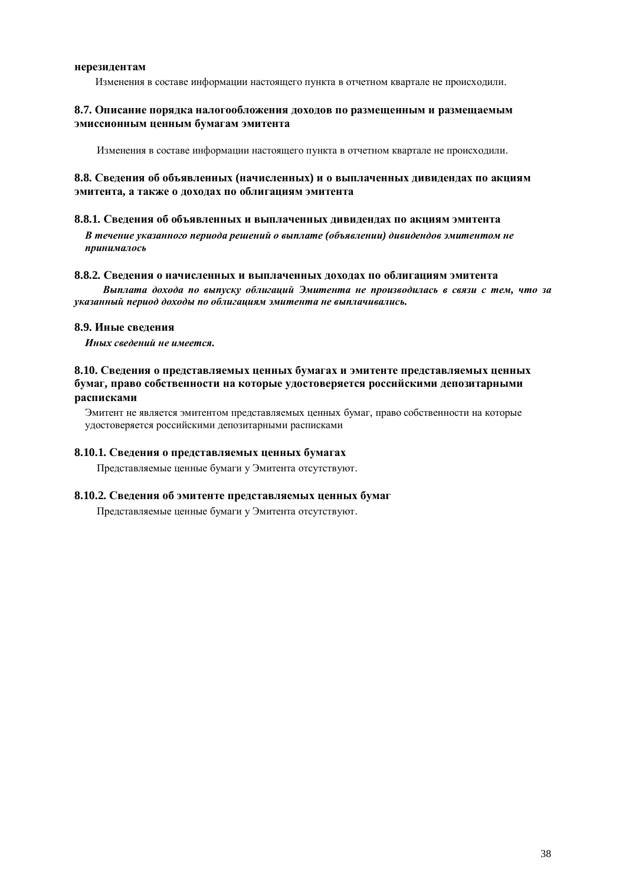**нерезидентам**

Изменения в составе информации настоящего пункта в отчетном квартале не происходили.

### 8.7. Описание порядка налогообложения доходов по размещенным и размещаемым эмиссионным ценным бумагам эмитента

Изменения в составе информации настоящего пункта в отчетном квартале не происходили.

### 8.8. Сведения об объявленных (начисленных) и о выплаченных дивидендах по акциям эмитента, а также о доходах по облигациям эмитента

#### 8.8.1. Сведения об объявленных и выплаченных дивидендах по акциям эмитента

***В течение указанного периода решений о выплате (объявлении) дивидендов эмитентом не принималось***

#### 8.8.2. Сведения о начисленных и выплаченных доходах по облигациям эмитента

***Выплата дохода по выпуску облигаций Эмитента не производилась в связи с тем, что за указанный период доходы по облигациям эмитента не выплачивались.***

### 8.9. Иные сведения

***Иных сведений не имеется.***

### 8.10. Сведения о представляемых ценных бумагах и эмитенте представляемых ценных бумаг, право собственности на которые удостоверяется российскими депозитарными расписками

Эмитент не является эмитентом представляемых ценных бумаг, право собственности на которые удостоверяется российскими депозитарными расписками

#### 8.10.1. Сведения о представляемых ценных бумагах

Представляемые ценные бумаги у Эмитента отсутствуют.

#### 8.10.2. Сведения об эмитенте представляемых ценных бумаг

Представляемые ценные бумаги у Эмитента отсутствуют.